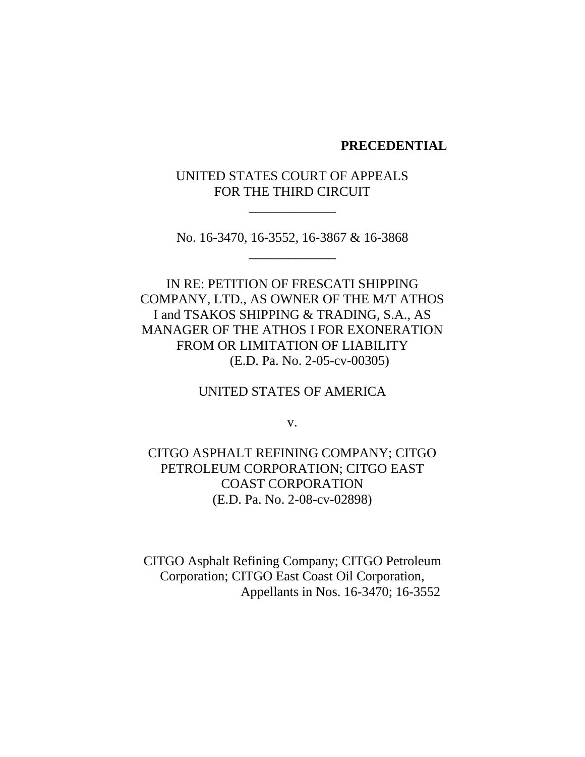**PRECEDENTIAL**

UNITED STATES COURT OF APPEALS
FOR THE THIRD CIRCUIT

\_\_\_\_\_\_\_\_\_\_\_\_\_

No. 16-3470, 16-3552, 16-3867 & 16-3868

\_\_\_\_\_\_\_\_\_\_\_\_\_

IN RE: PETITION OF FRESCATI SHIPPING COMPANY, LTD., AS OWNER OF THE M/T ATHOS I and TSAKOS SHIPPING & TRADING, S.A., AS MANAGER OF THE ATHOS I FOR EXONERATION FROM OR LIMITATION OF LIABILITY
(E.D. Pa. No. 2-05-cv-00305)

UNITED STATES OF AMERICA

v.

CITGO ASPHALT REFINING COMPANY; CITGO PETROLEUM CORPORATION; CITGO EAST COAST CORPORATION
(E.D. Pa. No. 2-08-cv-02898)

CITGO Asphalt Refining Company; CITGO Petroleum Corporation; CITGO East Coast Oil Corporation,
Appellants in Nos. 16-3470; 16-3552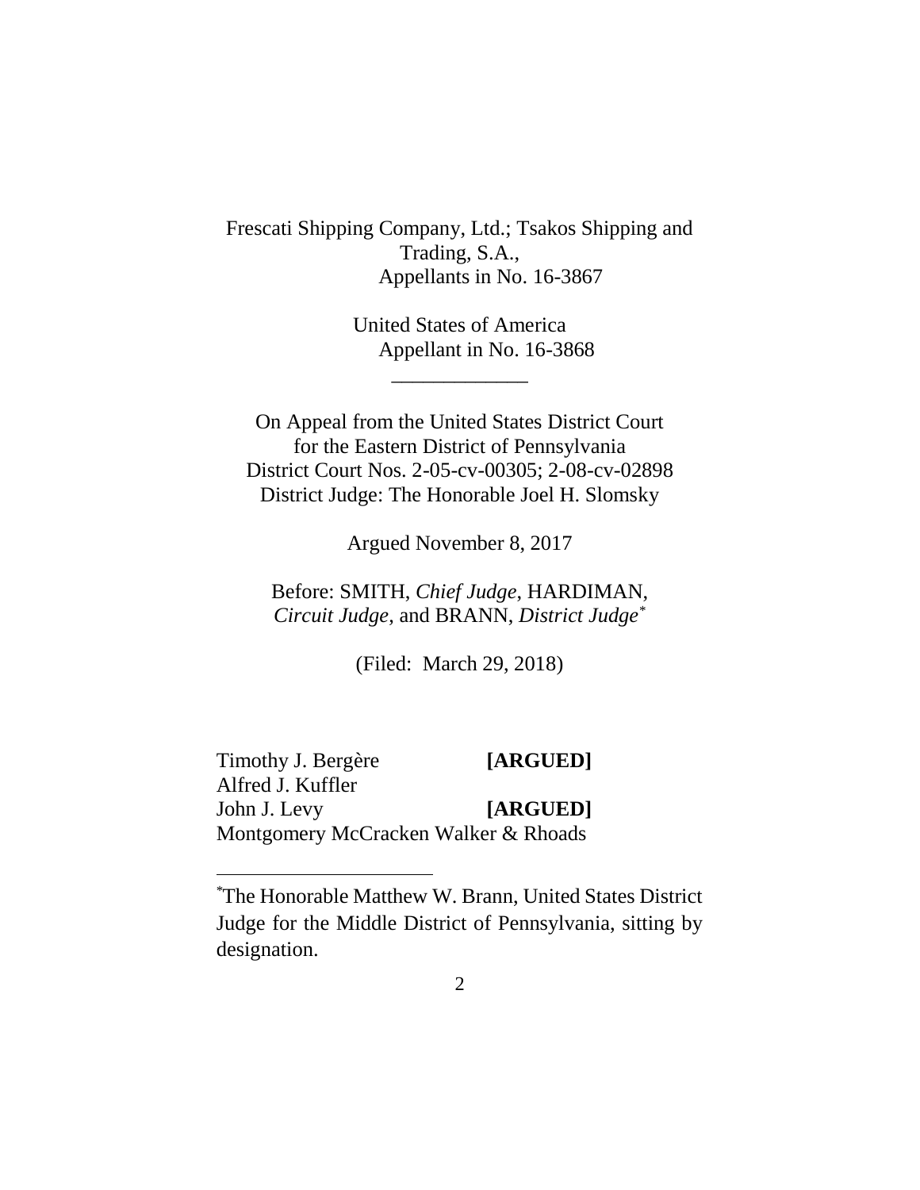Frescati Shipping Company, Ltd.; Tsakos Shipping and Trading, S.A.,
Appellants in No. 16-3867

United States of America
Appellant in No. 16-3868

\_\_\_\_\_\_\_\_\_\_\_\_\_

On Appeal from the United States District Court for the Eastern District of Pennsylvania
District Court Nos. 2-05-cv-00305; 2-08-cv-02898
District Judge: The Honorable Joel H. Slomsky

Argued November 8, 2017

Before: SMITH, *Chief Judge*, HARDIMAN, *Circuit Judge*, and BRANN, *District Judge*[*]

(Filed: March 29, 2018)

Timothy J. Bergère **[ARGUED]**
Alfred J. Kuffler
John J. Levy **[ARGUED]**
Montgomery McCracken Walker & Rhoads

---

[*] The Honorable Matthew W. Brann, United States District Judge for the Middle District of Pennsylvania, sitting by designation.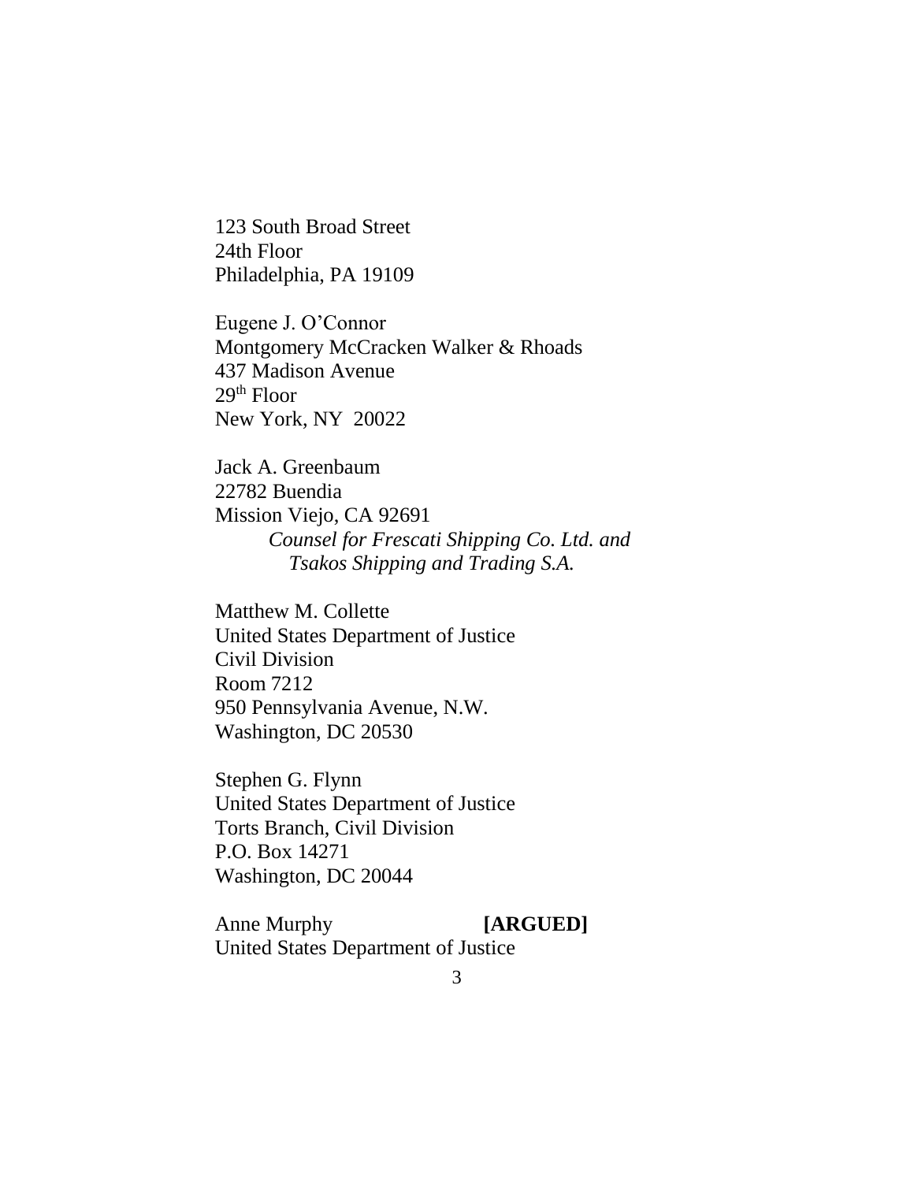123 South Broad Street
24th Floor
Philadelphia, PA 19109

Eugene J. O'Connor
Montgomery McCracken Walker & Rhoads
437 Madison Avenue
29th Floor
New York, NY 20022

Jack A. Greenbaum
22782 Buendia
Mission Viejo, CA 92691
*Counsel for Frescati Shipping Co. Ltd. and Tsakos Shipping and Trading S.A.*

Matthew M. Collette
United States Department of Justice
Civil Division
Room 7212
950 Pennsylvania Avenue, N.W.
Washington, DC 20530

Stephen G. Flynn
United States Department of Justice
Torts Branch, Civil Division
P.O. Box 14271
Washington, DC 20044

Anne Murphy **[ARGUED]**
United States Department of Justice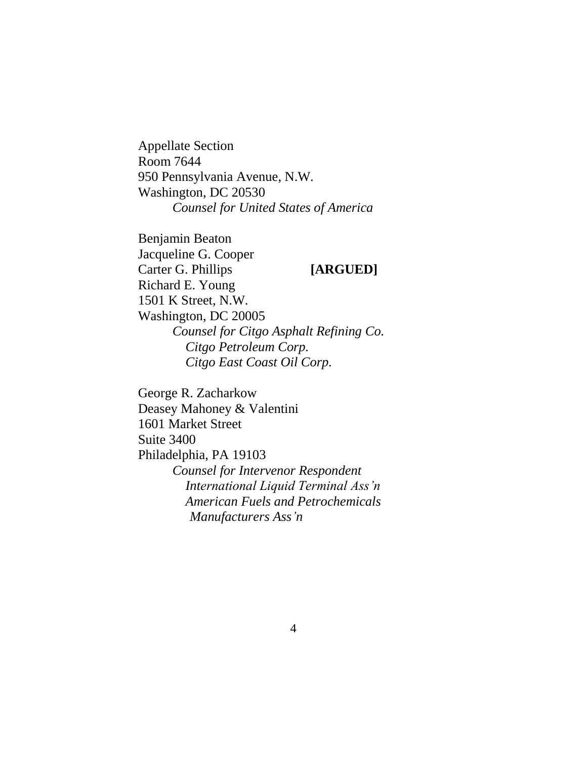Appellate Section
Room 7644
950 Pennsylvania Avenue, N.W.
Washington, DC 20530
*Counsel for United States of America*

Benjamin Beaton
Jacqueline G. Cooper
Carter G. Phillips **[ARGUED]**
Richard E. Young
1501 K Street, N.W.
Washington, DC 20005
*Counsel for Citgo Asphalt Refining Co.*
*Citgo Petroleum Corp.*
*Citgo East Coast Oil Corp.*

George R. Zacharkow
Deasey Mahoney & Valentini
1601 Market Street
Suite 3400
Philadelphia, PA 19103
*Counsel for Intervenor Respondent*
*International Liquid Terminal Ass'n*
*American Fuels and Petrochemicals Manufacturers Ass'n*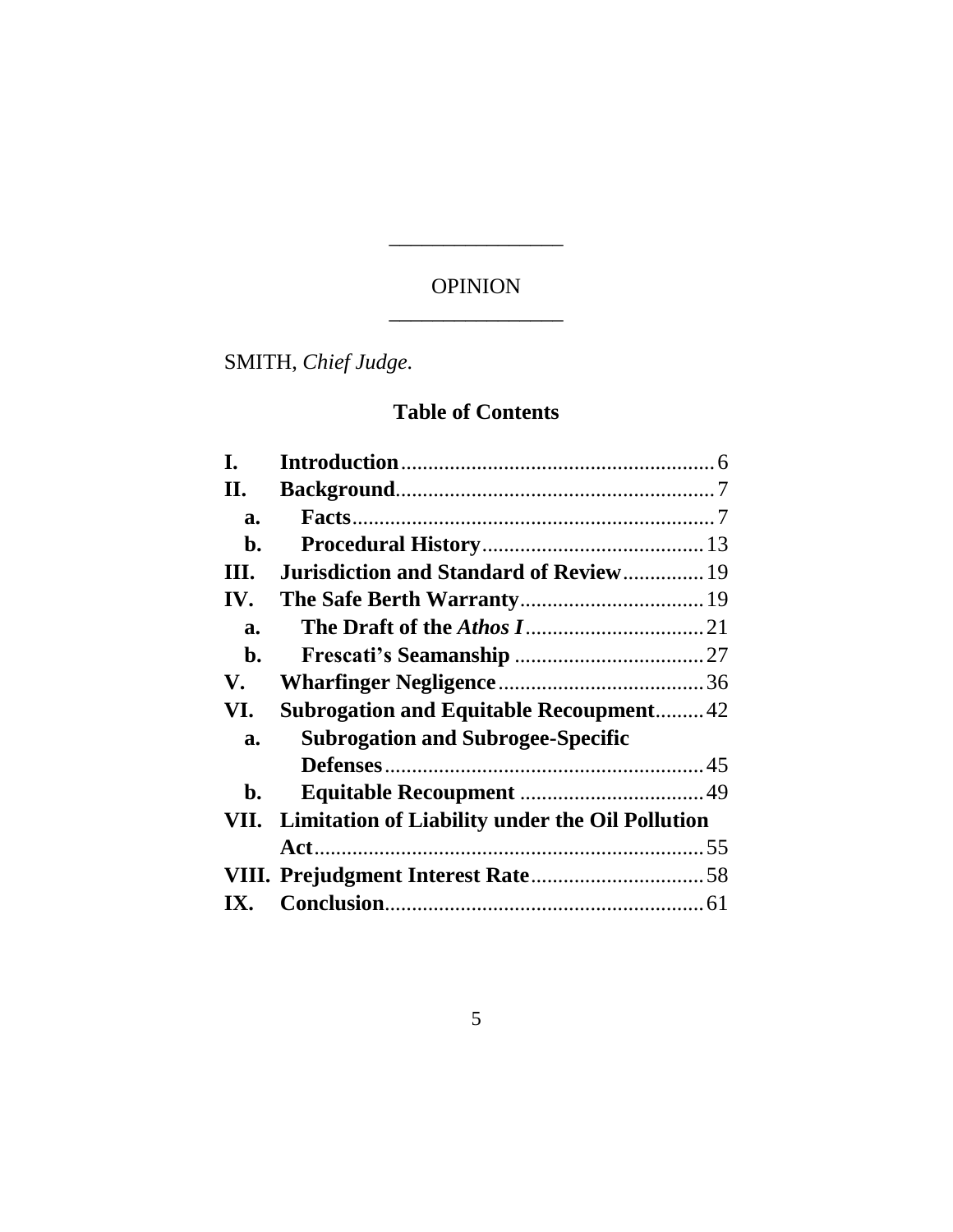---

OPINION

---

SMITH, *Chief Judge*.

## Table of Contents

| | | |
|---|---|---|
| **I.** | **Introduction** | 6 |
| **II.** | **Background** | 7 |
| **a.** | **Facts** | 7 |
| **b.** | **Procedural History** | 13 |
| **III.** | **Jurisdiction and Standard of Review** | 19 |
| **IV.** | **The Safe Berth Warranty** | 19 |
| **a.** | **The Draft of the *Athos I*** | 21 |
| **b.** | **Frescati's Seamanship** | 27 |
| **V.** | **Wharfinger Negligence** | 36 |
| **VI.** | **Subrogation and Equitable Recoupment** | 42 |
| **a.** | **Subrogation and Subrogee-Specific Defenses** | 45 |
| **b.** | **Equitable Recoupment** | 49 |
| **VII.** | **Limitation of Liability under the Oil Pollution Act** | 55 |
| **VIII.** | **Prejudgment Interest Rate** | 58 |
| **IX.** | **Conclusion** | 61 |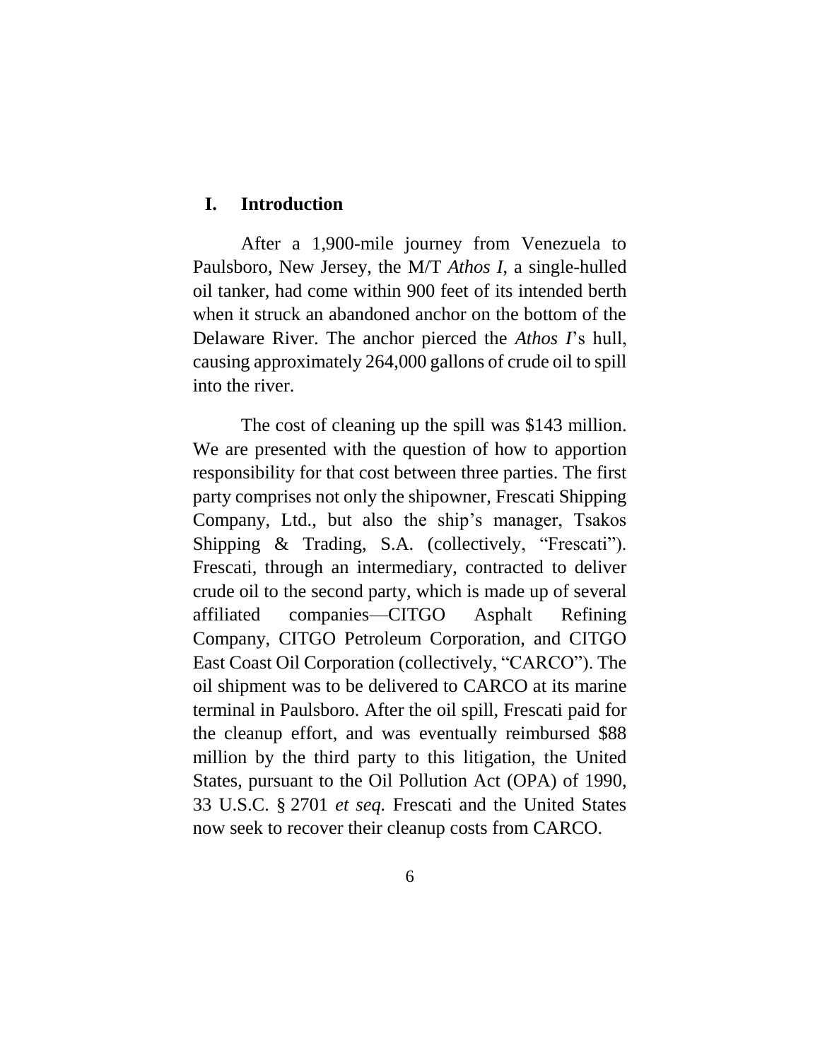## I. Introduction

After a 1,900-mile journey from Venezuela to Paulsboro, New Jersey, the M/T *Athos I*, a single-hulled oil tanker, had come within 900 feet of its intended berth when it struck an abandoned anchor on the bottom of the Delaware River. The anchor pierced the *Athos I*'s hull, causing approximately 264,000 gallons of crude oil to spill into the river.

The cost of cleaning up the spill was $143 million. We are presented with the question of how to apportion responsibility for that cost between three parties. The first party comprises not only the shipowner, Frescati Shipping Company, Ltd., but also the ship's manager, Tsakos Shipping & Trading, S.A. (collectively, "Frescati"). Frescati, through an intermediary, contracted to deliver crude oil to the second party, which is made up of several affiliated companies—CITGO Asphalt Refining Company, CITGO Petroleum Corporation, and CITGO East Coast Oil Corporation (collectively, "CARCO"). The oil shipment was to be delivered to CARCO at its marine terminal in Paulsboro. After the oil spill, Frescati paid for the cleanup effort, and was eventually reimbursed $88 million by the third party to this litigation, the United States, pursuant to the Oil Pollution Act (OPA) of 1990, 33 U.S.C. § 2701 *et seq.* Frescati and the United States now seek to recover their cleanup costs from CARCO.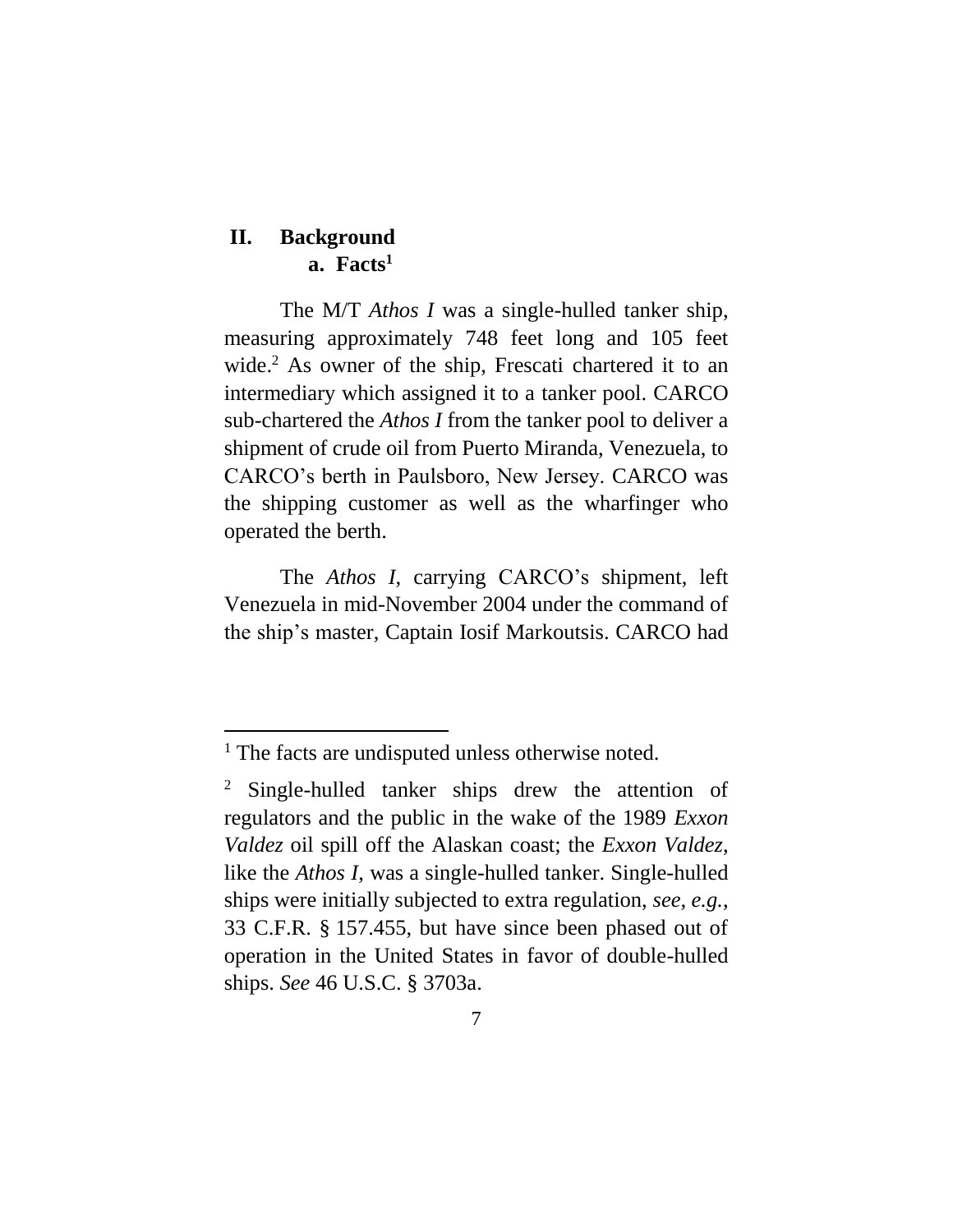## II. Background

### a. Facts[1]

The M/T *Athos I* was a single-hulled tanker ship, measuring approximately 748 feet long and 105 feet wide.[2] As owner of the ship, Frescati chartered it to an intermediary which assigned it to a tanker pool. CARCO sub-chartered the *Athos I* from the tanker pool to deliver a shipment of crude oil from Puerto Miranda, Venezuela, to CARCO's berth in Paulsboro, New Jersey. CARCO was the shipping customer as well as the wharfinger who operated the berth.

The *Athos I*, carrying CARCO's shipment, left Venezuela in mid-November 2004 under the command of the ship's master, Captain Iosif Markoutsis. CARCO had

---

[1] The facts are undisputed unless otherwise noted.

[2] Single-hulled tanker ships drew the attention of regulators and the public in the wake of the 1989 *Exxon Valdez* oil spill off the Alaskan coast; the *Exxon Valdez*, like the *Athos I*, was a single-hulled tanker. Single-hulled ships were initially subjected to extra regulation, *see, e.g.*, 33 C.F.R. § 157.455, but have since been phased out of operation in the United States in favor of double-hulled ships. *See* 46 U.S.C. § 3703a.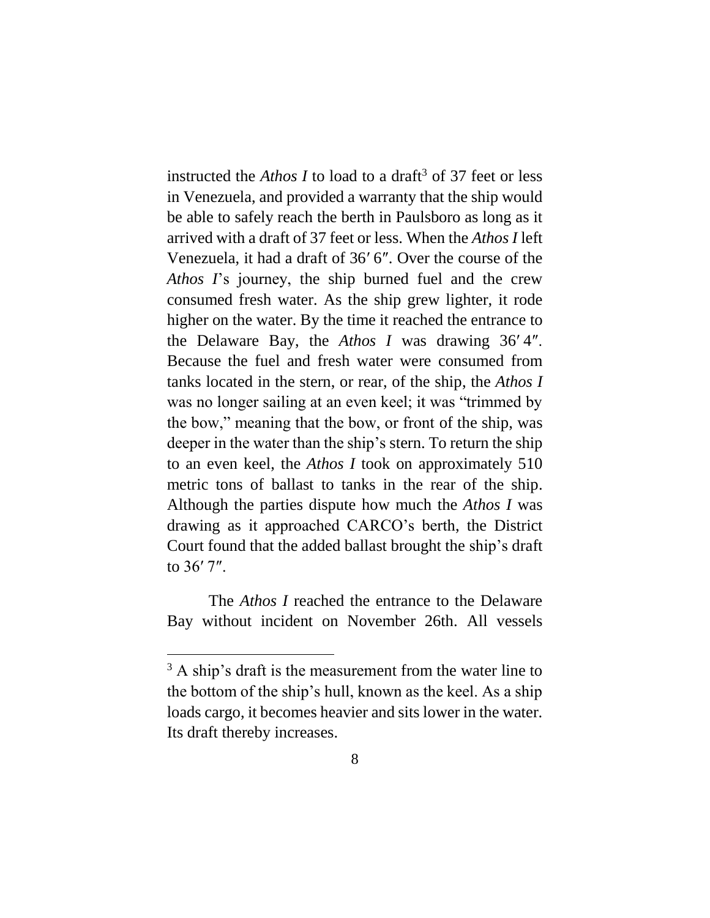instructed the *Athos I* to load to a draft[3] of 37 feet or less in Venezuela, and provided a warranty that the ship would be able to safely reach the berth in Paulsboro as long as it arrived with a draft of 37 feet or less. When the *Athos I* left Venezuela, it had a draft of 36′ 6″. Over the course of the *Athos I*'s journey, the ship burned fuel and the crew consumed fresh water. As the ship grew lighter, it rode higher on the water. By the time it reached the entrance to the Delaware Bay, the *Athos I* was drawing 36′ 4″. Because the fuel and fresh water were consumed from tanks located in the stern, or rear, of the ship, the *Athos I* was no longer sailing at an even keel; it was "trimmed by the bow," meaning that the bow, or front of the ship, was deeper in the water than the ship's stern. To return the ship to an even keel, the *Athos I* took on approximately 510 metric tons of ballast to tanks in the rear of the ship. Although the parties dispute how much the *Athos I* was drawing as it approached CARCO's berth, the District Court found that the added ballast brought the ship's draft to 36′ 7″.

The *Athos I* reached the entrance to the Delaware Bay without incident on November 26th. All vessels

---

[3] A ship's draft is the measurement from the water line to the bottom of the ship's hull, known as the keel. As a ship loads cargo, it becomes heavier and sits lower in the water. Its draft thereby increases.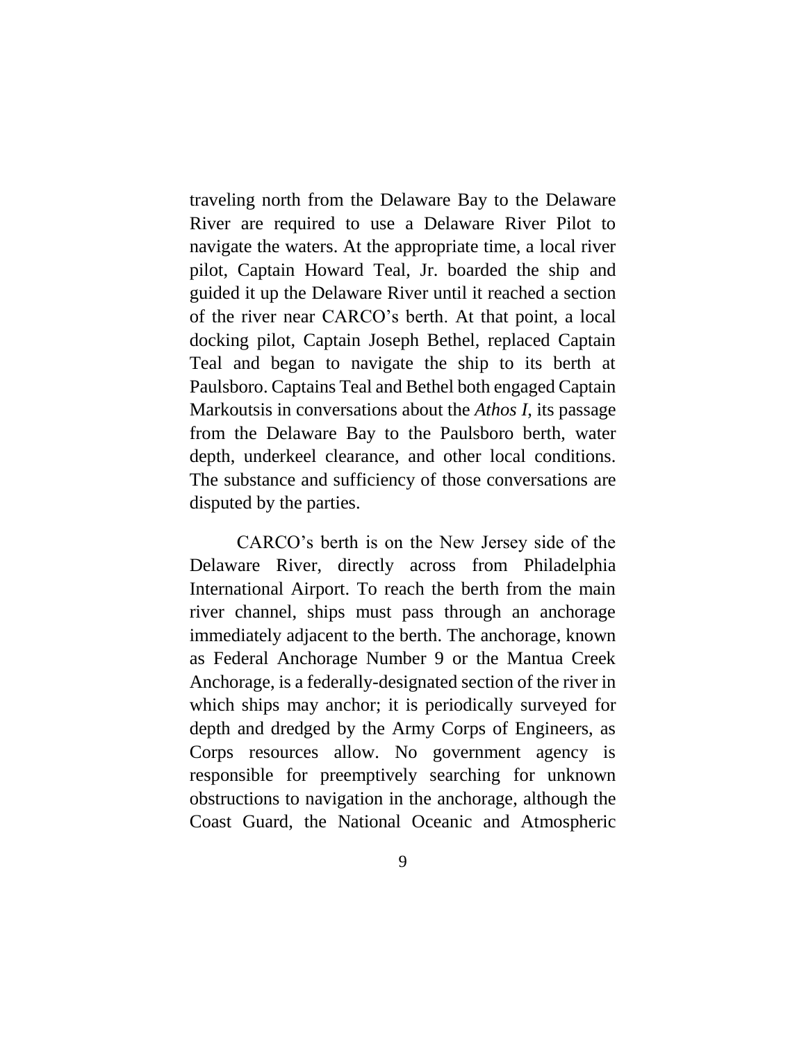traveling north from the Delaware Bay to the Delaware River are required to use a Delaware River Pilot to navigate the waters. At the appropriate time, a local river pilot, Captain Howard Teal, Jr. boarded the ship and guided it up the Delaware River until it reached a section of the river near CARCO's berth. At that point, a local docking pilot, Captain Joseph Bethel, replaced Captain Teal and began to navigate the ship to its berth at Paulsboro. Captains Teal and Bethel both engaged Captain Markoutsis in conversations about the *Athos I*, its passage from the Delaware Bay to the Paulsboro berth, water depth, underkeel clearance, and other local conditions. The substance and sufficiency of those conversations are disputed by the parties.

CARCO's berth is on the New Jersey side of the Delaware River, directly across from Philadelphia International Airport. To reach the berth from the main river channel, ships must pass through an anchorage immediately adjacent to the berth. The anchorage, known as Federal Anchorage Number 9 or the Mantua Creek Anchorage, is a federally-designated section of the river in which ships may anchor; it is periodically surveyed for depth and dredged by the Army Corps of Engineers, as Corps resources allow. No government agency is responsible for preemptively searching for unknown obstructions to navigation in the anchorage, although the Coast Guard, the National Oceanic and Atmospheric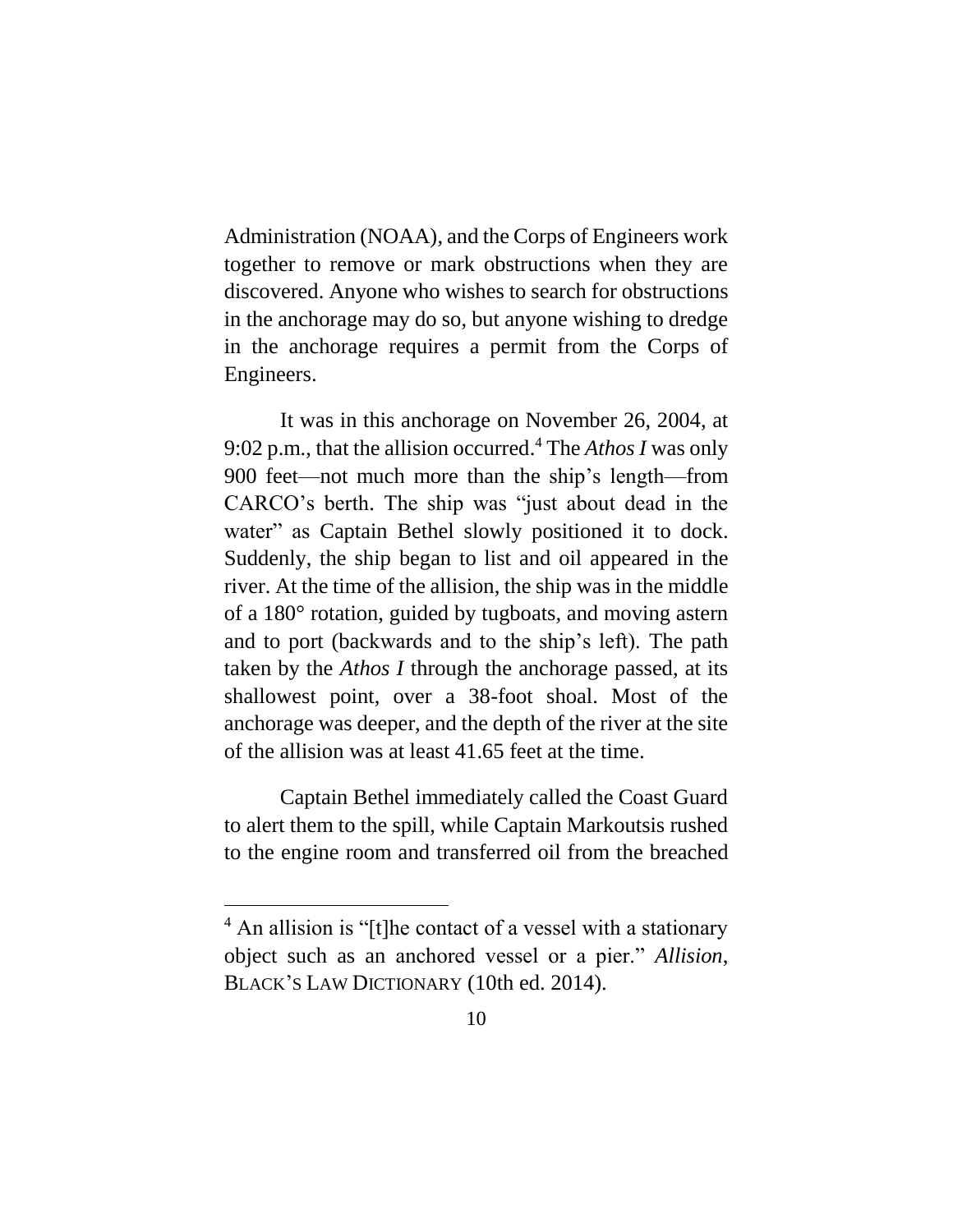Administration (NOAA), and the Corps of Engineers work together to remove or mark obstructions when they are discovered. Anyone who wishes to search for obstructions in the anchorage may do so, but anyone wishing to dredge in the anchorage requires a permit from the Corps of Engineers.

It was in this anchorage on November 26, 2004, at 9:02 p.m., that the allision occurred.[4] The *Athos I* was only 900 feet—not much more than the ship's length—from CARCO's berth. The ship was "just about dead in the water" as Captain Bethel slowly positioned it to dock. Suddenly, the ship began to list and oil appeared in the river. At the time of the allision, the ship was in the middle of a 180° rotation, guided by tugboats, and moving astern and to port (backwards and to the ship's left). The path taken by the *Athos I* through the anchorage passed, at its shallowest point, over a 38-foot shoal. Most of the anchorage was deeper, and the depth of the river at the site of the allision was at least 41.65 feet at the time.

Captain Bethel immediately called the Coast Guard to alert them to the spill, while Captain Markoutsis rushed to the engine room and transferred oil from the breached

[4] An allision is "[t]he contact of a vessel with a stationary object such as an anchored vessel or a pier." *Allision*, BLACK'S LAW DICTIONARY (10th ed. 2014).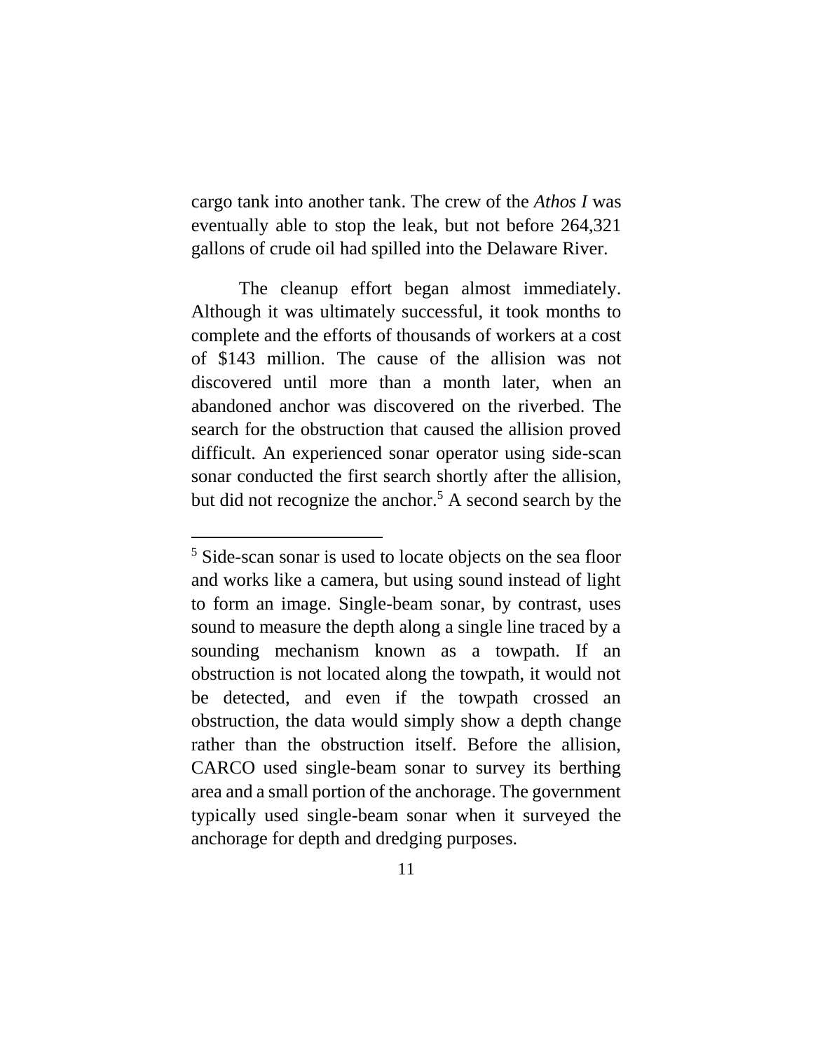cargo tank into another tank. The crew of the *Athos I* was eventually able to stop the leak, but not before 264,321 gallons of crude oil had spilled into the Delaware River.

The cleanup effort began almost immediately. Although it was ultimately successful, it took months to complete and the efforts of thousands of workers at a cost of $143 million. The cause of the allision was not discovered until more than a month later, when an abandoned anchor was discovered on the riverbed. The search for the obstruction that caused the allision proved difficult. An experienced sonar operator using side-scan sonar conducted the first search shortly after the allision, but did not recognize the anchor.[5] A second search by the

[5] Side-scan sonar is used to locate objects on the sea floor and works like a camera, but using sound instead of light to form an image. Single-beam sonar, by contrast, uses sound to measure the depth along a single line traced by a sounding mechanism known as a towpath. If an obstruction is not located along the towpath, it would not be detected, and even if the towpath crossed an obstruction, the data would simply show a depth change rather than the obstruction itself. Before the allision, CARCO used single-beam sonar to survey its berthing area and a small portion of the anchorage. The government typically used single-beam sonar when it surveyed the anchorage for depth and dredging purposes.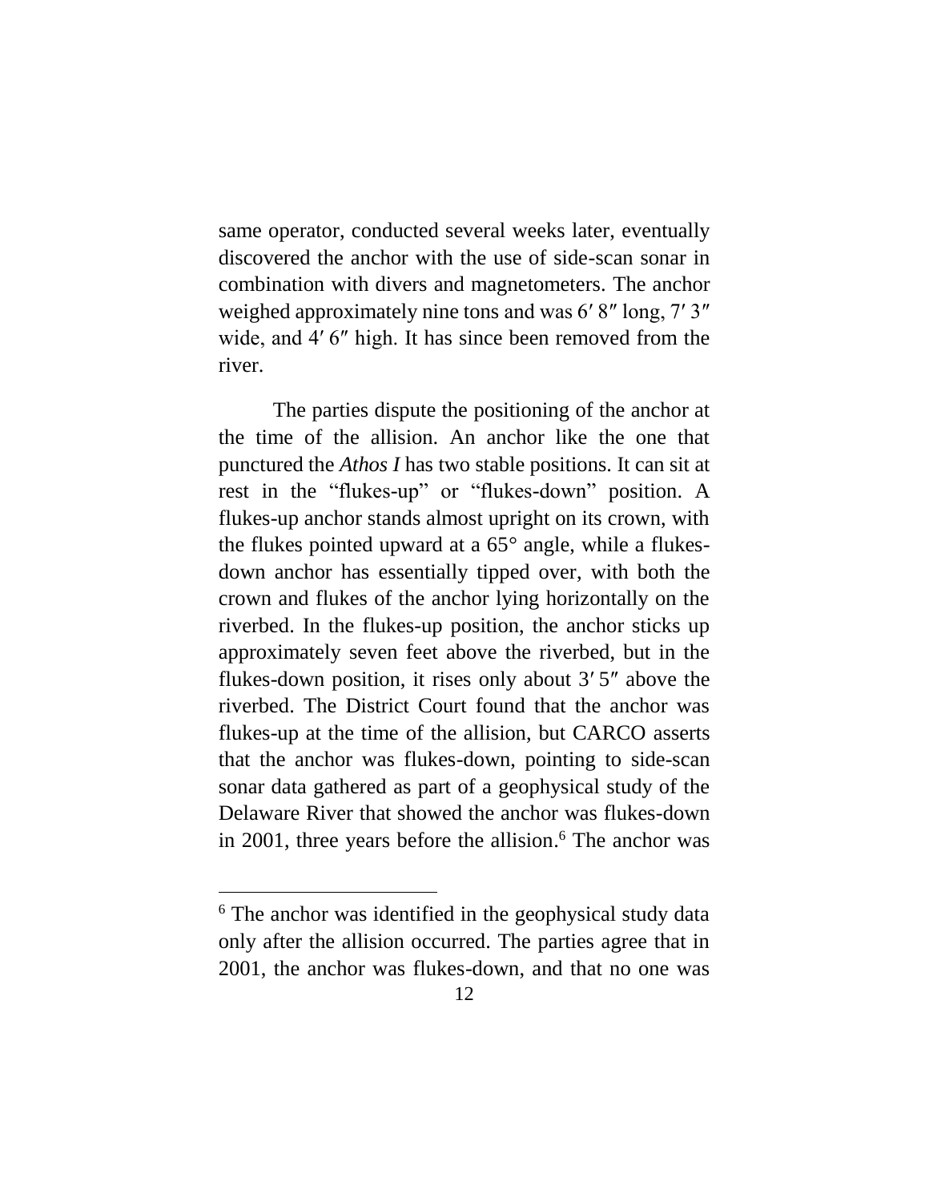same operator, conducted several weeks later, eventually discovered the anchor with the use of side-scan sonar in combination with divers and magnetometers. The anchor weighed approximately nine tons and was 6′ 8″ long, 7′ 3″ wide, and 4′ 6″ high. It has since been removed from the river.

The parties dispute the positioning of the anchor at the time of the allision. An anchor like the one that punctured the *Athos I* has two stable positions. It can sit at rest in the "flukes-up" or "flukes-down" position. A flukes-up anchor stands almost upright on its crown, with the flukes pointed upward at a 65° angle, while a flukes-down anchor has essentially tipped over, with both the crown and flukes of the anchor lying horizontally on the riverbed. In the flukes-up position, the anchor sticks up approximately seven feet above the riverbed, but in the flukes-down position, it rises only about 3′ 5″ above the riverbed. The District Court found that the anchor was flukes-up at the time of the allision, but CARCO asserts that the anchor was flukes-down, pointing to side-scan sonar data gathered as part of a geophysical study of the Delaware River that showed the anchor was flukes-down in 2001, three years before the allision.[6] The anchor was

[6] The anchor was identified in the geophysical study data only after the allision occurred. The parties agree that in 2001, the anchor was flukes-down, and that no one was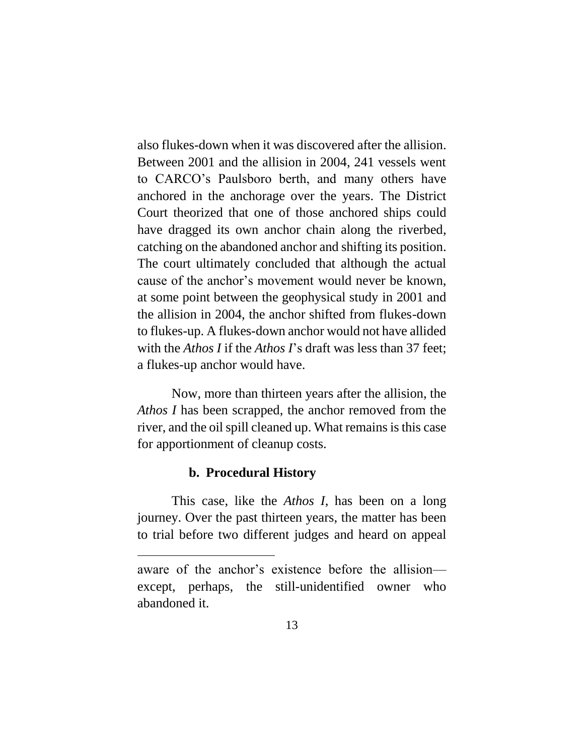also flukes-down when it was discovered after the allision. Between 2001 and the allision in 2004, 241 vessels went to CARCO's Paulsboro berth, and many others have anchored in the anchorage over the years. The District Court theorized that one of those anchored ships could have dragged its own anchor chain along the riverbed, catching on the abandoned anchor and shifting its position. The court ultimately concluded that although the actual cause of the anchor's movement would never be known, at some point between the geophysical study in 2001 and the allision in 2004, the anchor shifted from flukes-down to flukes-up. A flukes-down anchor would not have allided with the *Athos I* if the *Athos I*'s draft was less than 37 feet; a flukes-up anchor would have.

Now, more than thirteen years after the allision, the *Athos I* has been scrapped, the anchor removed from the river, and the oil spill cleaned up. What remains is this case for apportionment of cleanup costs.

### b. Procedural History

This case, like the *Athos I*, has been on a long journey. Over the past thirteen years, the matter has been to trial before two different judges and heard on appeal

---

aware of the anchor's existence before the allision—except, perhaps, the still-unidentified owner who abandoned it.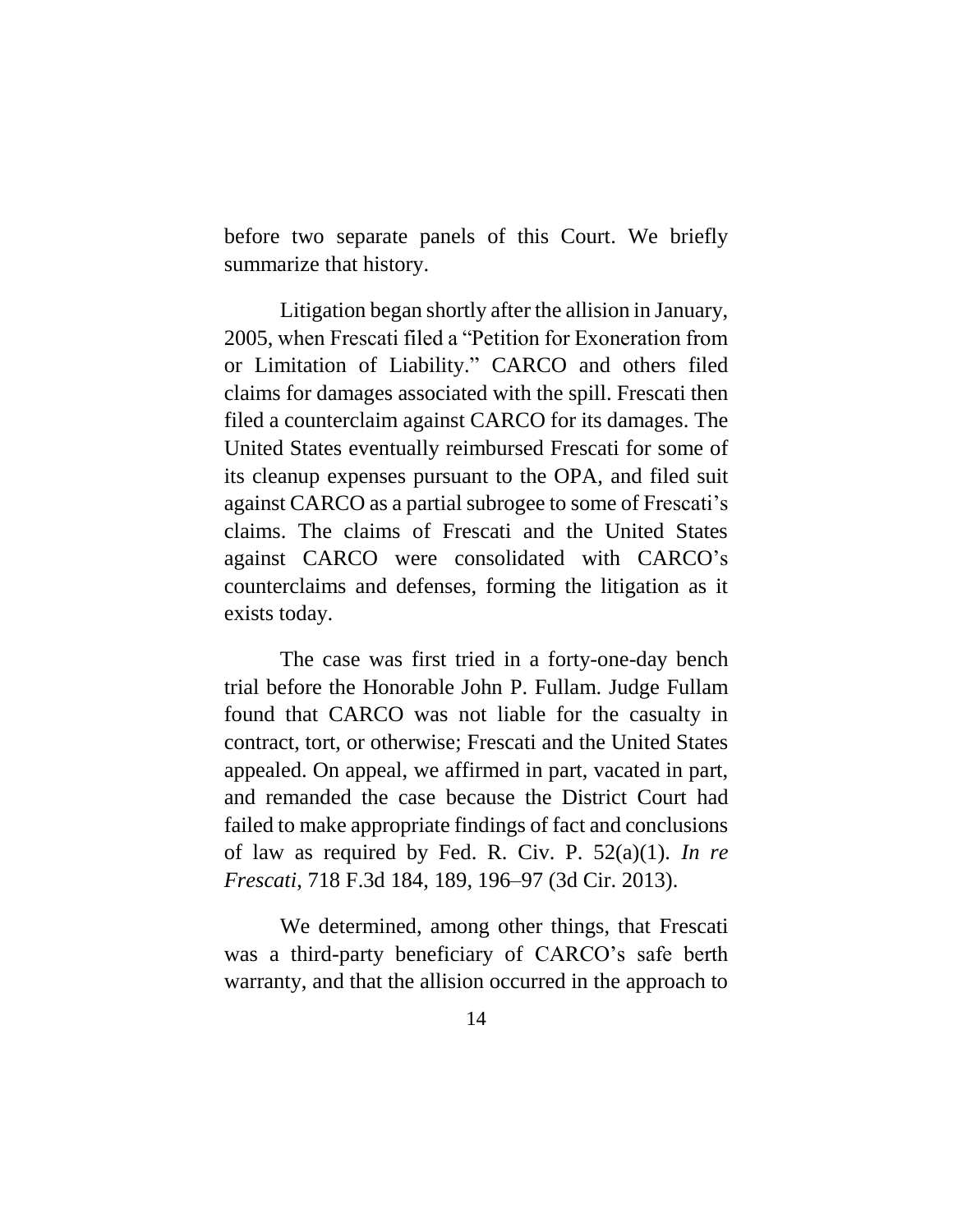before two separate panels of this Court. We briefly summarize that history.

Litigation began shortly after the allision in January, 2005, when Frescati filed a "Petition for Exoneration from or Limitation of Liability." CARCO and others filed claims for damages associated with the spill. Frescati then filed a counterclaim against CARCO for its damages. The United States eventually reimbursed Frescati for some of its cleanup expenses pursuant to the OPA, and filed suit against CARCO as a partial subrogee to some of Frescati's claims. The claims of Frescati and the United States against CARCO were consolidated with CARCO's counterclaims and defenses, forming the litigation as it exists today.

The case was first tried in a forty-one-day bench trial before the Honorable John P. Fullam. Judge Fullam found that CARCO was not liable for the casualty in contract, tort, or otherwise; Frescati and the United States appealed. On appeal, we affirmed in part, vacated in part, and remanded the case because the District Court had failed to make appropriate findings of fact and conclusions of law as required by Fed. R. Civ. P. 52(a)(1). *In re Frescati*, 718 F.3d 184, 189, 196–97 (3d Cir. 2013).

We determined, among other things, that Frescati was a third-party beneficiary of CARCO's safe berth warranty, and that the allision occurred in the approach to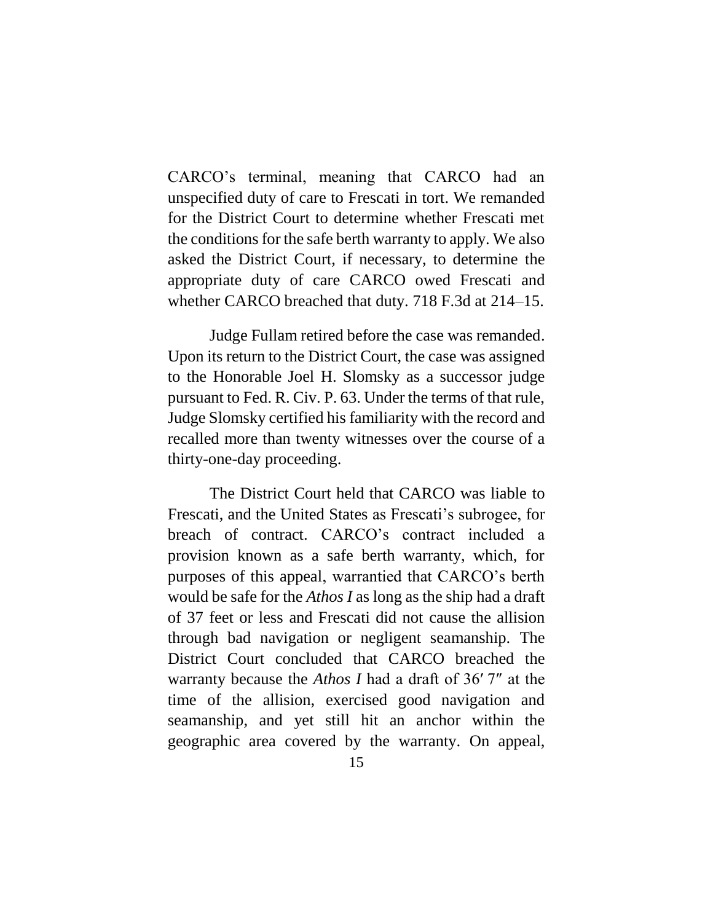CARCO's terminal, meaning that CARCO had an unspecified duty of care to Frescati in tort. We remanded for the District Court to determine whether Frescati met the conditions for the safe berth warranty to apply. We also asked the District Court, if necessary, to determine the appropriate duty of care CARCO owed Frescati and whether CARCO breached that duty. 718 F.3d at 214–15.

Judge Fullam retired before the case was remanded. Upon its return to the District Court, the case was assigned to the Honorable Joel H. Slomsky as a successor judge pursuant to Fed. R. Civ. P. 63. Under the terms of that rule, Judge Slomsky certified his familiarity with the record and recalled more than twenty witnesses over the course of a thirty-one-day proceeding.

The District Court held that CARCO was liable to Frescati, and the United States as Frescati's subrogee, for breach of contract. CARCO's contract included a provision known as a safe berth warranty, which, for purposes of this appeal, warrantied that CARCO's berth would be safe for the *Athos I* as long as the ship had a draft of 37 feet or less and Frescati did not cause the allision through bad navigation or negligent seamanship. The District Court concluded that CARCO breached the warranty because the *Athos I* had a draft of 36′ 7″ at the time of the allision, exercised good navigation and seamanship, and yet still hit an anchor within the geographic area covered by the warranty. On appeal,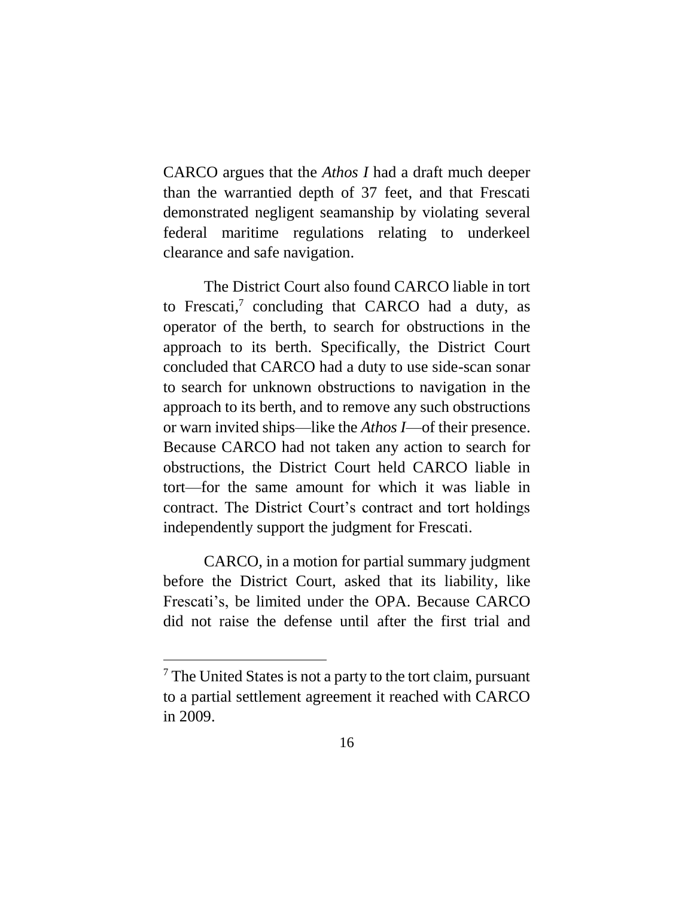CARCO argues that the *Athos I* had a draft much deeper than the warrantied depth of 37 feet, and that Frescati demonstrated negligent seamanship by violating several federal maritime regulations relating to underkeel clearance and safe navigation.

The District Court also found CARCO liable in tort to Frescati,[7] concluding that CARCO had a duty, as operator of the berth, to search for obstructions in the approach to its berth. Specifically, the District Court concluded that CARCO had a duty to use side-scan sonar to search for unknown obstructions to navigation in the approach to its berth, and to remove any such obstructions or warn invited ships—like the *Athos I*—of their presence. Because CARCO had not taken any action to search for obstructions, the District Court held CARCO liable in tort—for the same amount for which it was liable in contract. The District Court's contract and tort holdings independently support the judgment for Frescati.

CARCO, in a motion for partial summary judgment before the District Court, asked that its liability, like Frescati's, be limited under the OPA. Because CARCO did not raise the defense until after the first trial and

[7] The United States is not a party to the tort claim, pursuant to a partial settlement agreement it reached with CARCO in 2009.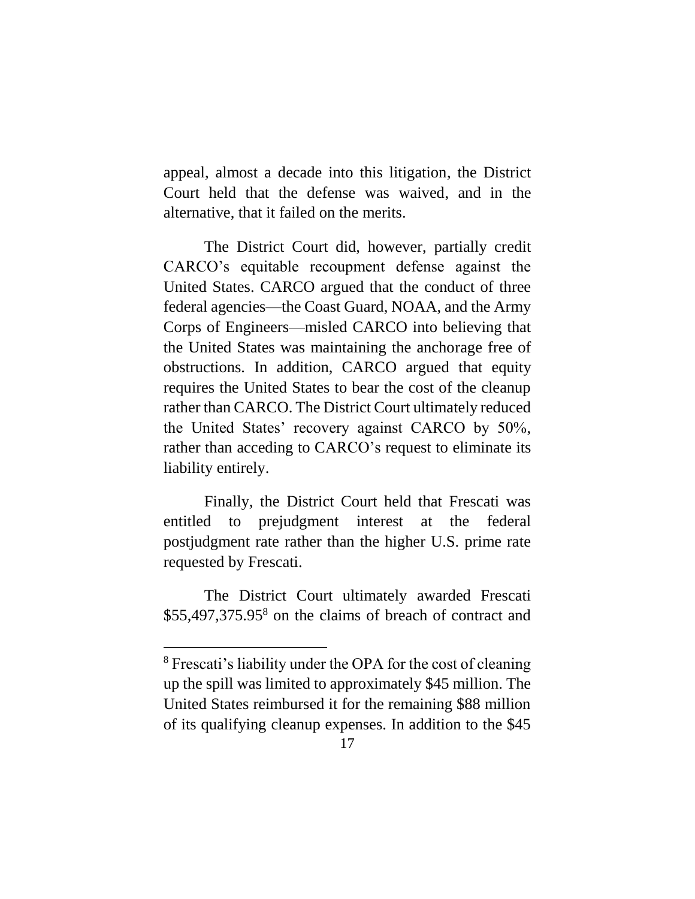appeal, almost a decade into this litigation, the District Court held that the defense was waived, and in the alternative, that it failed on the merits.

The District Court did, however, partially credit CARCO's equitable recoupment defense against the United States. CARCO argued that the conduct of three federal agencies—the Coast Guard, NOAA, and the Army Corps of Engineers—misled CARCO into believing that the United States was maintaining the anchorage free of obstructions. In addition, CARCO argued that equity requires the United States to bear the cost of the cleanup rather than CARCO. The District Court ultimately reduced the United States' recovery against CARCO by 50%, rather than acceding to CARCO's request to eliminate its liability entirely.

Finally, the District Court held that Frescati was entitled to prejudgment interest at the federal postjudgment rate rather than the higher U.S. prime rate requested by Frescati.

The District Court ultimately awarded Frescati $55,497,375.95[8] on the claims of breach of contract and

[8] Frescati's liability under the OPA for the cost of cleaning up the spill was limited to approximately $45 million. The United States reimbursed it for the remaining $88 million of its qualifying cleanup expenses. In addition to the $45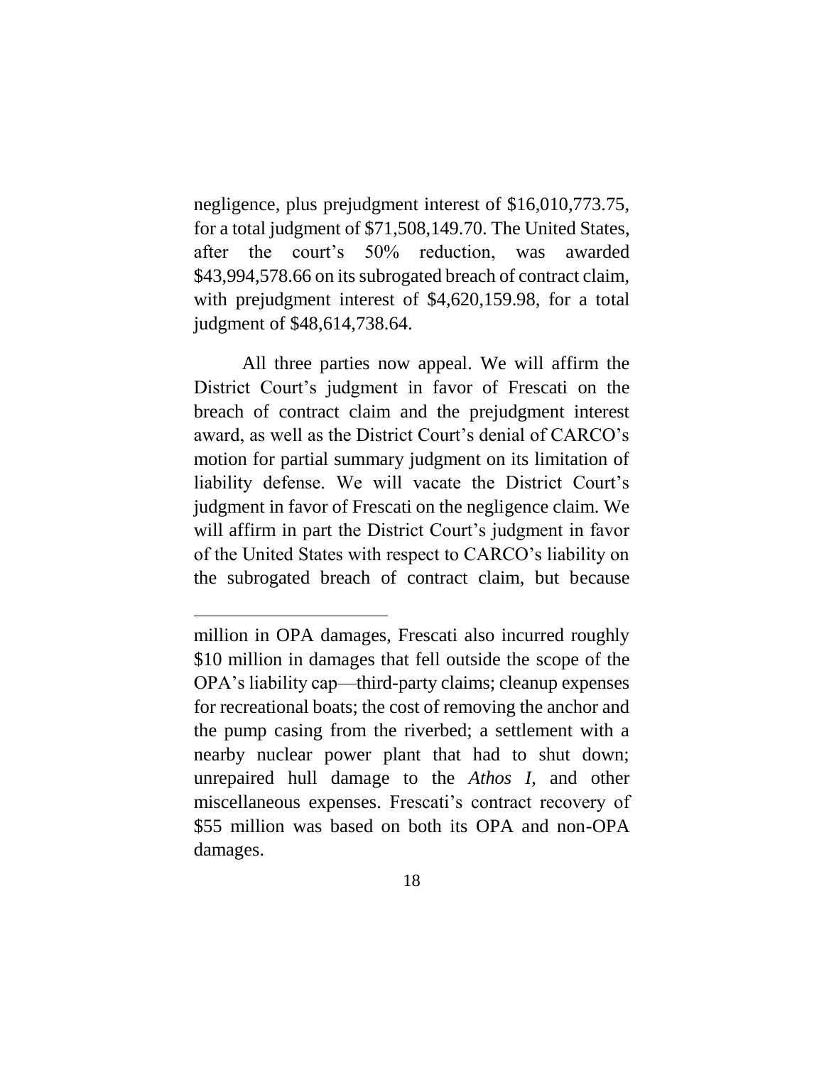negligence, plus prejudgment interest of $16,010,773.75, for a total judgment of $71,508,149.70. The United States, after the court's 50% reduction, was awarded $43,994,578.66 on its subrogated breach of contract claim, with prejudgment interest of $4,620,159.98, for a total judgment of $48,614,738.64.

All three parties now appeal. We will affirm the District Court's judgment in favor of Frescati on the breach of contract claim and the prejudgment interest award, as well as the District Court's denial of CARCO's motion for partial summary judgment on its limitation of liability defense. We will vacate the District Court's judgment in favor of Frescati on the negligence claim. We will affirm in part the District Court's judgment in favor of the United States with respect to CARCO's liability on the subrogated breach of contract claim, but because

---

million in OPA damages, Frescati also incurred roughly $10 million in damages that fell outside the scope of the OPA's liability cap—third-party claims; cleanup expenses for recreational boats; the cost of removing the anchor and the pump casing from the riverbed; a settlement with a nearby nuclear power plant that had to shut down; unrepaired hull damage to the *Athos I*, and other miscellaneous expenses. Frescati's contract recovery of $55 million was based on both its OPA and non-OPA damages.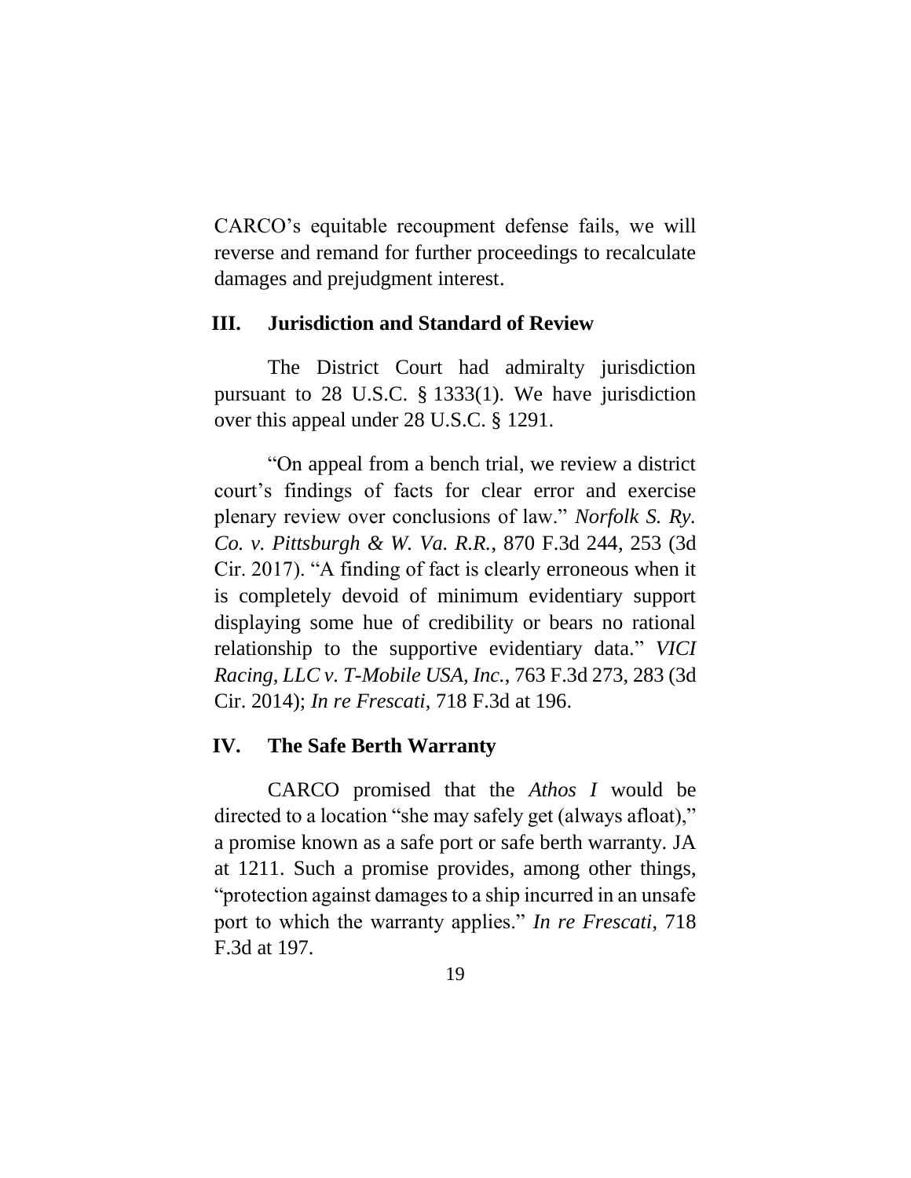CARCO's equitable recoupment defense fails, we will reverse and remand for further proceedings to recalculate damages and prejudgment interest.

## III. Jurisdiction and Standard of Review

The District Court had admiralty jurisdiction pursuant to 28 U.S.C. § 1333(1). We have jurisdiction over this appeal under 28 U.S.C. § 1291.

"On appeal from a bench trial, we review a district court's findings of facts for clear error and exercise plenary review over conclusions of law." *Norfolk S. Ry. Co. v. Pittsburgh & W. Va. R.R.*, 870 F.3d 244, 253 (3d Cir. 2017). "A finding of fact is clearly erroneous when it is completely devoid of minimum evidentiary support displaying some hue of credibility or bears no rational relationship to the supportive evidentiary data." *VICI Racing, LLC v. T-Mobile USA, Inc.*, 763 F.3d 273, 283 (3d Cir. 2014); *In re Frescati*, 718 F.3d at 196.

## IV. The Safe Berth Warranty

CARCO promised that the *Athos I* would be directed to a location "she may safely get (always afloat)," a promise known as a safe port or safe berth warranty. JA at 1211. Such a promise provides, among other things, "protection against damages to a ship incurred in an unsafe port to which the warranty applies." *In re Frescati*, 718 F.3d at 197.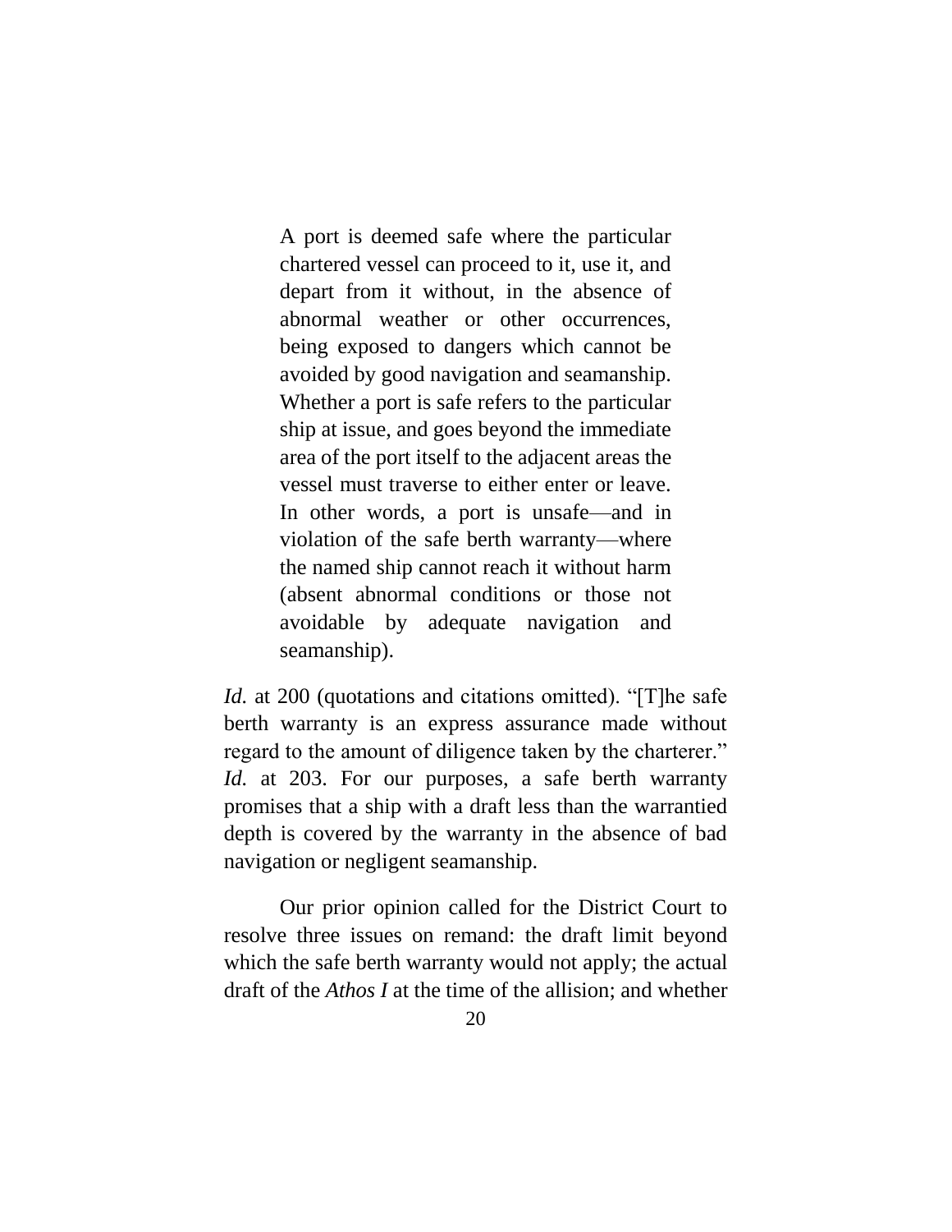> A port is deemed safe where the particular chartered vessel can proceed to it, use it, and depart from it without, in the absence of abnormal weather or other occurrences, being exposed to dangers which cannot be avoided by good navigation and seamanship. Whether a port is safe refers to the particular ship at issue, and goes beyond the immediate area of the port itself to the adjacent areas the vessel must traverse to either enter or leave. In other words, a port is unsafe—and in violation of the safe berth warranty—where the named ship cannot reach it without harm (absent abnormal conditions or those not avoidable by adequate navigation and seamanship).

*Id.* at 200 (quotations and citations omitted). "[T]he safe berth warranty is an express assurance made without regard to the amount of diligence taken by the charterer." *Id.* at 203. For our purposes, a safe berth warranty promises that a ship with a draft less than the warrantied depth is covered by the warranty in the absence of bad navigation or negligent seamanship.

Our prior opinion called for the District Court to resolve three issues on remand: the draft limit beyond which the safe berth warranty would not apply; the actual draft of the *Athos I* at the time of the allision; and whether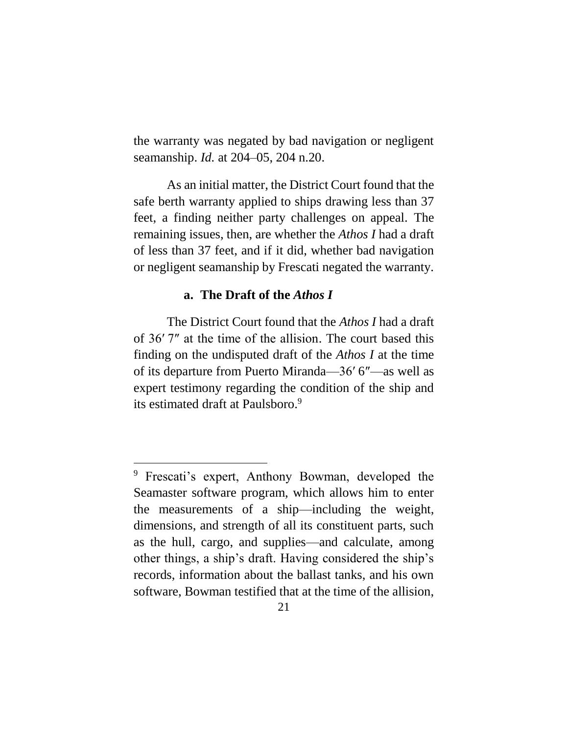the warranty was negated by bad navigation or negligent seamanship. *Id.* at 204–05, 204 n.20.

As an initial matter, the District Court found that the safe berth warranty applied to ships drawing less than 37 feet, a finding neither party challenges on appeal. The remaining issues, then, are whether the *Athos I* had a draft of less than 37 feet, and if it did, whether bad navigation or negligent seamanship by Frescati negated the warranty.

### a. The Draft of the *Athos I*

The District Court found that the *Athos I* had a draft of 36′ 7″ at the time of the allision. The court based this finding on the undisputed draft of the *Athos I* at the time of its departure from Puerto Miranda—36′ 6″—as well as expert testimony regarding the condition of the ship and its estimated draft at Paulsboro.[9]

---

[9] Frescati's expert, Anthony Bowman, developed the Seamaster software program, which allows him to enter the measurements of a ship—including the weight, dimensions, and strength of all its constituent parts, such as the hull, cargo, and supplies—and calculate, among other things, a ship's draft. Having considered the ship's records, information about the ballast tanks, and his own software, Bowman testified that at the time of the allision,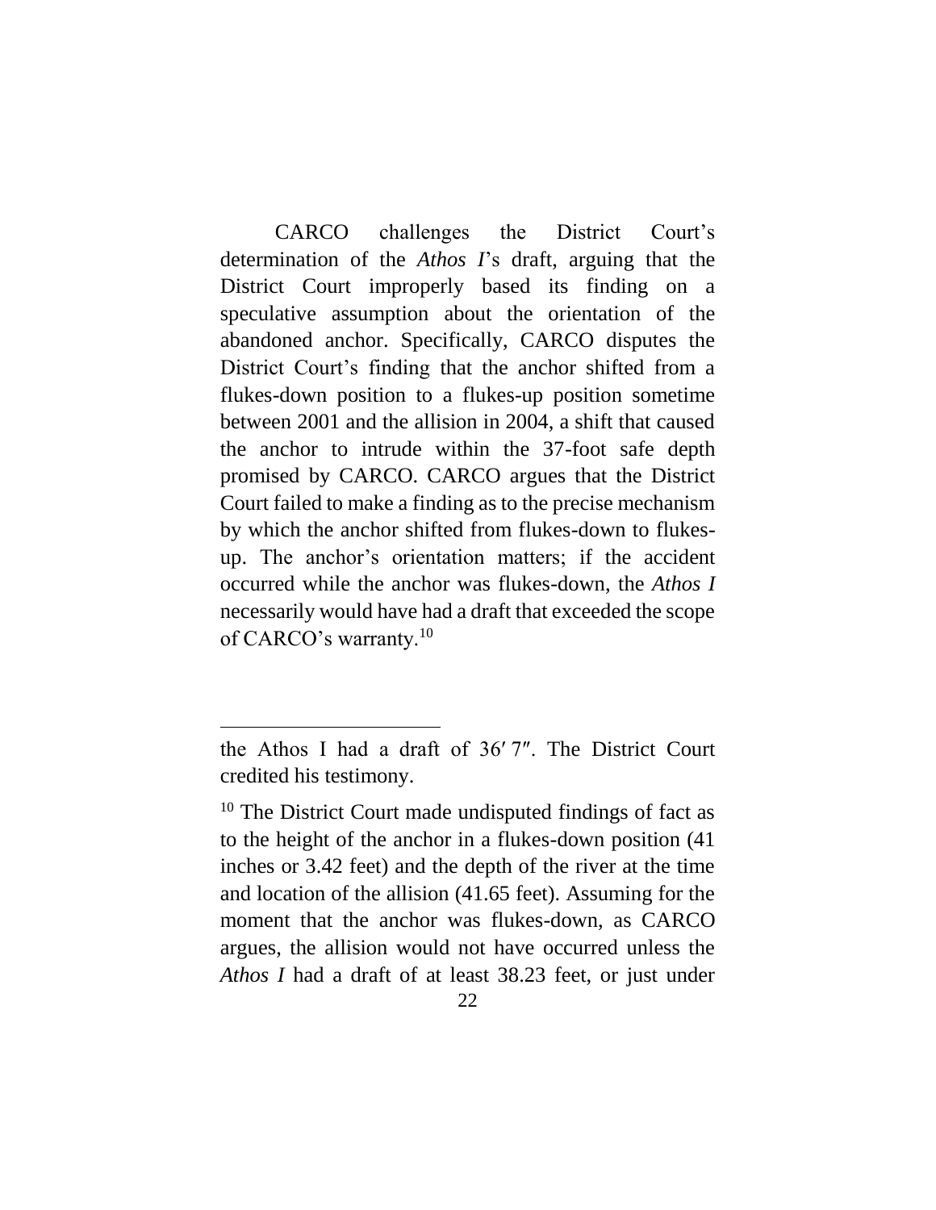CARCO challenges the District Court's determination of the *Athos I*'s draft, arguing that the District Court improperly based its finding on a speculative assumption about the orientation of the abandoned anchor. Specifically, CARCO disputes the District Court's finding that the anchor shifted from a flukes-down position to a flukes-up position sometime between 2001 and the allision in 2004, a shift that caused the anchor to intrude within the 37-foot safe depth promised by CARCO. CARCO argues that the District Court failed to make a finding as to the precise mechanism by which the anchor shifted from flukes-down to flukes-up. The anchor's orientation matters; if the accident occurred while the anchor was flukes-down, the *Athos I* necessarily would have had a draft that exceeded the scope of CARCO's warranty.[10]

---

the Athos I had a draft of 36′ 7″. The District Court credited his testimony.

[10] The District Court made undisputed findings of fact as to the height of the anchor in a flukes-down position (41 inches or 3.42 feet) and the depth of the river at the time and location of the allision (41.65 feet). Assuming for the moment that the anchor was flukes-down, as CARCO argues, the allision would not have occurred unless the *Athos I* had a draft of at least 38.23 feet, or just under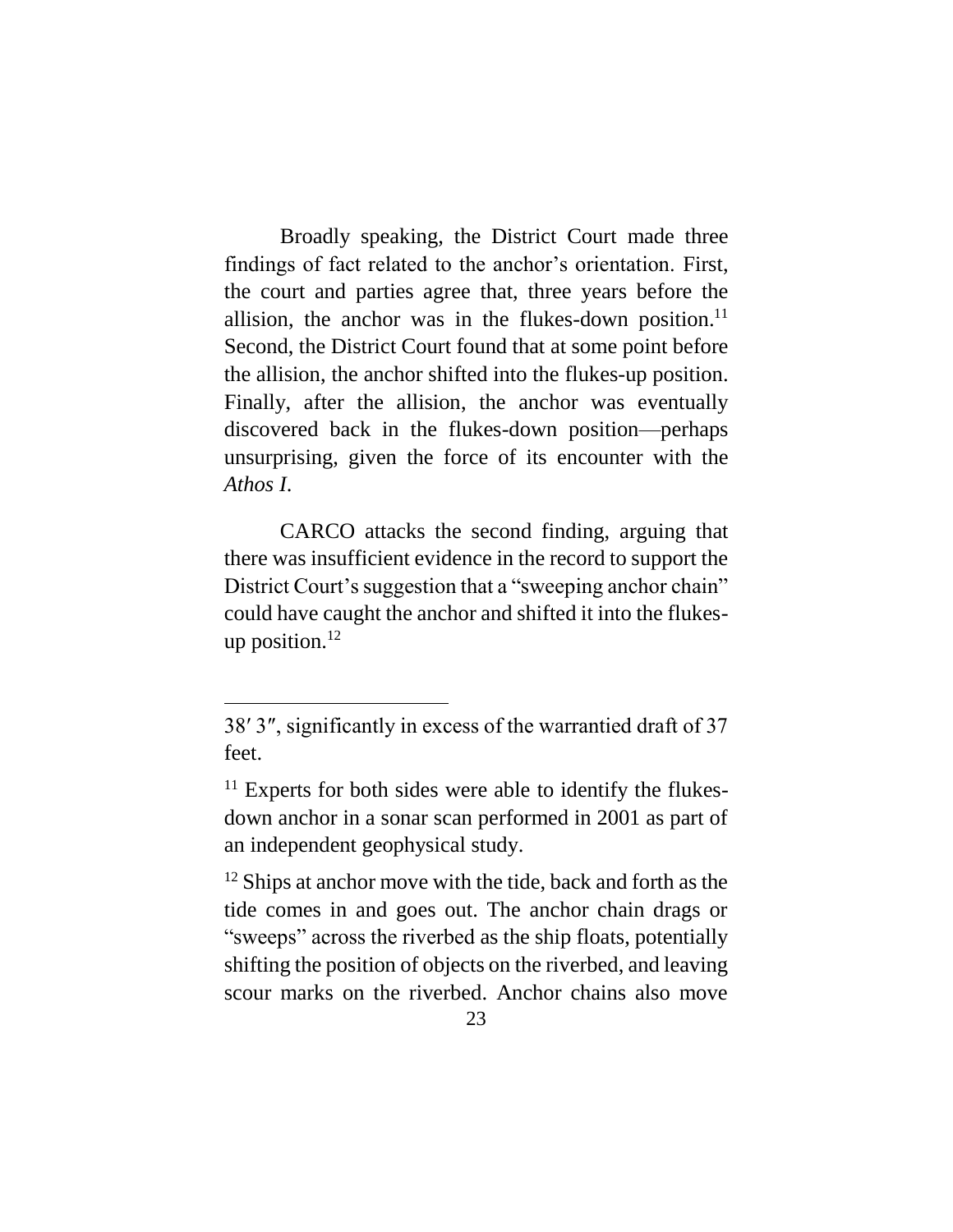Broadly speaking, the District Court made three findings of fact related to the anchor's orientation. First, the court and parties agree that, three years before the allision, the anchor was in the flukes-down position.[11] Second, the District Court found that at some point before the allision, the anchor shifted into the flukes-up position. Finally, after the allision, the anchor was eventually discovered back in the flukes-down position—perhaps unsurprising, given the force of its encounter with the *Athos I*.

CARCO attacks the second finding, arguing that there was insufficient evidence in the record to support the District Court's suggestion that a "sweeping anchor chain" could have caught the anchor and shifted it into the flukes-up position.[12]

---

38′ 3″, significantly in excess of the warrantied draft of 37 feet.

[11] Experts for both sides were able to identify the flukes-down anchor in a sonar scan performed in 2001 as part of an independent geophysical study.

[12] Ships at anchor move with the tide, back and forth as the tide comes in and goes out. The anchor chain drags or "sweeps" across the riverbed as the ship floats, potentially shifting the position of objects on the riverbed, and leaving scour marks on the riverbed. Anchor chains also move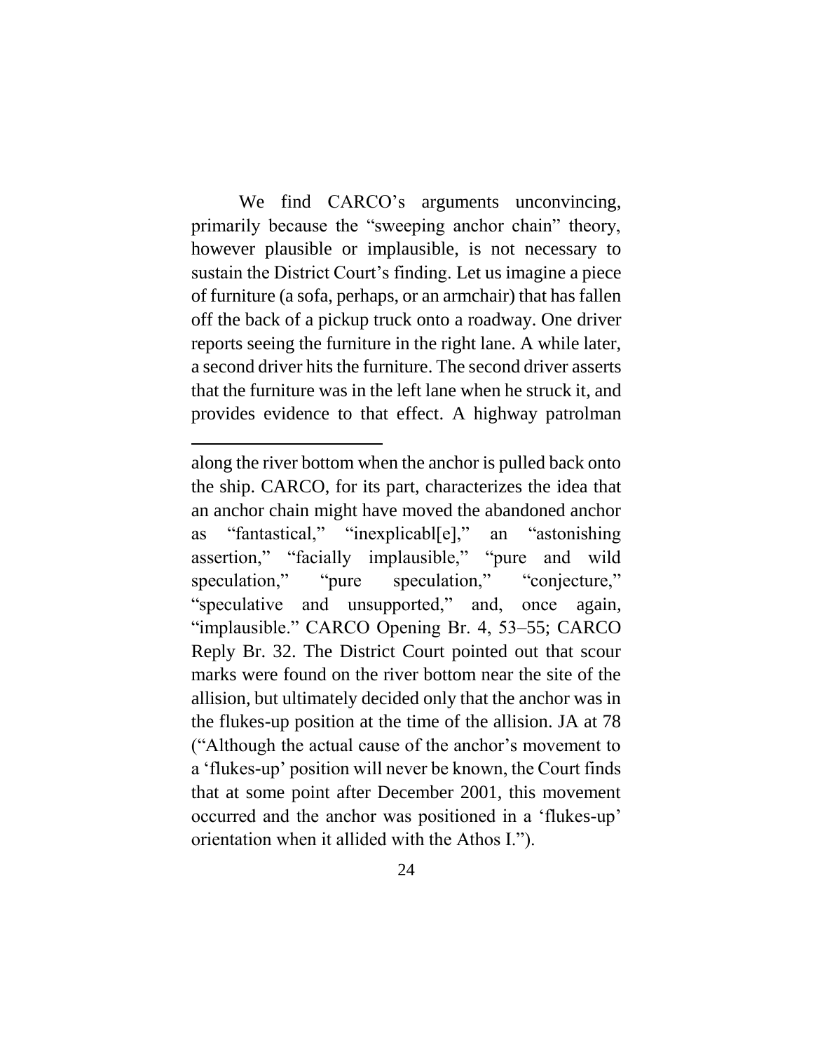We find CARCO's arguments unconvincing, primarily because the "sweeping anchor chain" theory, however plausible or implausible, is not necessary to sustain the District Court's finding. Let us imagine a piece of furniture (a sofa, perhaps, or an armchair) that has fallen off the back of a pickup truck onto a roadway. One driver reports seeing the furniture in the right lane. A while later, a second driver hits the furniture. The second driver asserts that the furniture was in the left lane when he struck it, and provides evidence to that effect. A highway patrolman

---

along the river bottom when the anchor is pulled back onto the ship. CARCO, for its part, characterizes the idea that an anchor chain might have moved the abandoned anchor as "fantastical," "inexplicabl[e]," an "astonishing assertion," "facially implausible," "pure and wild speculation," "pure speculation," "conjecture," "speculative and unsupported," and, once again, "implausible." CARCO Opening Br. 4, 53–55; CARCO Reply Br. 32. The District Court pointed out that scour marks were found on the river bottom near the site of the allision, but ultimately decided only that the anchor was in the flukes-up position at the time of the allision. JA at 78 ("Although the actual cause of the anchor's movement to a 'flukes-up' position will never be known, the Court finds that at some point after December 2001, this movement occurred and the anchor was positioned in a 'flukes-up' orientation when it allided with the Athos I.").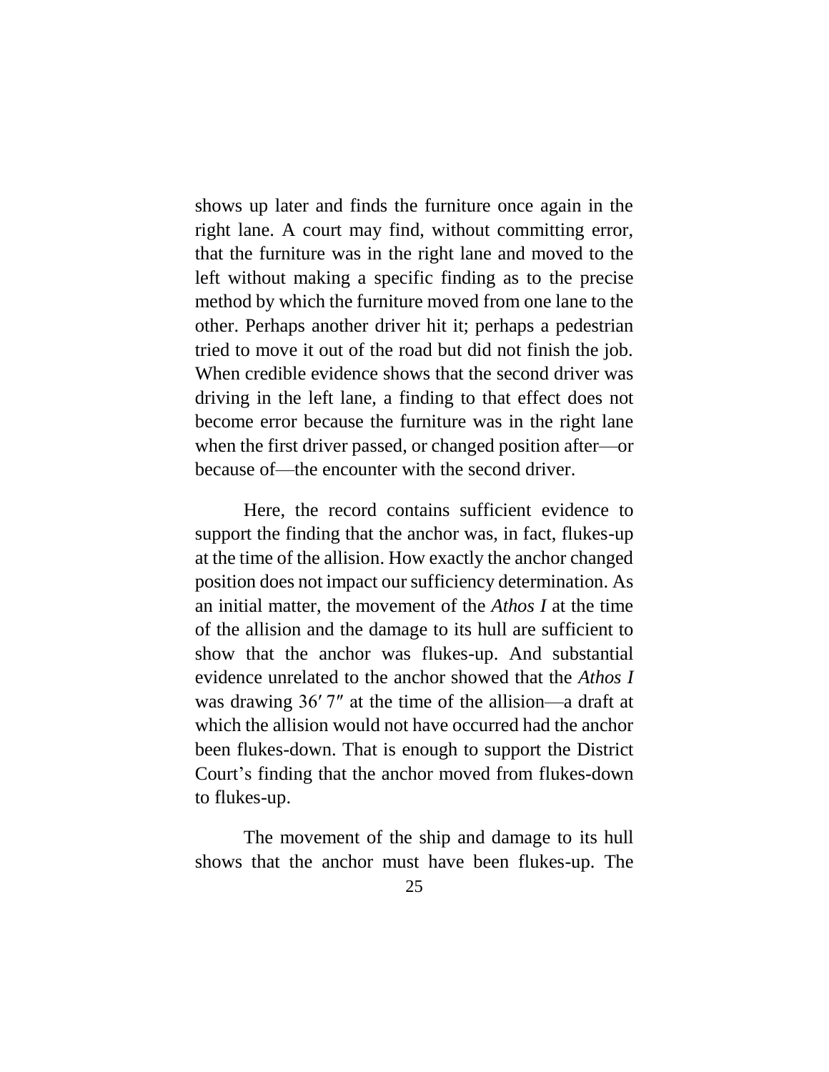shows up later and finds the furniture once again in the right lane. A court may find, without committing error, that the furniture was in the right lane and moved to the left without making a specific finding as to the precise method by which the furniture moved from one lane to the other. Perhaps another driver hit it; perhaps a pedestrian tried to move it out of the road but did not finish the job. When credible evidence shows that the second driver was driving in the left lane, a finding to that effect does not become error because the furniture was in the right lane when the first driver passed, or changed position after—or because of—the encounter with the second driver.

Here, the record contains sufficient evidence to support the finding that the anchor was, in fact, flukes-up at the time of the allision. How exactly the anchor changed position does not impact our sufficiency determination. As an initial matter, the movement of the *Athos I* at the time of the allision and the damage to its hull are sufficient to show that the anchor was flukes-up. And substantial evidence unrelated to the anchor showed that the *Athos I* was drawing 36′ 7″ at the time of the allision—a draft at which the allision would not have occurred had the anchor been flukes-down. That is enough to support the District Court's finding that the anchor moved from flukes-down to flukes-up.

The movement of the ship and damage to its hull shows that the anchor must have been flukes-up. The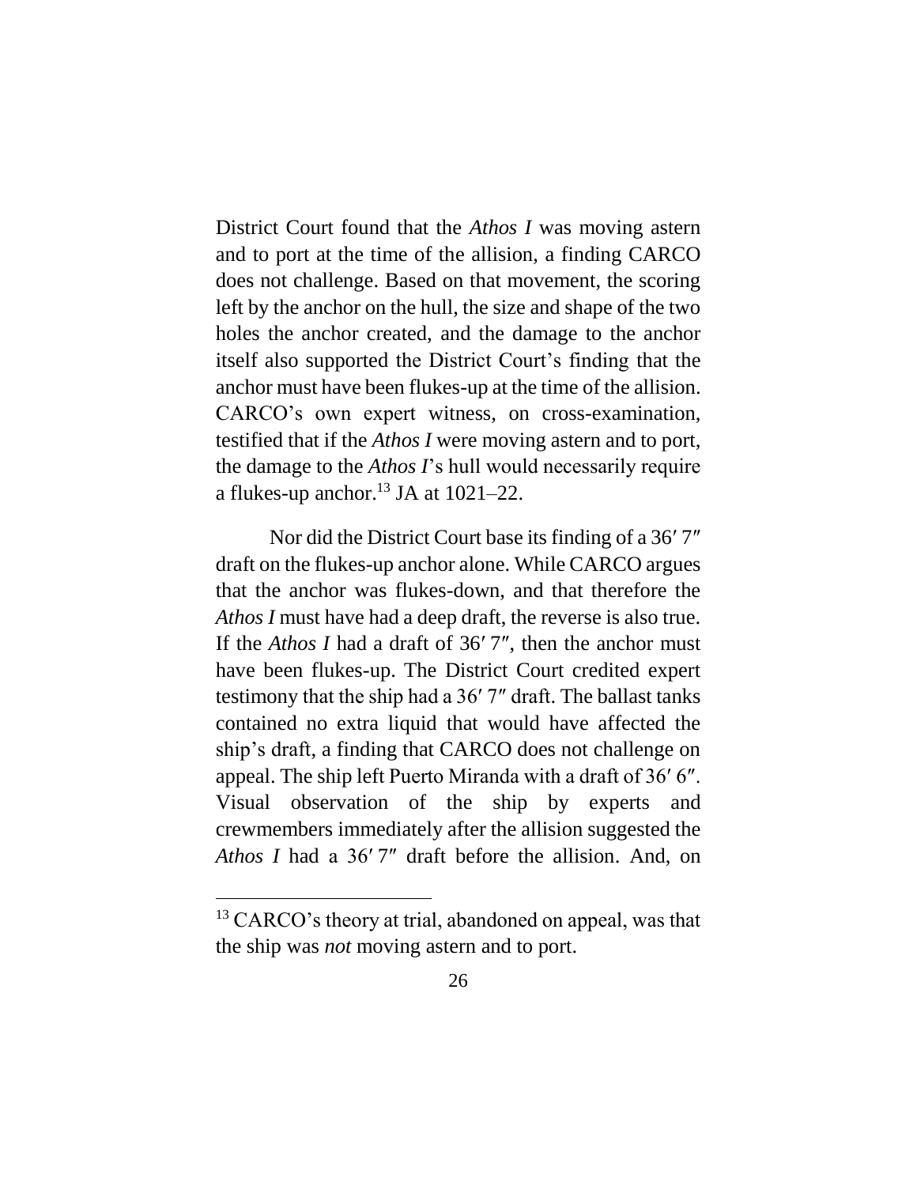District Court found that the *Athos I* was moving astern and to port at the time of the allision, a finding CARCO does not challenge. Based on that movement, the scoring left by the anchor on the hull, the size and shape of the two holes the anchor created, and the damage to the anchor itself also supported the District Court's finding that the anchor must have been flukes-up at the time of the allision. CARCO's own expert witness, on cross-examination, testified that if the *Athos I* were moving astern and to port, the damage to the *Athos I*'s hull would necessarily require a flukes-up anchor.[13] JA at 1021–22.

Nor did the District Court base its finding of a 36′ 7″ draft on the flukes-up anchor alone. While CARCO argues that the anchor was flukes-down, and that therefore the *Athos I* must have had a deep draft, the reverse is also true. If the *Athos I* had a draft of 36′ 7″, then the anchor must have been flukes-up. The District Court credited expert testimony that the ship had a 36′ 7″ draft. The ballast tanks contained no extra liquid that would have affected the ship's draft, a finding that CARCO does not challenge on appeal. The ship left Puerto Miranda with a draft of 36′ 6″. Visual observation of the ship by experts and crewmembers immediately after the allision suggested the *Athos I* had a 36′ 7″ draft before the allision. And, on

---

[13] CARCO's theory at trial, abandoned on appeal, was that the ship was *not* moving astern and to port.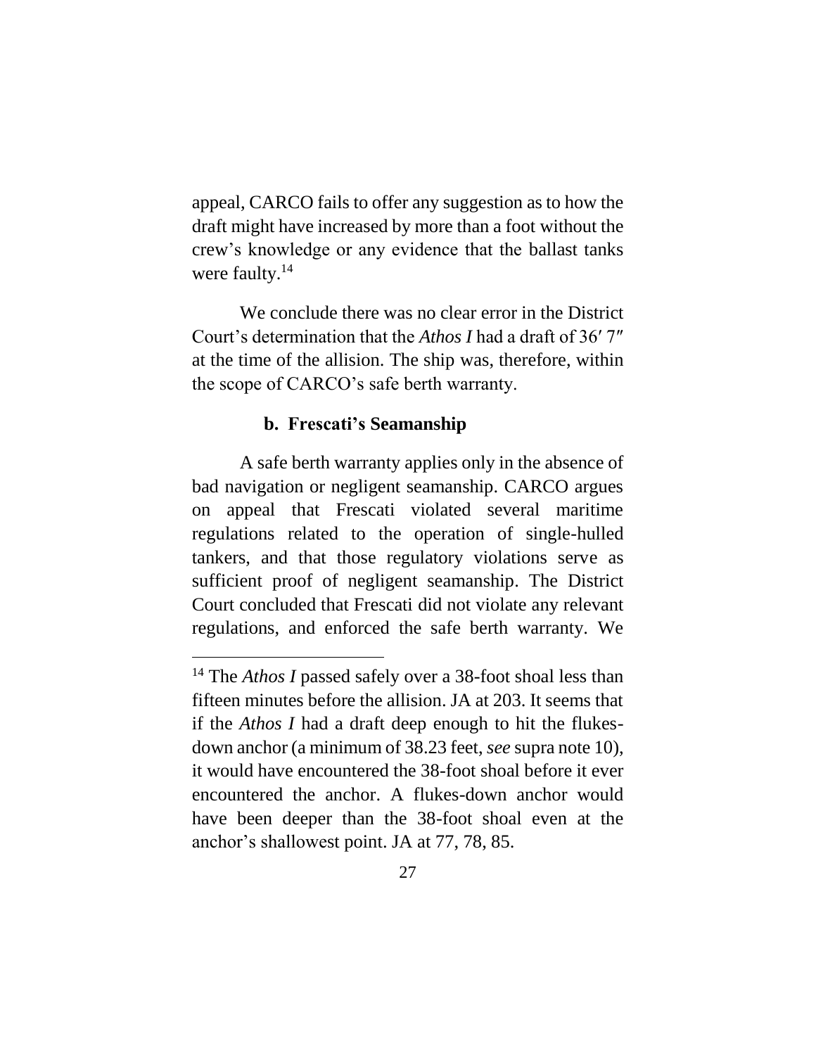appeal, CARCO fails to offer any suggestion as to how the draft might have increased by more than a foot without the crew's knowledge or any evidence that the ballast tanks were faulty.[14]

We conclude there was no clear error in the District Court's determination that the *Athos I* had a draft of 36′ 7″ at the time of the allision. The ship was, therefore, within the scope of CARCO's safe berth warranty.

**b. Frescati's Seamanship**

A safe berth warranty applies only in the absence of bad navigation or negligent seamanship. CARCO argues on appeal that Frescati violated several maritime regulations related to the operation of single-hulled tankers, and that those regulatory violations serve as sufficient proof of negligent seamanship. The District Court concluded that Frescati did not violate any relevant regulations, and enforced the safe berth warranty. We

---

[14] The *Athos I* passed safely over a 38-foot shoal less than fifteen minutes before the allision. JA at 203. It seems that if the *Athos I* had a draft deep enough to hit the flukes-down anchor (a minimum of 38.23 feet, *see* supra note 10), it would have encountered the 38-foot shoal before it ever encountered the anchor. A flukes-down anchor would have been deeper than the 38-foot shoal even at the anchor's shallowest point. JA at 77, 78, 85.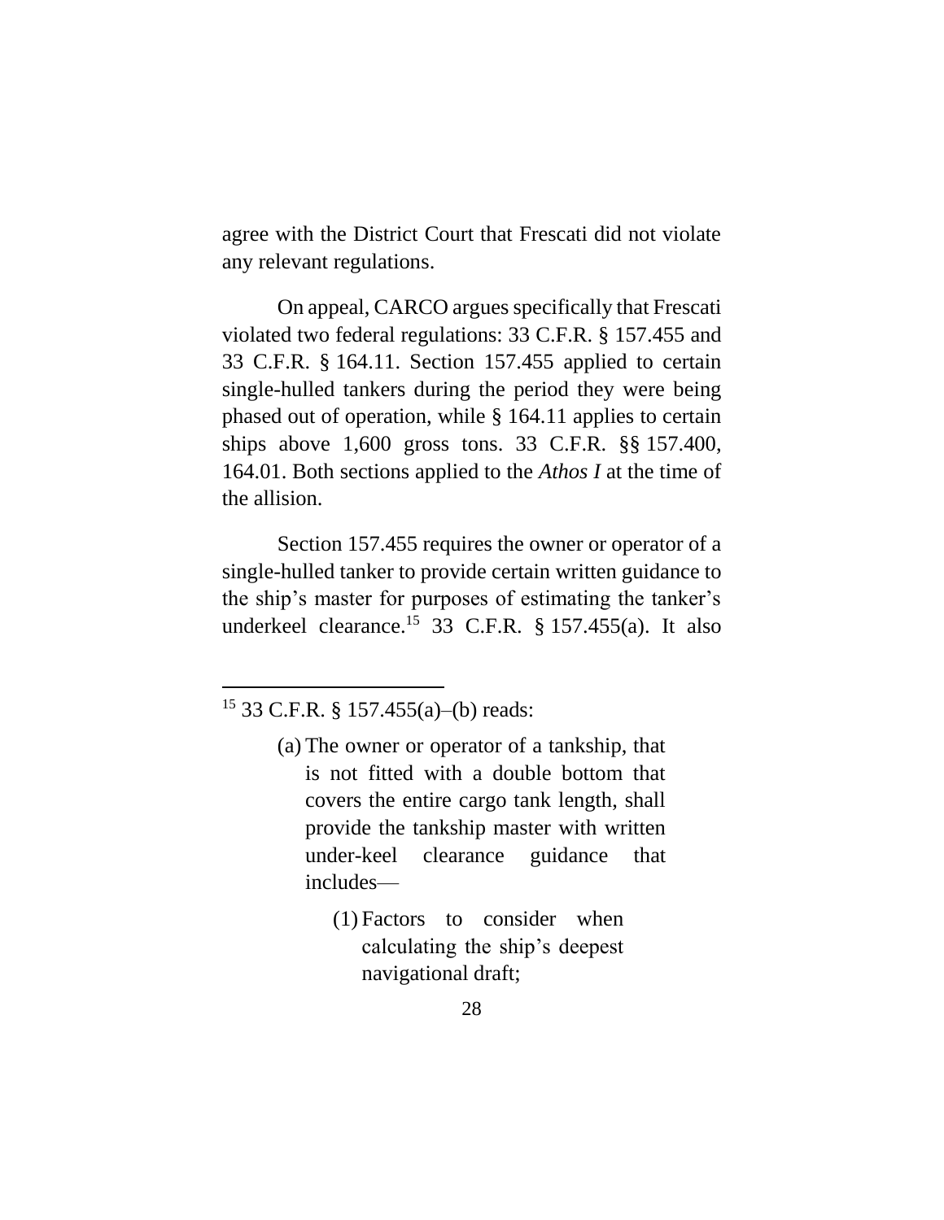agree with the District Court that Frescati did not violate any relevant regulations.

On appeal, CARCO argues specifically that Frescati violated two federal regulations: 33 C.F.R. § 157.455 and 33 C.F.R. § 164.11. Section 157.455 applied to certain single-hulled tankers during the period they were being phased out of operation, while § 164.11 applies to certain ships above 1,600 gross tons. 33 C.F.R. §§ 157.400, 164.01. Both sections applied to the *Athos I* at the time of the allision.

Section 157.455 requires the owner or operator of a single-hulled tanker to provide certain written guidance to the ship's master for purposes of estimating the tanker's underkeel clearance.[15] 33 C.F.R. § 157.455(a). It also

---

[15] 33 C.F.R. § 157.455(a)–(b) reads:

> (a) The owner or operator of a tankship, that is not fitted with a double bottom that covers the entire cargo tank length, shall provide the tankship master with written under-keel clearance guidance that includes—
>
> > (1) Factors to consider when calculating the ship's deepest navigational draft;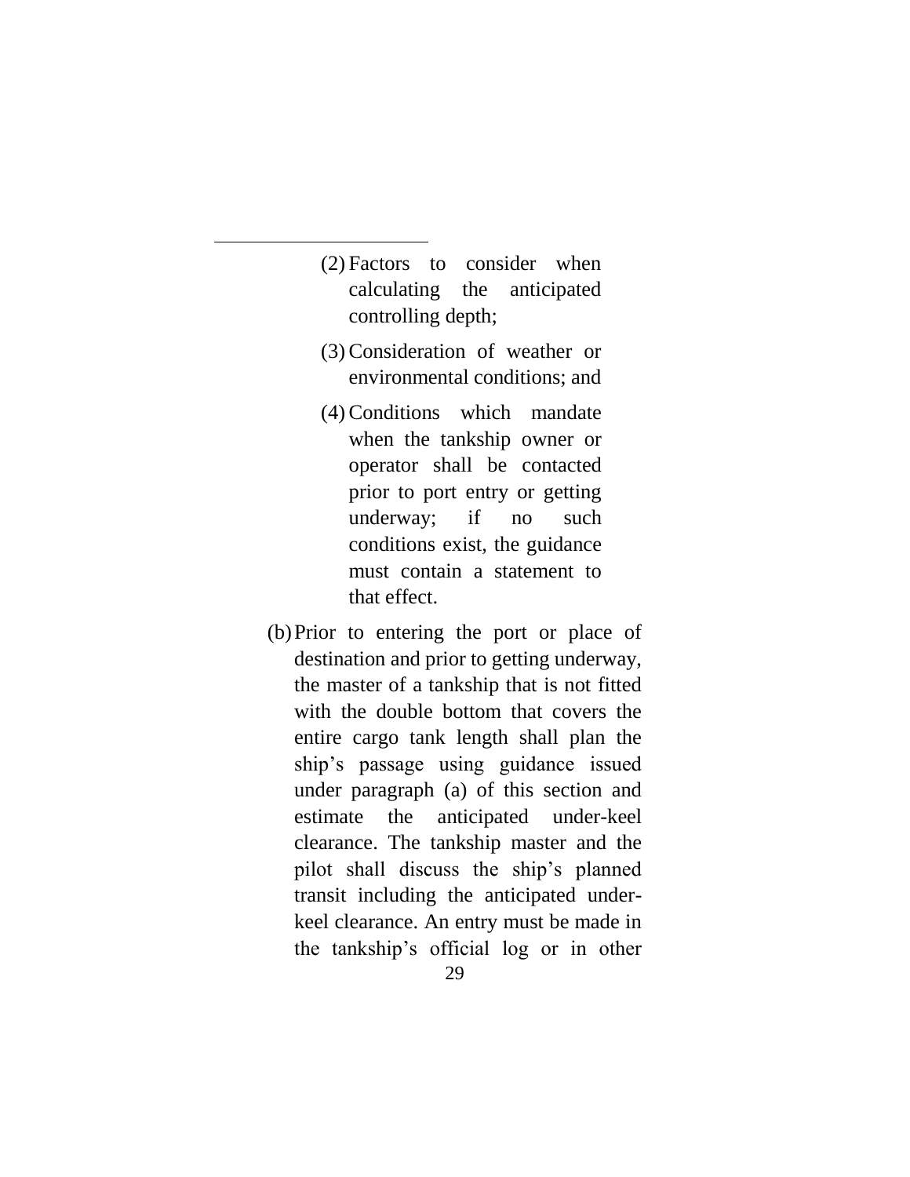(2) Factors to consider when calculating the anticipated controlling depth;

(3) Consideration of weather or environmental conditions; and

(4) Conditions which mandate when the tankship owner or operator shall be contacted prior to port entry or getting underway; if no such conditions exist, the guidance must contain a statement to that effect.

(b) Prior to entering the port or place of destination and prior to getting underway, the master of a tankship that is not fitted with the double bottom that covers the entire cargo tank length shall plan the ship's passage using guidance issued under paragraph (a) of this section and estimate the anticipated under-keel clearance. The tankship master and the pilot shall discuss the ship's planned transit including the anticipated under-keel clearance. An entry must be made in the tankship's official log or in other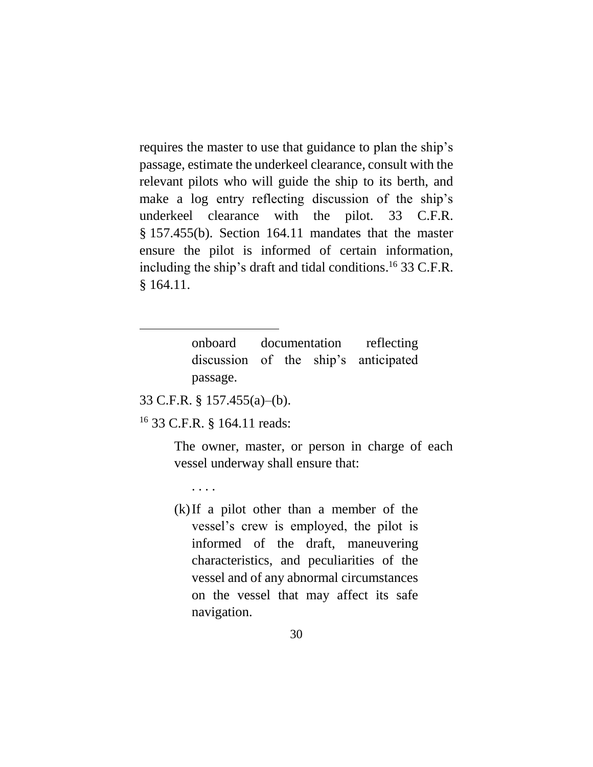requires the master to use that guidance to plan the ship's passage, estimate the underkeel clearance, consult with the relevant pilots who will guide the ship to its berth, and make a log entry reflecting discussion of the ship's underkeel clearance with the pilot. 33 C.F.R. § 157.455(b). Section 164.11 mandates that the master ensure the pilot is informed of certain information, including the ship's draft and tidal conditions.[16] 33 C.F.R. § 164.11.

---

> onboard documentation reflecting discussion of the ship's anticipated passage.

33 C.F.R. § 157.455(a)–(b).

[16] 33 C.F.R. § 164.11 reads:

> The owner, master, or person in charge of each vessel underway shall ensure that:
>
> . . . .
>
> (k) If a pilot other than a member of the vessel's crew is employed, the pilot is informed of the draft, maneuvering characteristics, and peculiarities of the vessel and of any abnormal circumstances on the vessel that may affect its safe navigation.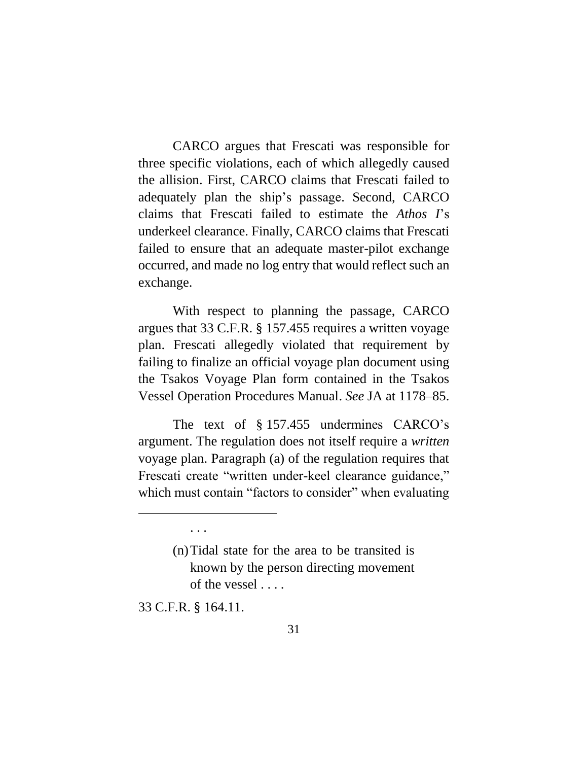CARCO argues that Frescati was responsible for three specific violations, each of which allegedly caused the allision. First, CARCO claims that Frescati failed to adequately plan the ship's passage. Second, CARCO claims that Frescati failed to estimate the *Athos I*'s underkeel clearance. Finally, CARCO claims that Frescati failed to ensure that an adequate master-pilot exchange occurred, and made no log entry that would reflect such an exchange.

With respect to planning the passage, CARCO argues that 33 C.F.R. § 157.455 requires a written voyage plan. Frescati allegedly violated that requirement by failing to finalize an official voyage plan document using the Tsakos Voyage Plan form contained in the Tsakos Vessel Operation Procedures Manual. *See* JA at 1178–85.

The text of § 157.455 undermines CARCO's argument. The regulation does not itself require a *written* voyage plan. Paragraph (a) of the regulation requires that Frescati create "written under-keel clearance guidance," which must contain "factors to consider" when evaluating

---

> . . .
>
> (n) Tidal state for the area to be transited is known by the person directing movement of the vessel . . . .

33 C.F.R. § 164.11.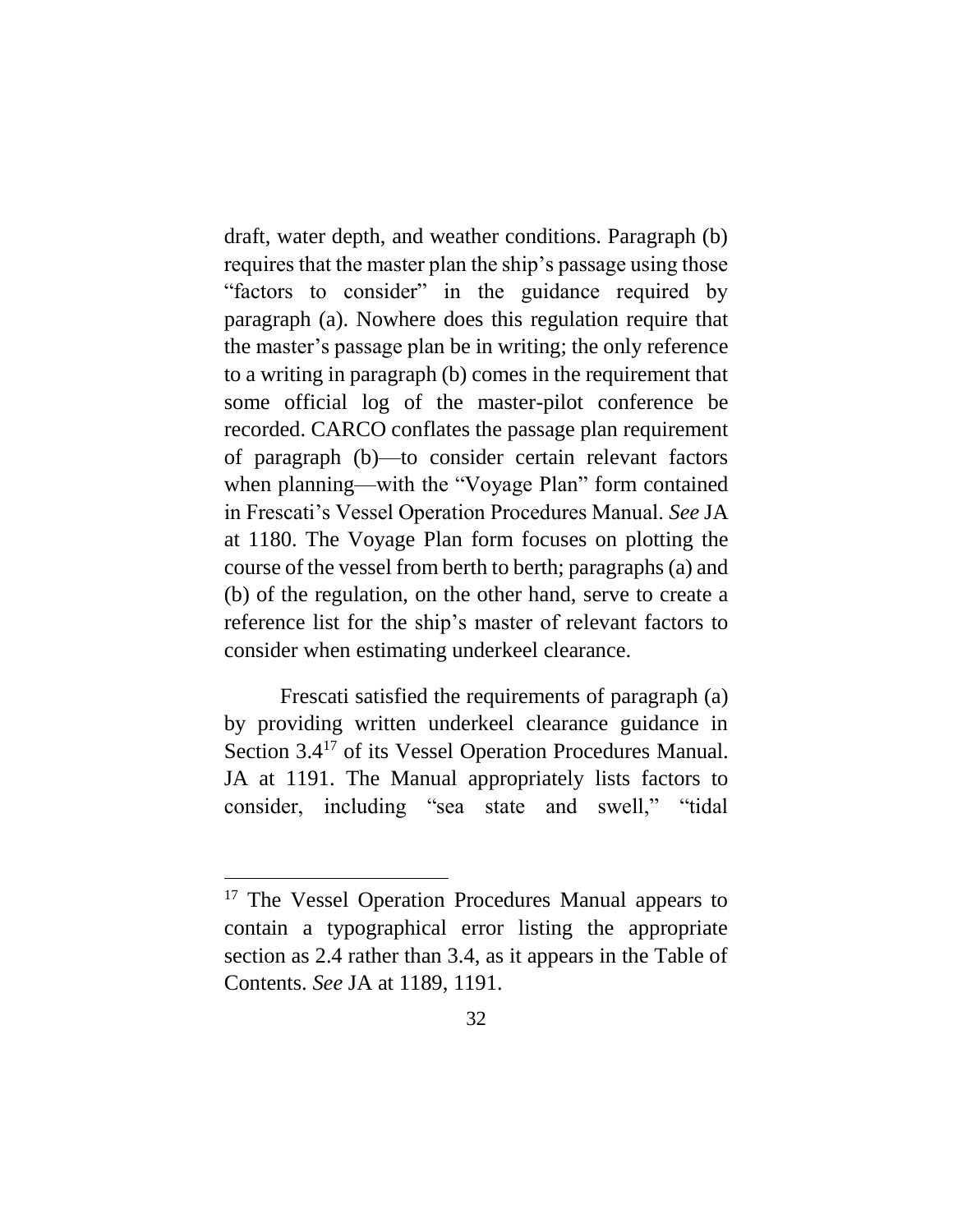draft, water depth, and weather conditions. Paragraph (b) requires that the master plan the ship's passage using those "factors to consider" in the guidance required by paragraph (a). Nowhere does this regulation require that the master's passage plan be in writing; the only reference to a writing in paragraph (b) comes in the requirement that some official log of the master-pilot conference be recorded. CARCO conflates the passage plan requirement of paragraph (b)—to consider certain relevant factors when planning—with the "Voyage Plan" form contained in Frescati's Vessel Operation Procedures Manual. *See* JA at 1180. The Voyage Plan form focuses on plotting the course of the vessel from berth to berth; paragraphs (a) and (b) of the regulation, on the other hand, serve to create a reference list for the ship's master of relevant factors to consider when estimating underkeel clearance.

Frescati satisfied the requirements of paragraph (a) by providing written underkeel clearance guidance in Section 3.4[17] of its Vessel Operation Procedures Manual. JA at 1191. The Manual appropriately lists factors to consider, including "sea state and swell," "tidal

---

[17] The Vessel Operation Procedures Manual appears to contain a typographical error listing the appropriate section as 2.4 rather than 3.4, as it appears in the Table of Contents. *See* JA at 1189, 1191.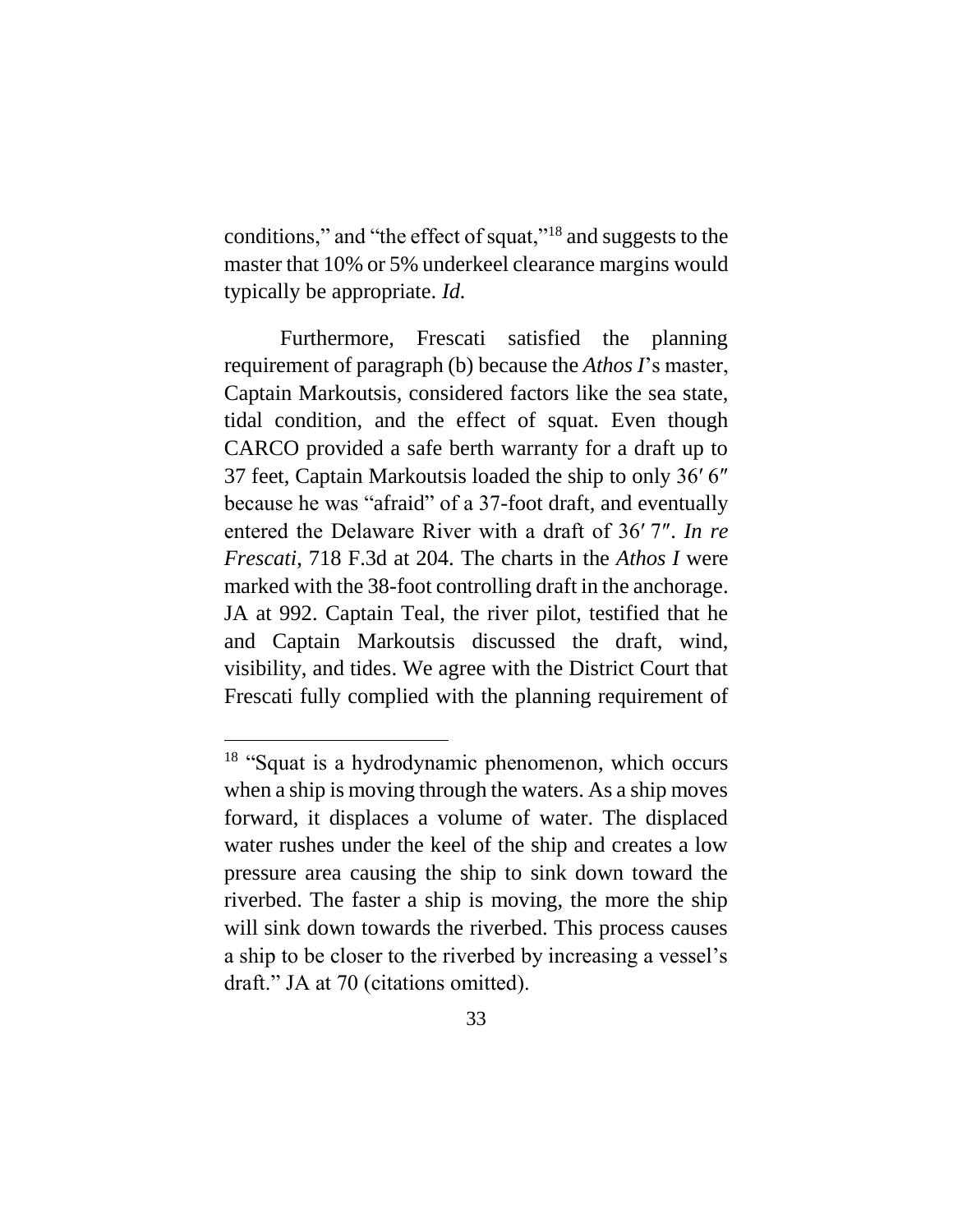conditions," and "the effect of squat,"[18] and suggests to the master that 10% or 5% underkeel clearance margins would typically be appropriate. *Id.*

Furthermore, Frescati satisfied the planning requirement of paragraph (b) because the *Athos I*'s master, Captain Markoutsis, considered factors like the sea state, tidal condition, and the effect of squat. Even though CARCO provided a safe berth warranty for a draft up to 37 feet, Captain Markoutsis loaded the ship to only 36′ 6″ because he was "afraid" of a 37-foot draft, and eventually entered the Delaware River with a draft of 36′ 7″. *In re Frescati*, 718 F.3d at 204. The charts in the *Athos I* were marked with the 38-foot controlling draft in the anchorage. JA at 992. Captain Teal, the river pilot, testified that he and Captain Markoutsis discussed the draft, wind, visibility, and tides. We agree with the District Court that Frescati fully complied with the planning requirement of

---

[18] "Squat is a hydrodynamic phenomenon, which occurs when a ship is moving through the waters. As a ship moves forward, it displaces a volume of water. The displaced water rushes under the keel of the ship and creates a low pressure area causing the ship to sink down toward the riverbed. The faster a ship is moving, the more the ship will sink down towards the riverbed. This process causes a ship to be closer to the riverbed by increasing a vessel's draft." JA at 70 (citations omitted).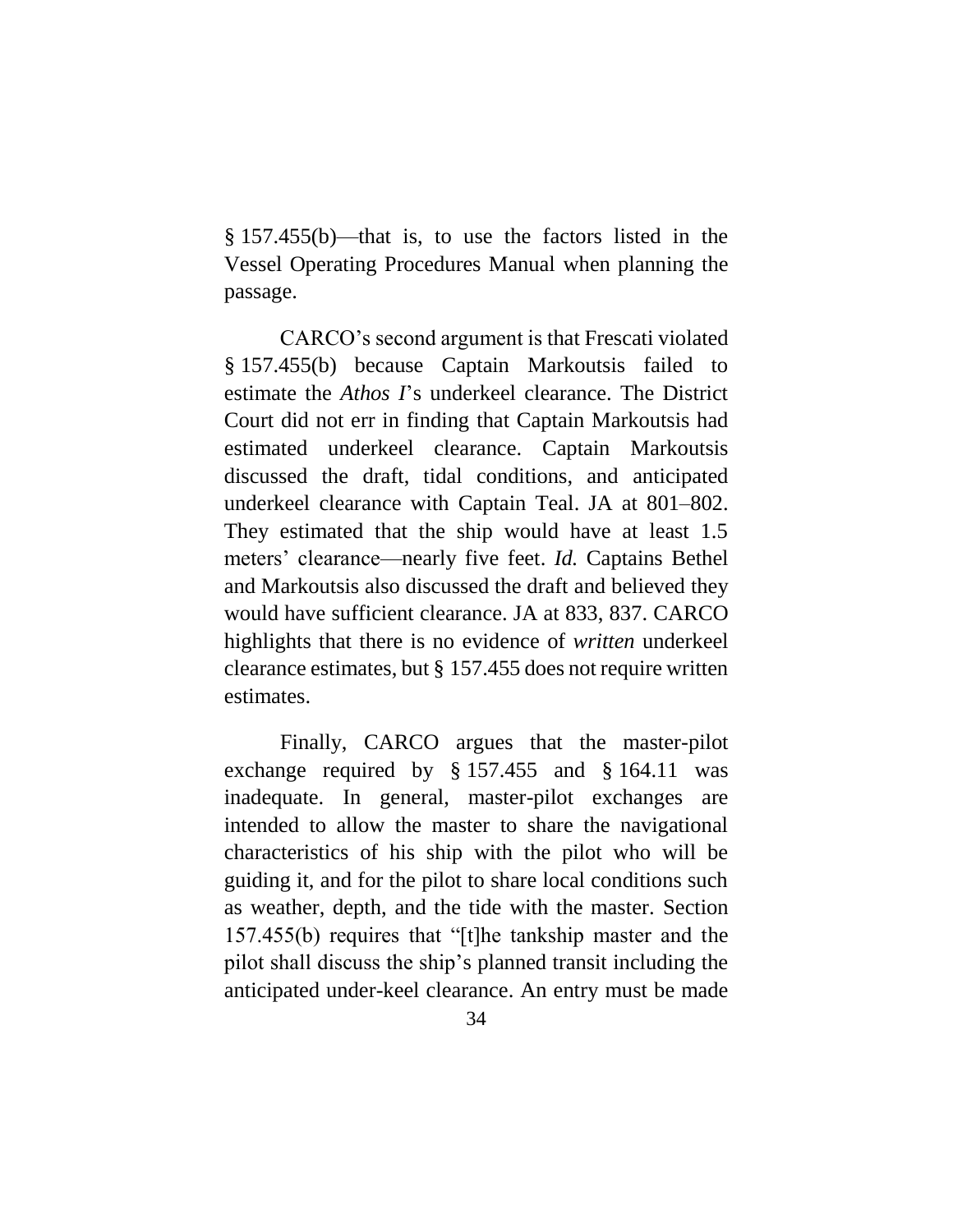§ 157.455(b)—that is, to use the factors listed in the Vessel Operating Procedures Manual when planning the passage.

CARCO's second argument is that Frescati violated § 157.455(b) because Captain Markoutsis failed to estimate the *Athos I*'s underkeel clearance. The District Court did not err in finding that Captain Markoutsis had estimated underkeel clearance. Captain Markoutsis discussed the draft, tidal conditions, and anticipated underkeel clearance with Captain Teal. JA at 801–802. They estimated that the ship would have at least 1.5 meters' clearance—nearly five feet. *Id.* Captains Bethel and Markoutsis also discussed the draft and believed they would have sufficient clearance. JA at 833, 837. CARCO highlights that there is no evidence of *written* underkeel clearance estimates, but § 157.455 does not require written estimates.

Finally, CARCO argues that the master-pilot exchange required by § 157.455 and § 164.11 was inadequate. In general, master-pilot exchanges are intended to allow the master to share the navigational characteristics of his ship with the pilot who will be guiding it, and for the pilot to share local conditions such as weather, depth, and the tide with the master. Section 157.455(b) requires that "[t]he tankship master and the pilot shall discuss the ship's planned transit including the anticipated under-keel clearance. An entry must be made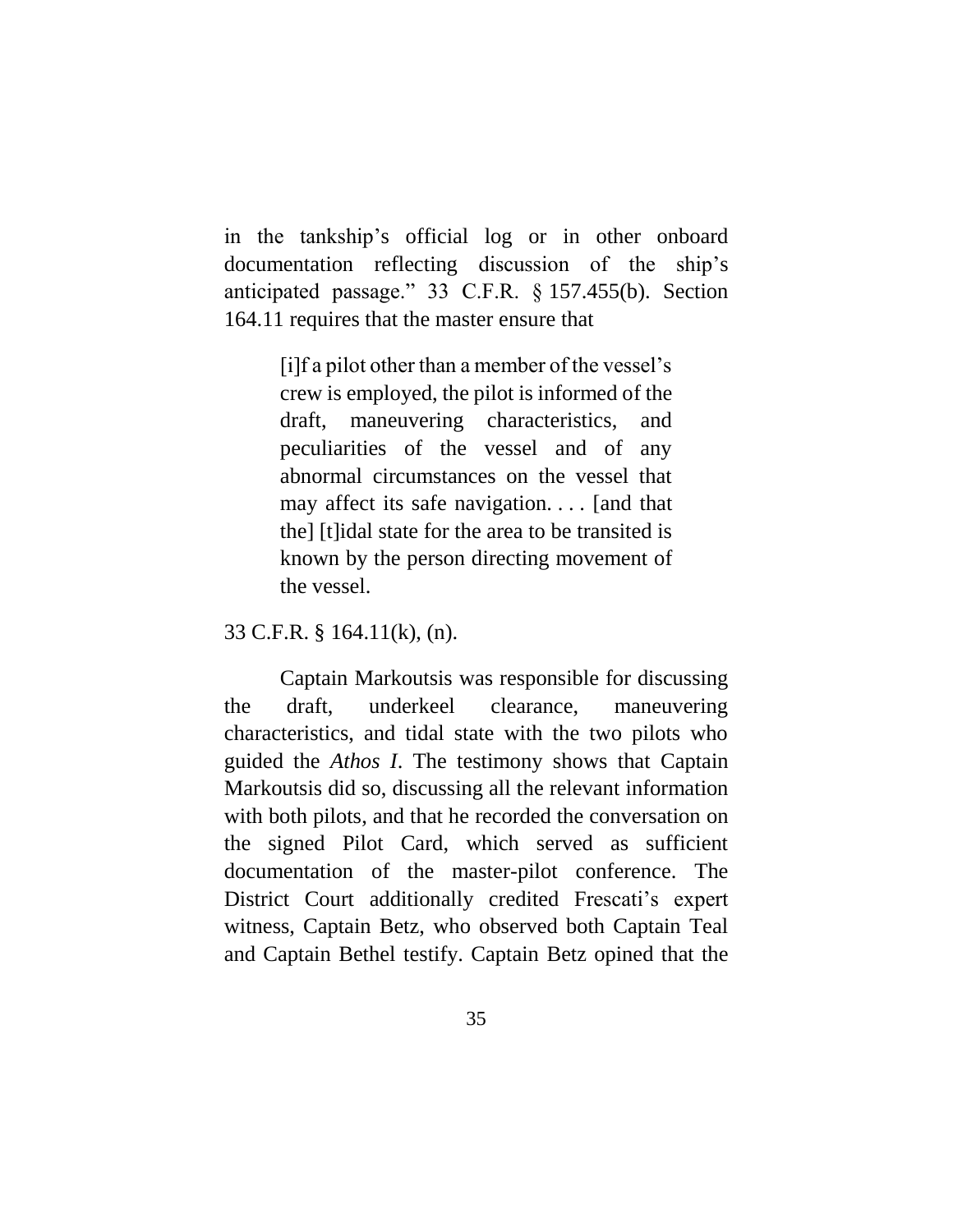in the tankship's official log or in other onboard documentation reflecting discussion of the ship's anticipated passage." 33 C.F.R. § 157.455(b). Section 164.11 requires that the master ensure that

> [i]f a pilot other than a member of the vessel's crew is employed, the pilot is informed of the draft, maneuvering characteristics, and peculiarities of the vessel and of any abnormal circumstances on the vessel that may affect its safe navigation. . . . [and that the] [t]idal state for the area to be transited is known by the person directing movement of the vessel.

33 C.F.R. § 164.11(k), (n).

Captain Markoutsis was responsible for discussing the draft, underkeel clearance, maneuvering characteristics, and tidal state with the two pilots who guided the *Athos I*. The testimony shows that Captain Markoutsis did so, discussing all the relevant information with both pilots, and that he recorded the conversation on the signed Pilot Card, which served as sufficient documentation of the master-pilot conference. The District Court additionally credited Frescati's expert witness, Captain Betz, who observed both Captain Teal and Captain Bethel testify. Captain Betz opined that the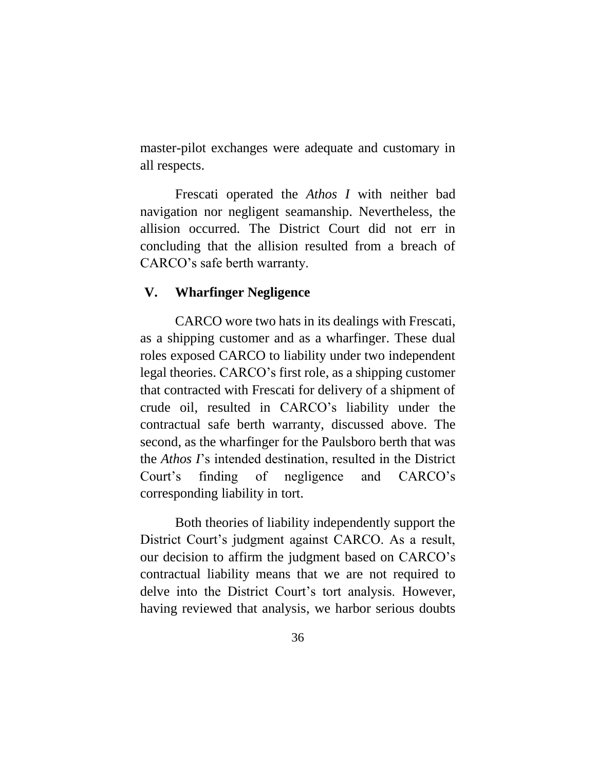master-pilot exchanges were adequate and customary in all respects.

Frescati operated the *Athos I* with neither bad navigation nor negligent seamanship. Nevertheless, the allision occurred. The District Court did not err in concluding that the allision resulted from a breach of CARCO's safe berth warranty.

## V. Wharfinger Negligence

CARCO wore two hats in its dealings with Frescati, as a shipping customer and as a wharfinger. These dual roles exposed CARCO to liability under two independent legal theories. CARCO's first role, as a shipping customer that contracted with Frescati for delivery of a shipment of crude oil, resulted in CARCO's liability under the contractual safe berth warranty, discussed above. The second, as the wharfinger for the Paulsboro berth that was the *Athos I*'s intended destination, resulted in the District Court's finding of negligence and CARCO's corresponding liability in tort.

Both theories of liability independently support the District Court's judgment against CARCO. As a result, our decision to affirm the judgment based on CARCO's contractual liability means that we are not required to delve into the District Court's tort analysis. However, having reviewed that analysis, we harbor serious doubts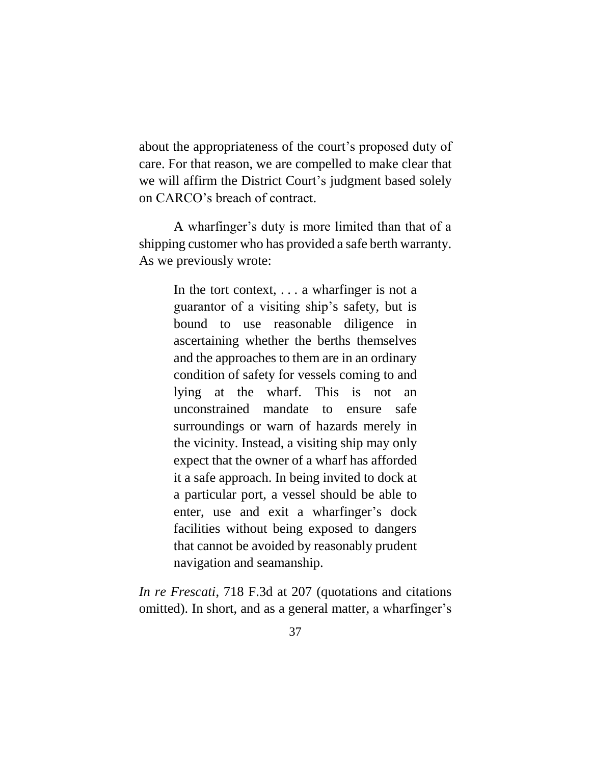about the appropriateness of the court's proposed duty of care. For that reason, we are compelled to make clear that we will affirm the District Court's judgment based solely on CARCO's breach of contract.

A wharfinger's duty is more limited than that of a shipping customer who has provided a safe berth warranty. As we previously wrote:

> In the tort context, . . . a wharfinger is not a guarantor of a visiting ship's safety, but is bound to use reasonable diligence in ascertaining whether the berths themselves and the approaches to them are in an ordinary condition of safety for vessels coming to and lying at the wharf. This is not an unconstrained mandate to ensure safe surroundings or warn of hazards merely in the vicinity. Instead, a visiting ship may only expect that the owner of a wharf has afforded it a safe approach. In being invited to dock at a particular port, a vessel should be able to enter, use and exit a wharfinger's dock facilities without being exposed to dangers that cannot be avoided by reasonably prudent navigation and seamanship.

*In re Frescati*, 718 F.3d at 207 (quotations and citations omitted). In short, and as a general matter, a wharfinger's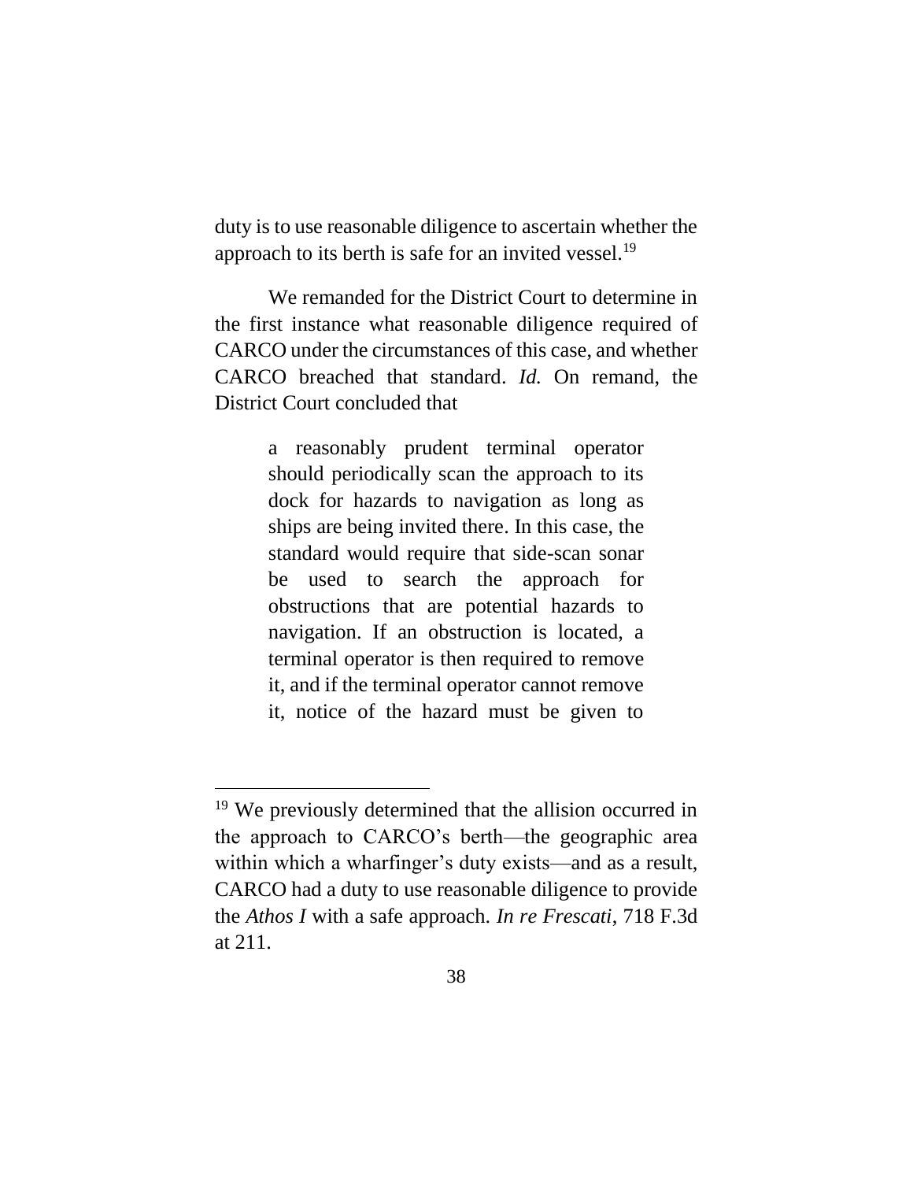duty is to use reasonable diligence to ascertain whether the approach to its berth is safe for an invited vessel.[19]

We remanded for the District Court to determine in the first instance what reasonable diligence required of CARCO under the circumstances of this case, and whether CARCO breached that standard. *Id.* On remand, the District Court concluded that

> a reasonably prudent terminal operator should periodically scan the approach to its dock for hazards to navigation as long as ships are being invited there. In this case, the standard would require that side-scan sonar be used to search the approach for obstructions that are potential hazards to navigation. If an obstruction is located, a terminal operator is then required to remove it, and if the terminal operator cannot remove it, notice of the hazard must be given to

---

[19] We previously determined that the allision occurred in the approach to CARCO's berth—the geographic area within which a wharfinger's duty exists—and as a result, CARCO had a duty to use reasonable diligence to provide the *Athos I* with a safe approach. *In re Frescati*, 718 F.3d at 211.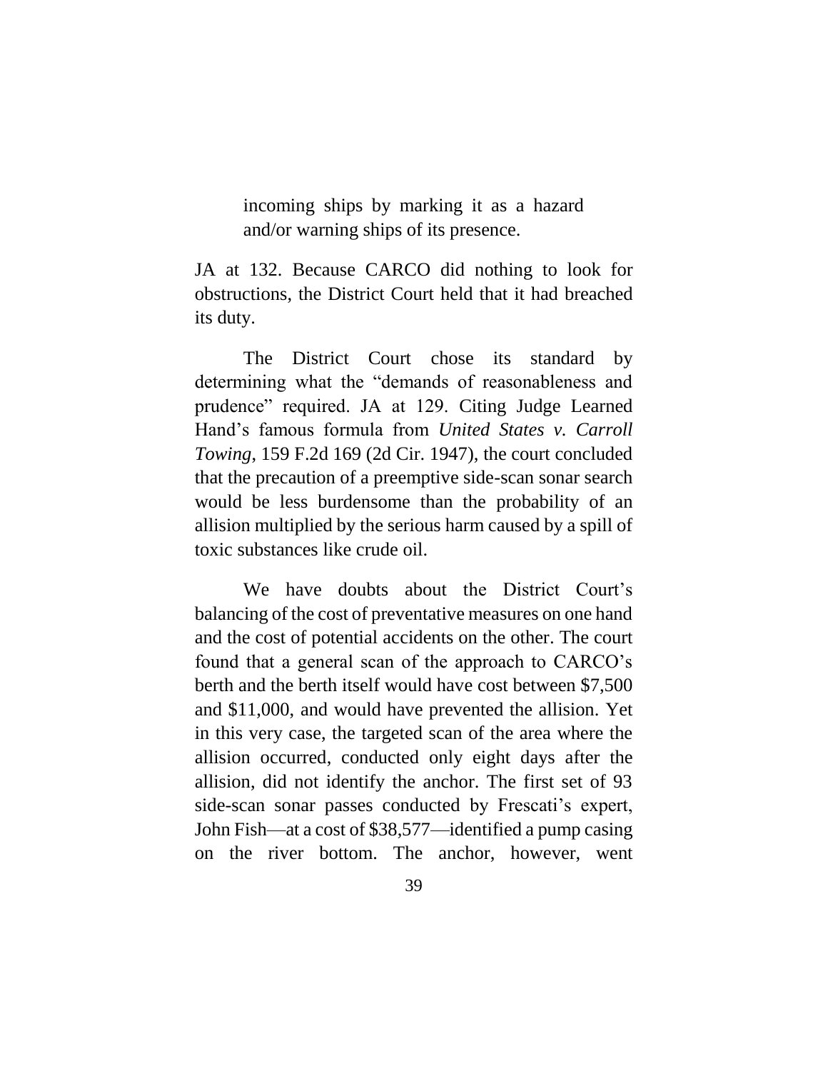> incoming ships by marking it as a hazard and/or warning ships of its presence.

JA at 132. Because CARCO did nothing to look for obstructions, the District Court held that it had breached its duty.

The District Court chose its standard by determining what the "demands of reasonableness and prudence" required. JA at 129. Citing Judge Learned Hand's famous formula from *United States v. Carroll Towing*, 159 F.2d 169 (2d Cir. 1947), the court concluded that the precaution of a preemptive side-scan sonar search would be less burdensome than the probability of an allision multiplied by the serious harm caused by a spill of toxic substances like crude oil.

We have doubts about the District Court's balancing of the cost of preventative measures on one hand and the cost of potential accidents on the other. The court found that a general scan of the approach to CARCO's berth and the berth itself would have cost between $7,500 and $11,000, and would have prevented the allision. Yet in this very case, the targeted scan of the area where the allision occurred, conducted only eight days after the allision, did not identify the anchor. The first set of 93 side-scan sonar passes conducted by Frescati's expert, John Fish—at a cost of $38,577—identified a pump casing on the river bottom. The anchor, however, went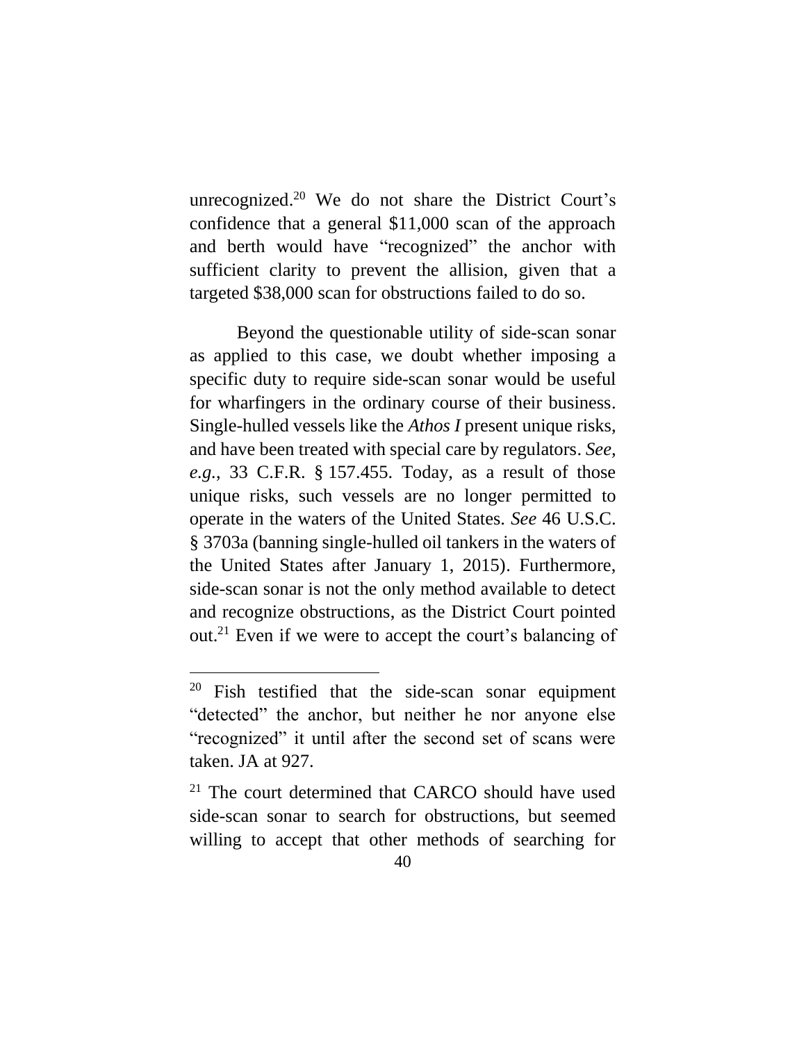unrecognized.[20] We do not share the District Court's confidence that a general $11,000 scan of the approach and berth would have "recognized" the anchor with sufficient clarity to prevent the allision, given that a targeted $38,000 scan for obstructions failed to do so.

Beyond the questionable utility of side-scan sonar as applied to this case, we doubt whether imposing a specific duty to require side-scan sonar would be useful for wharfingers in the ordinary course of their business. Single-hulled vessels like the *Athos I* present unique risks, and have been treated with special care by regulators. *See, e.g.*, 33 C.F.R. § 157.455. Today, as a result of those unique risks, such vessels are no longer permitted to operate in the waters of the United States. *See* 46 U.S.C. § 3703a (banning single-hulled oil tankers in the waters of the United States after January 1, 2015). Furthermore, side-scan sonar is not the only method available to detect and recognize obstructions, as the District Court pointed out.[21] Even if we were to accept the court's balancing of

---

[20] Fish testified that the side-scan sonar equipment "detected" the anchor, but neither he nor anyone else "recognized" it until after the second set of scans were taken. JA at 927.

[21] The court determined that CARCO should have used side-scan sonar to search for obstructions, but seemed willing to accept that other methods of searching for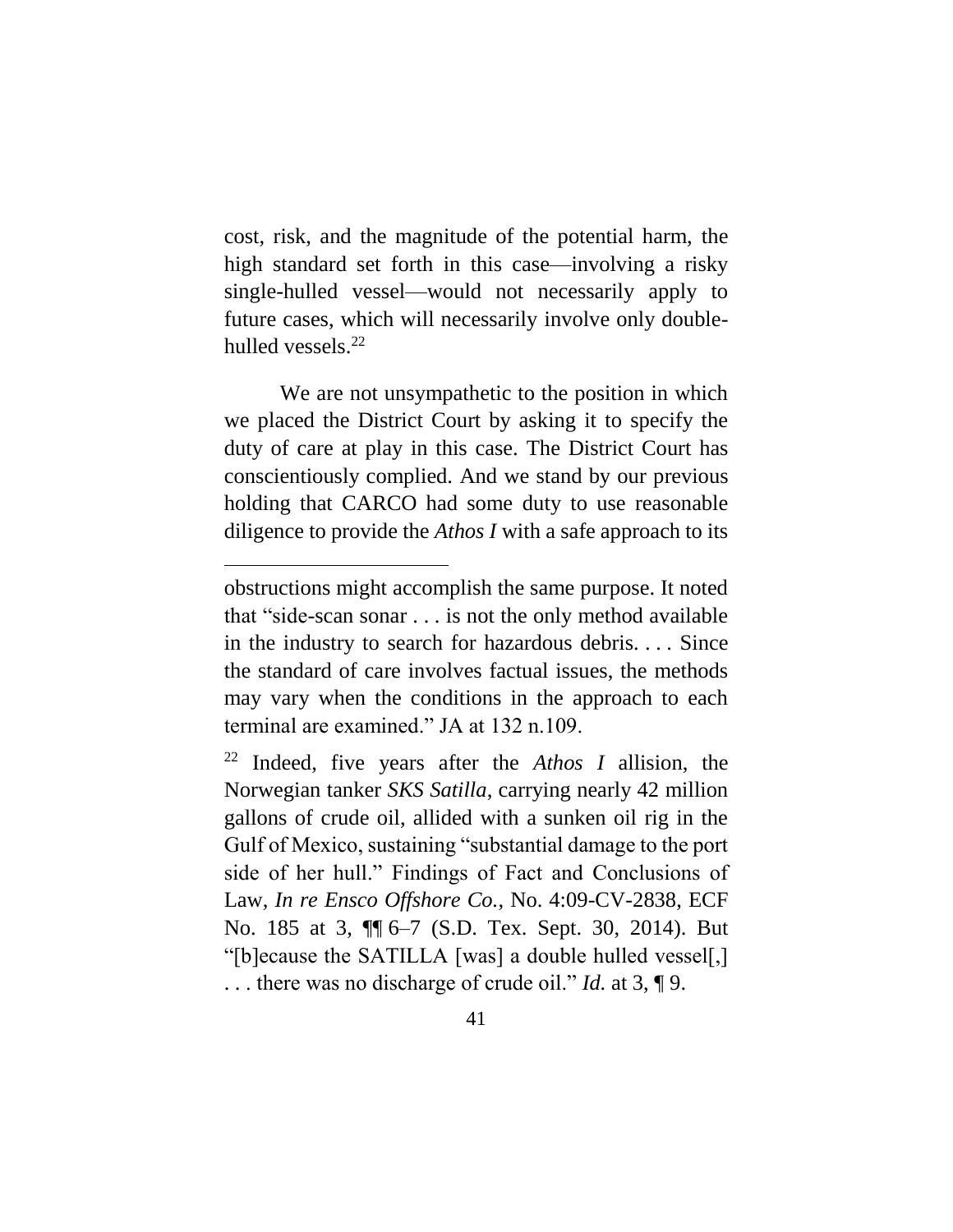cost, risk, and the magnitude of the potential harm, the high standard set forth in this case—involving a risky single-hulled vessel—would not necessarily apply to future cases, which will necessarily involve only double-hulled vessels.[22]

We are not unsympathetic to the position in which we placed the District Court by asking it to specify the duty of care at play in this case. The District Court has conscientiously complied. And we stand by our previous holding that CARCO had some duty to use reasonable diligence to provide the *Athos I* with a safe approach to its

---

obstructions might accomplish the same purpose. It noted that "side-scan sonar . . . is not the only method available in the industry to search for hazardous debris. . . . Since the standard of care involves factual issues, the methods may vary when the conditions in the approach to each terminal are examined." JA at 132 n.109.

[22] Indeed, five years after the *Athos I* allision, the Norwegian tanker *SKS Satilla*, carrying nearly 42 million gallons of crude oil, allided with a sunken oil rig in the Gulf of Mexico, sustaining "substantial damage to the port side of her hull." Findings of Fact and Conclusions of Law, *In re Ensco Offshore Co.*, No. 4:09-CV-2838, ECF No. 185 at 3, ¶¶ 6–7 (S.D. Tex. Sept. 30, 2014). But "[b]ecause the SATILLA [was] a double hulled vessel[,] . . . there was no discharge of crude oil." *Id.* at 3, ¶ 9.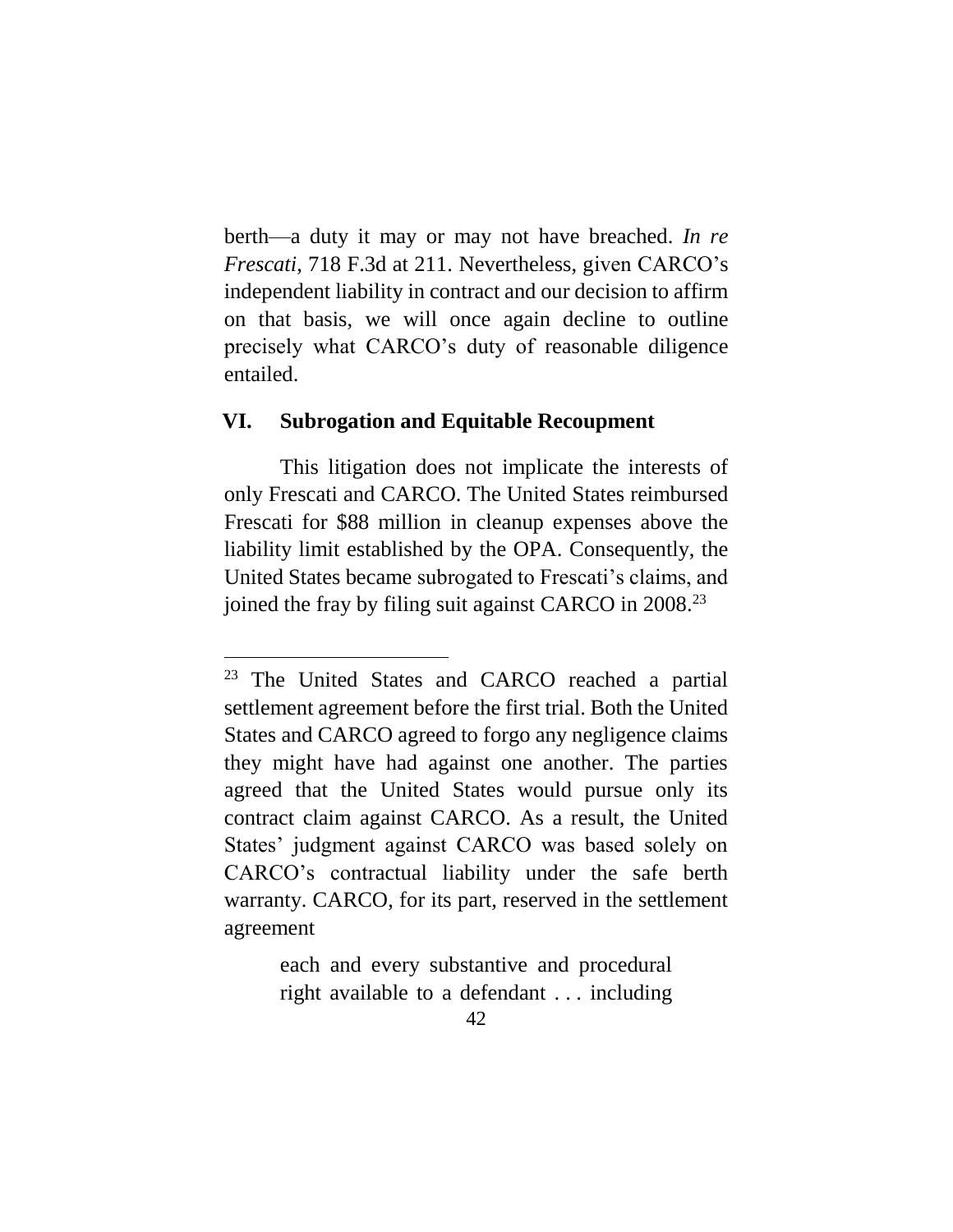berth—a duty it may or may not have breached. *In re Frescati*, 718 F.3d at 211. Nevertheless, given CARCO's independent liability in contract and our decision to affirm on that basis, we will once again decline to outline precisely what CARCO's duty of reasonable diligence entailed.

## VI. Subrogation and Equitable Recoupment

This litigation does not implicate the interests of only Frescati and CARCO. The United States reimbursed Frescati for $88 million in cleanup expenses above the liability limit established by the OPA. Consequently, the United States became subrogated to Frescati's claims, and joined the fray by filing suit against CARCO in 2008.[23]

---

[23] The United States and CARCO reached a partial settlement agreement before the first trial. Both the United States and CARCO agreed to forgo any negligence claims they might have had against one another. The parties agreed that the United States would pursue only its contract claim against CARCO. As a result, the United States' judgment against CARCO was based solely on CARCO's contractual liability under the safe berth warranty. CARCO, for its part, reserved in the settlement agreement

> each and every substantive and procedural right available to a defendant . . . including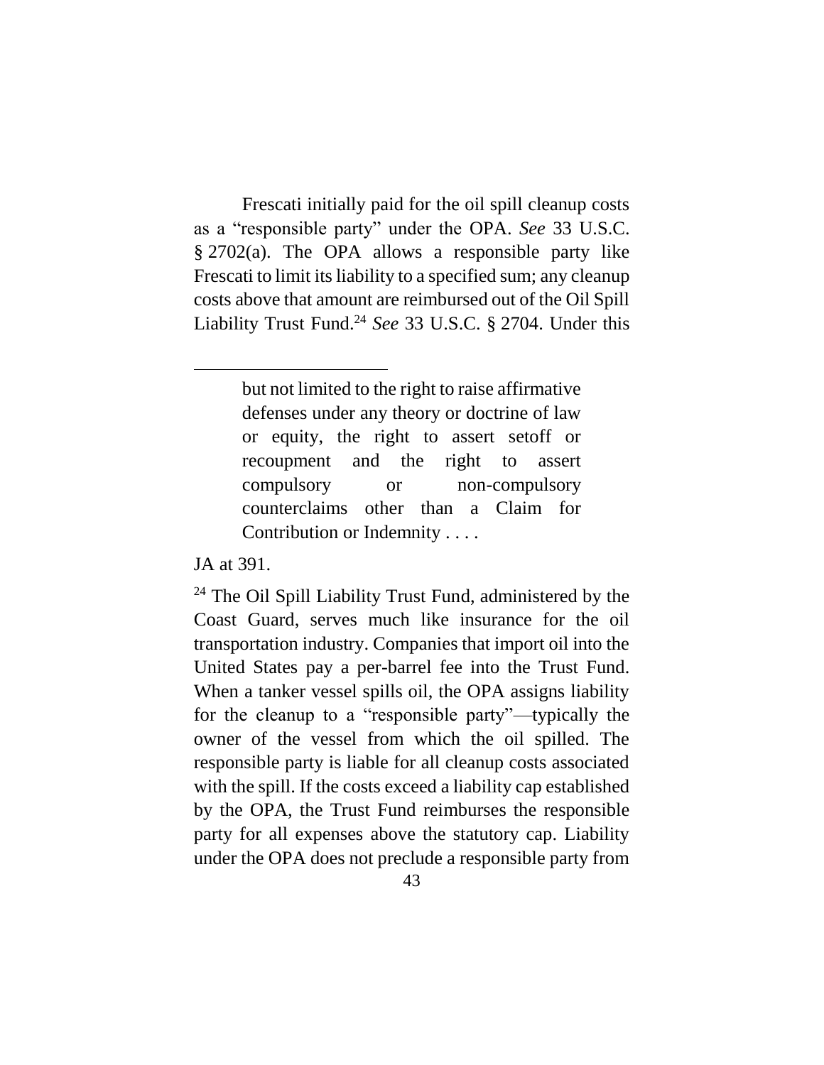Frescati initially paid for the oil spill cleanup costs as a "responsible party" under the OPA. *See* 33 U.S.C. § 2702(a). The OPA allows a responsible party like Frescati to limit its liability to a specified sum; any cleanup costs above that amount are reimbursed out of the Oil Spill Liability Trust Fund.[24] *See* 33 U.S.C. § 2704. Under this

---

> but not limited to the right to raise affirmative defenses under any theory or doctrine of law or equity, the right to assert setoff or recoupment and the right to assert compulsory or non-compulsory counterclaims other than a Claim for Contribution or Indemnity . . . .

JA at 391.

[24] The Oil Spill Liability Trust Fund, administered by the Coast Guard, serves much like insurance for the oil transportation industry. Companies that import oil into the United States pay a per-barrel fee into the Trust Fund. When a tanker vessel spills oil, the OPA assigns liability for the cleanup to a "responsible party"—typically the owner of the vessel from which the oil spilled. The responsible party is liable for all cleanup costs associated with the spill. If the costs exceed a liability cap established by the OPA, the Trust Fund reimburses the responsible party for all expenses above the statutory cap. Liability under the OPA does not preclude a responsible party from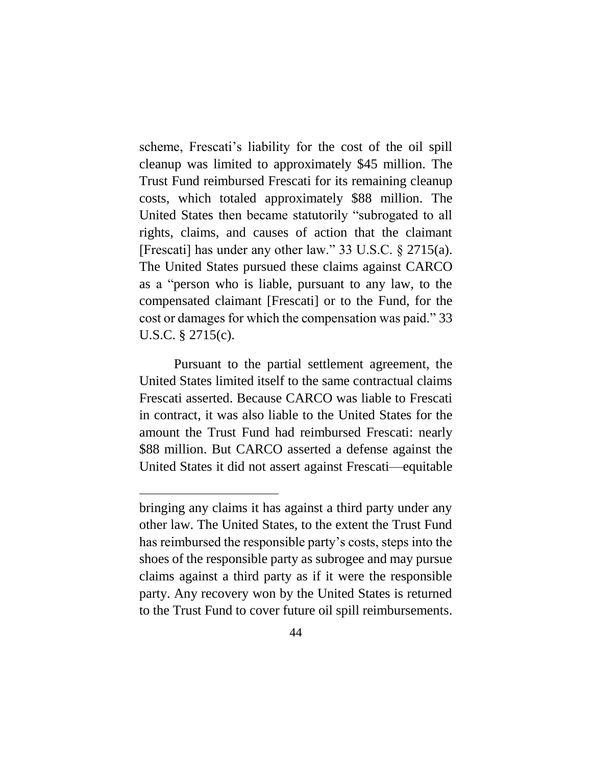scheme, Frescati's liability for the cost of the oil spill cleanup was limited to approximately $45 million. The Trust Fund reimbursed Frescati for its remaining cleanup costs, which totaled approximately $88 million. The United States then became statutorily "subrogated to all rights, claims, and causes of action that the claimant [Frescati] has under any other law." 33 U.S.C. § 2715(a). The United States pursued these claims against CARCO as a "person who is liable, pursuant to any law, to the compensated claimant [Frescati] or to the Fund, for the cost or damages for which the compensation was paid." 33 U.S.C. § 2715(c).

Pursuant to the partial settlement agreement, the United States limited itself to the same contractual claims Frescati asserted. Because CARCO was liable to Frescati in contract, it was also liable to the United States for the amount the Trust Fund had reimbursed Frescati: nearly $88 million. But CARCO asserted a defense against the United States it did not assert against Frescati—equitable

---

bringing any claims it has against a third party under any other law. The United States, to the extent the Trust Fund has reimbursed the responsible party's costs, steps into the shoes of the responsible party as subrogee and may pursue claims against a third party as if it were the responsible party. Any recovery won by the United States is returned to the Trust Fund to cover future oil spill reimbursements.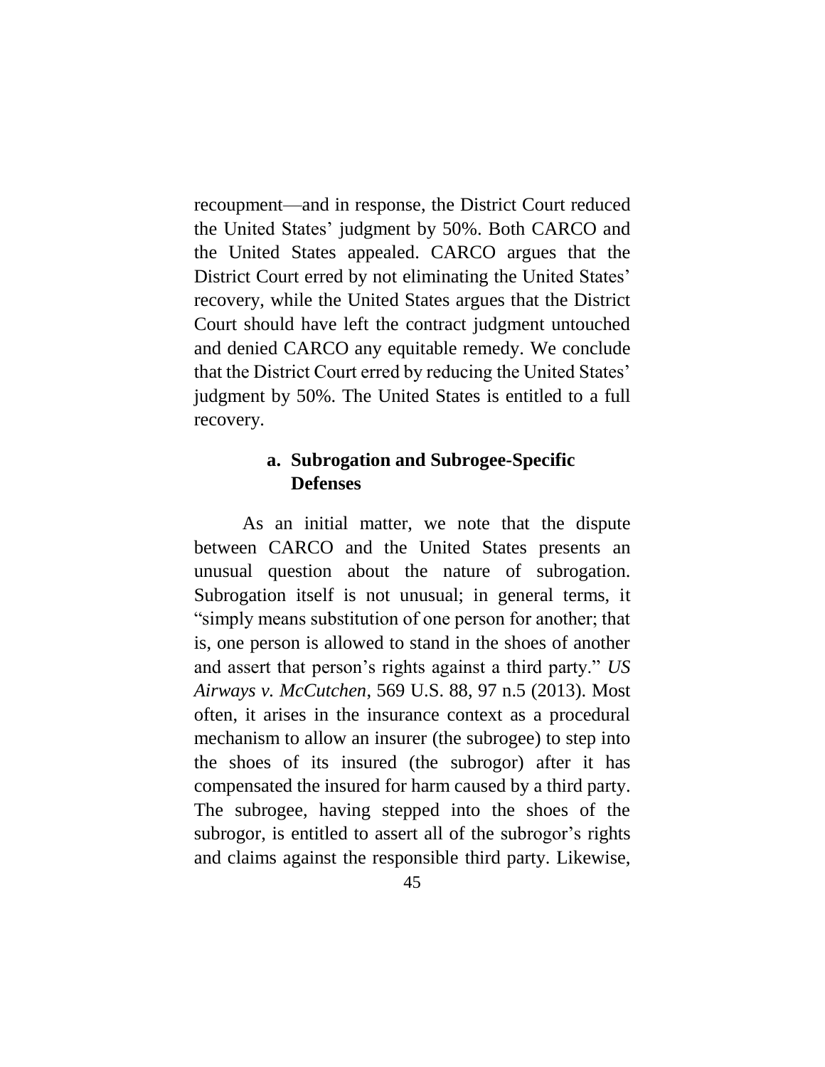recoupment—and in response, the District Court reduced the United States' judgment by 50%. Both CARCO and the United States appealed. CARCO argues that the District Court erred by not eliminating the United States' recovery, while the United States argues that the District Court should have left the contract judgment untouched and denied CARCO any equitable remedy. We conclude that the District Court erred by reducing the United States' judgment by 50%. The United States is entitled to a full recovery.

### a. Subrogation and Subrogee-Specific Defenses

As an initial matter, we note that the dispute between CARCO and the United States presents an unusual question about the nature of subrogation. Subrogation itself is not unusual; in general terms, it "simply means substitution of one person for another; that is, one person is allowed to stand in the shoes of another and assert that person's rights against a third party." *US Airways v. McCutchen*, 569 U.S. 88, 97 n.5 (2013). Most often, it arises in the insurance context as a procedural mechanism to allow an insurer (the subrogee) to step into the shoes of its insured (the subrogor) after it has compensated the insured for harm caused by a third party. The subrogee, having stepped into the shoes of the subrogor, is entitled to assert all of the subrogor's rights and claims against the responsible third party. Likewise,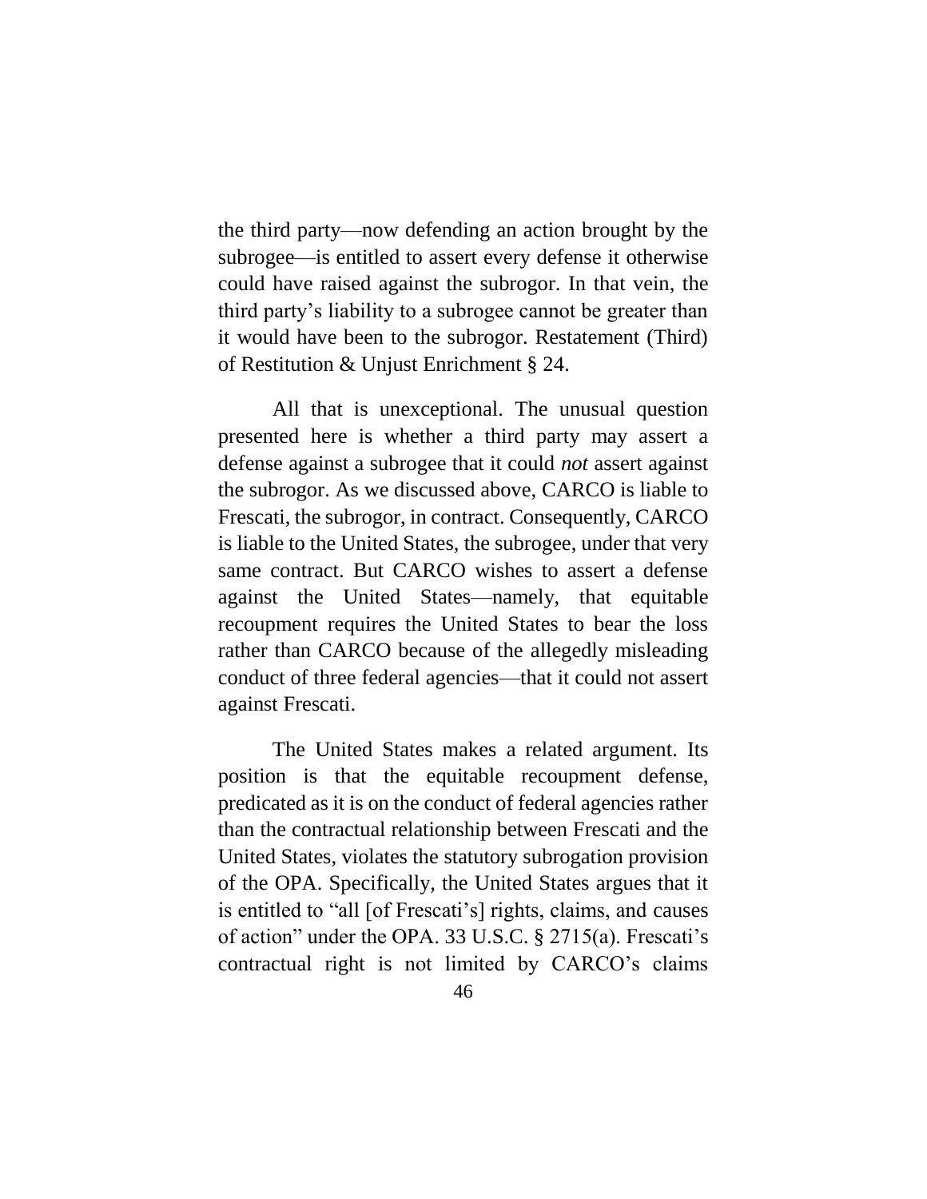the third party—now defending an action brought by the subrogee—is entitled to assert every defense it otherwise could have raised against the subrogor. In that vein, the third party's liability to a subrogee cannot be greater than it would have been to the subrogor. Restatement (Third) of Restitution & Unjust Enrichment § 24.

All that is unexceptional. The unusual question presented here is whether a third party may assert a defense against a subrogee that it could *not* assert against the subrogor. As we discussed above, CARCO is liable to Frescati, the subrogor, in contract. Consequently, CARCO is liable to the United States, the subrogee, under that very same contract. But CARCO wishes to assert a defense against the United States—namely, that equitable recoupment requires the United States to bear the loss rather than CARCO because of the allegedly misleading conduct of three federal agencies—that it could not assert against Frescati.

The United States makes a related argument. Its position is that the equitable recoupment defense, predicated as it is on the conduct of federal agencies rather than the contractual relationship between Frescati and the United States, violates the statutory subrogation provision of the OPA. Specifically, the United States argues that it is entitled to "all [of Frescati's] rights, claims, and causes of action" under the OPA. 33 U.S.C. § 2715(a). Frescati's contractual right is not limited by CARCO's claims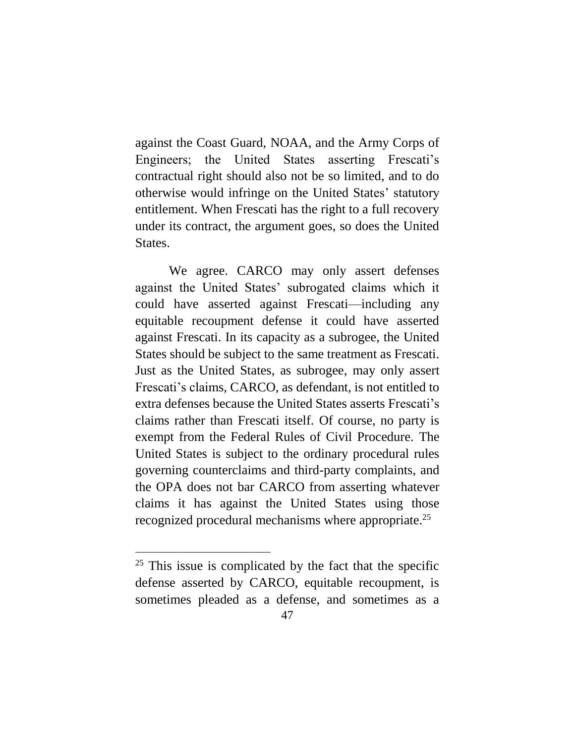against the Coast Guard, NOAA, and the Army Corps of Engineers; the United States asserting Frescati's contractual right should also not be so limited, and to do otherwise would infringe on the United States' statutory entitlement. When Frescati has the right to a full recovery under its contract, the argument goes, so does the United States.

We agree. CARCO may only assert defenses against the United States' subrogated claims which it could have asserted against Frescati—including any equitable recoupment defense it could have asserted against Frescati. In its capacity as a subrogee, the United States should be subject to the same treatment as Frescati. Just as the United States, as subrogee, may only assert Frescati's claims, CARCO, as defendant, is not entitled to extra defenses because the United States asserts Frescati's claims rather than Frescati itself. Of course, no party is exempt from the Federal Rules of Civil Procedure. The United States is subject to the ordinary procedural rules governing counterclaims and third-party complaints, and the OPA does not bar CARCO from asserting whatever claims it has against the United States using those recognized procedural mechanisms where appropriate.[25]

---

[25] This issue is complicated by the fact that the specific defense asserted by CARCO, equitable recoupment, is sometimes pleaded as a defense, and sometimes as a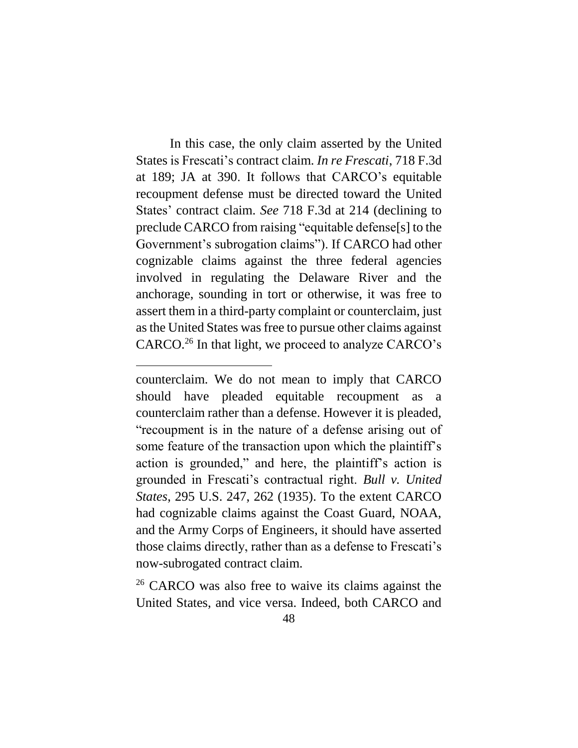In this case, the only claim asserted by the United States is Frescati's contract claim. *In re Frescati*, 718 F.3d at 189; JA at 390. It follows that CARCO's equitable recoupment defense must be directed toward the United States' contract claim. *See* 718 F.3d at 214 (declining to preclude CARCO from raising "equitable defense[s] to the Government's subrogation claims"). If CARCO had other cognizable claims against the three federal agencies involved in regulating the Delaware River and the anchorage, sounding in tort or otherwise, it was free to assert them in a third-party complaint or counterclaim, just as the United States was free to pursue other claims against CARCO.[26] In that light, we proceed to analyze CARCO's

---

counterclaim. We do not mean to imply that CARCO should have pleaded equitable recoupment as a counterclaim rather than a defense. However it is pleaded, "recoupment is in the nature of a defense arising out of some feature of the transaction upon which the plaintiff's action is grounded," and here, the plaintiff's action is grounded in Frescati's contractual right. *Bull v. United States*, 295 U.S. 247, 262 (1935). To the extent CARCO had cognizable claims against the Coast Guard, NOAA, and the Army Corps of Engineers, it should have asserted those claims directly, rather than as a defense to Frescati's now-subrogated contract claim.

[26] CARCO was also free to waive its claims against the United States, and vice versa. Indeed, both CARCO and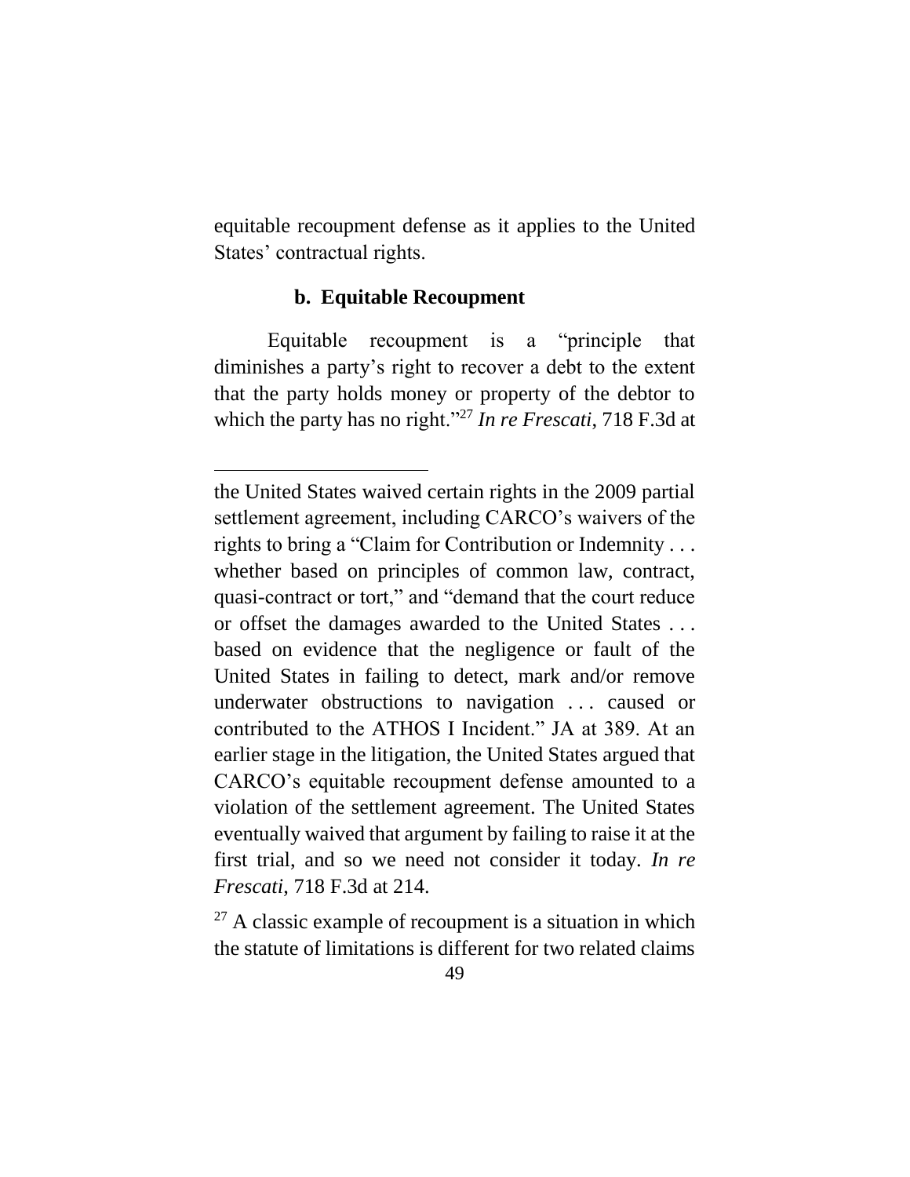equitable recoupment defense as it applies to the United States' contractual rights.

#### b. Equitable Recoupment

Equitable recoupment is a "principle that diminishes a party's right to recover a debt to the extent that the party holds money or property of the debtor to which the party has no right."[27] *In re Frescati*, 718 F.3d at

---

the United States waived certain rights in the 2009 partial settlement agreement, including CARCO's waivers of the rights to bring a "Claim for Contribution or Indemnity . . . whether based on principles of common law, contract, quasi-contract or tort," and "demand that the court reduce or offset the damages awarded to the United States . . . based on evidence that the negligence or fault of the United States in failing to detect, mark and/or remove underwater obstructions to navigation . . . caused or contributed to the ATHOS I Incident." JA at 389. At an earlier stage in the litigation, the United States argued that CARCO's equitable recoupment defense amounted to a violation of the settlement agreement. The United States eventually waived that argument by failing to raise it at the first trial, and so we need not consider it today. *In re Frescati*, 718 F.3d at 214.

[27] A classic example of recoupment is a situation in which the statute of limitations is different for two related claims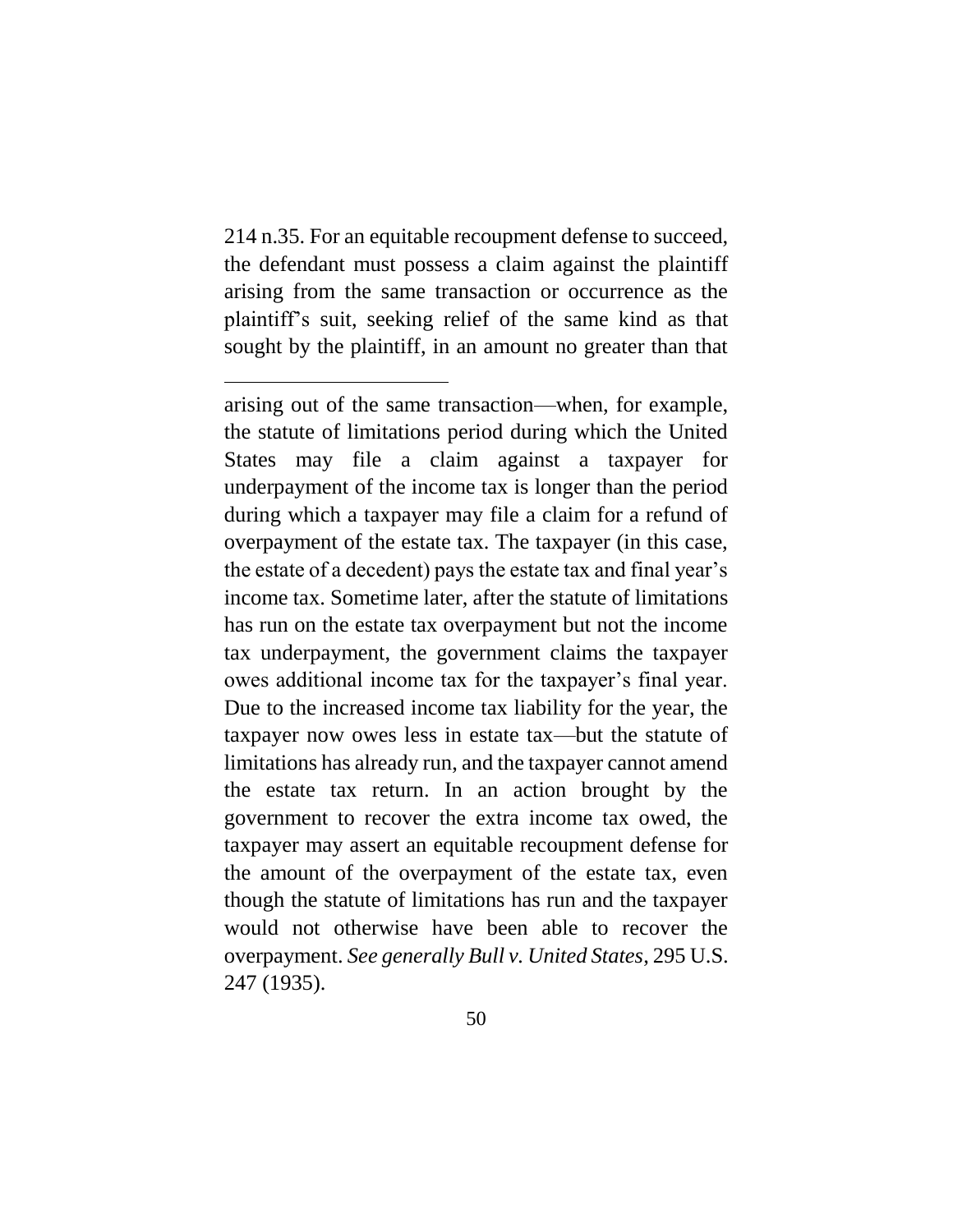214 n.35. For an equitable recoupment defense to succeed, the defendant must possess a claim against the plaintiff arising from the same transaction or occurrence as the plaintiff's suit, seeking relief of the same kind as that sought by the plaintiff, in an amount no greater than that

---

arising out of the same transaction—when, for example, the statute of limitations period during which the United States may file a claim against a taxpayer for underpayment of the income tax is longer than the period during which a taxpayer may file a claim for a refund of overpayment of the estate tax. The taxpayer (in this case, the estate of a decedent) pays the estate tax and final year's income tax. Sometime later, after the statute of limitations has run on the estate tax overpayment but not the income tax underpayment, the government claims the taxpayer owes additional income tax for the taxpayer's final year. Due to the increased income tax liability for the year, the taxpayer now owes less in estate tax—but the statute of limitations has already run, and the taxpayer cannot amend the estate tax return. In an action brought by the government to recover the extra income tax owed, the taxpayer may assert an equitable recoupment defense for the amount of the overpayment of the estate tax, even though the statute of limitations has run and the taxpayer would not otherwise have been able to recover the overpayment. *See generally Bull v. United States*, 295 U.S. 247 (1935).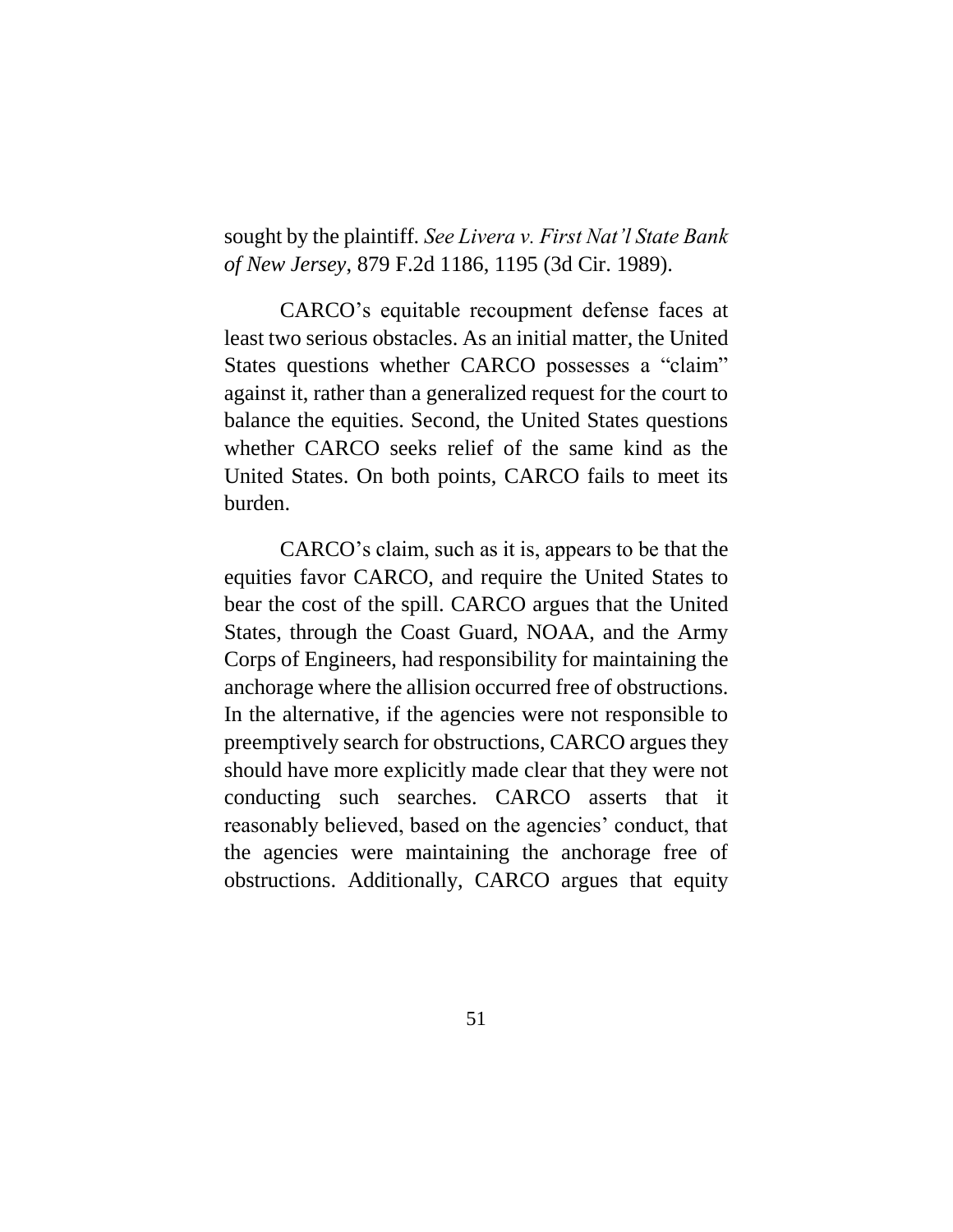sought by the plaintiff. *See Livera v. First Nat'l State Bank of New Jersey*, 879 F.2d 1186, 1195 (3d Cir. 1989).

CARCO's equitable recoupment defense faces at least two serious obstacles. As an initial matter, the United States questions whether CARCO possesses a "claim" against it, rather than a generalized request for the court to balance the equities. Second, the United States questions whether CARCO seeks relief of the same kind as the United States. On both points, CARCO fails to meet its burden.

CARCO's claim, such as it is, appears to be that the equities favor CARCO, and require the United States to bear the cost of the spill. CARCO argues that the United States, through the Coast Guard, NOAA, and the Army Corps of Engineers, had responsibility for maintaining the anchorage where the allision occurred free of obstructions. In the alternative, if the agencies were not responsible to preemptively search for obstructions, CARCO argues they should have more explicitly made clear that they were not conducting such searches. CARCO asserts that it reasonably believed, based on the agencies' conduct, that the agencies were maintaining the anchorage free of obstructions. Additionally, CARCO argues that equity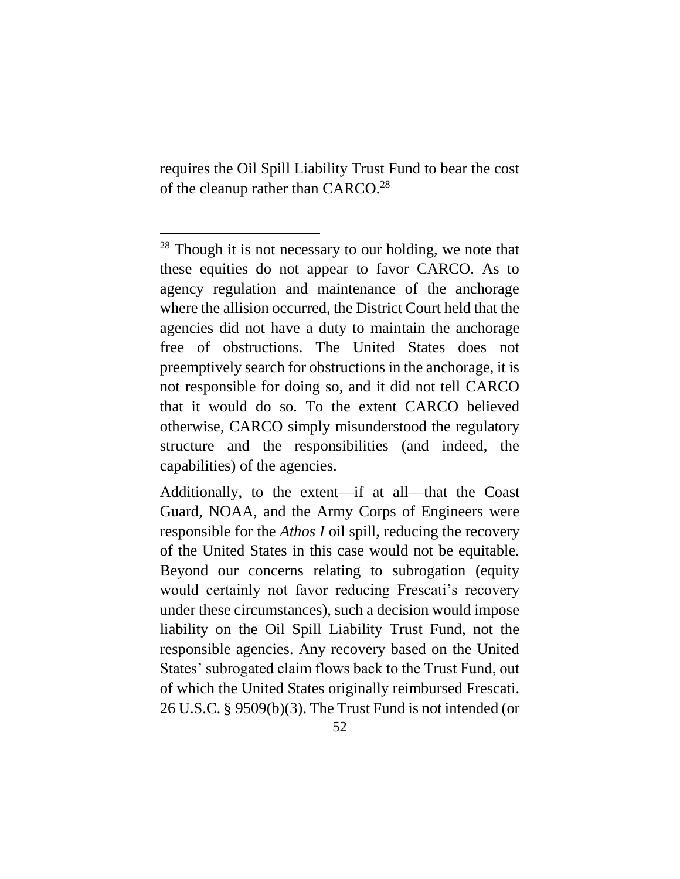requires the Oil Spill Liability Trust Fund to bear the cost of the cleanup rather than CARCO.[28]

---

[28] Though it is not necessary to our holding, we note that these equities do not appear to favor CARCO. As to agency regulation and maintenance of the anchorage where the allision occurred, the District Court held that the agencies did not have a duty to maintain the anchorage free of obstructions. The United States does not preemptively search for obstructions in the anchorage, it is not responsible for doing so, and it did not tell CARCO that it would do so. To the extent CARCO believed otherwise, CARCO simply misunderstood the regulatory structure and the responsibilities (and indeed, the capabilities) of the agencies.

Additionally, to the extent—if at all—that the Coast Guard, NOAA, and the Army Corps of Engineers were responsible for the *Athos I* oil spill, reducing the recovery of the United States in this case would not be equitable. Beyond our concerns relating to subrogation (equity would certainly not favor reducing Frescati's recovery under these circumstances), such a decision would impose liability on the Oil Spill Liability Trust Fund, not the responsible agencies. Any recovery based on the United States' subrogated claim flows back to the Trust Fund, out of which the United States originally reimbursed Frescati. 26 U.S.C. § 9509(b)(3). The Trust Fund is not intended (or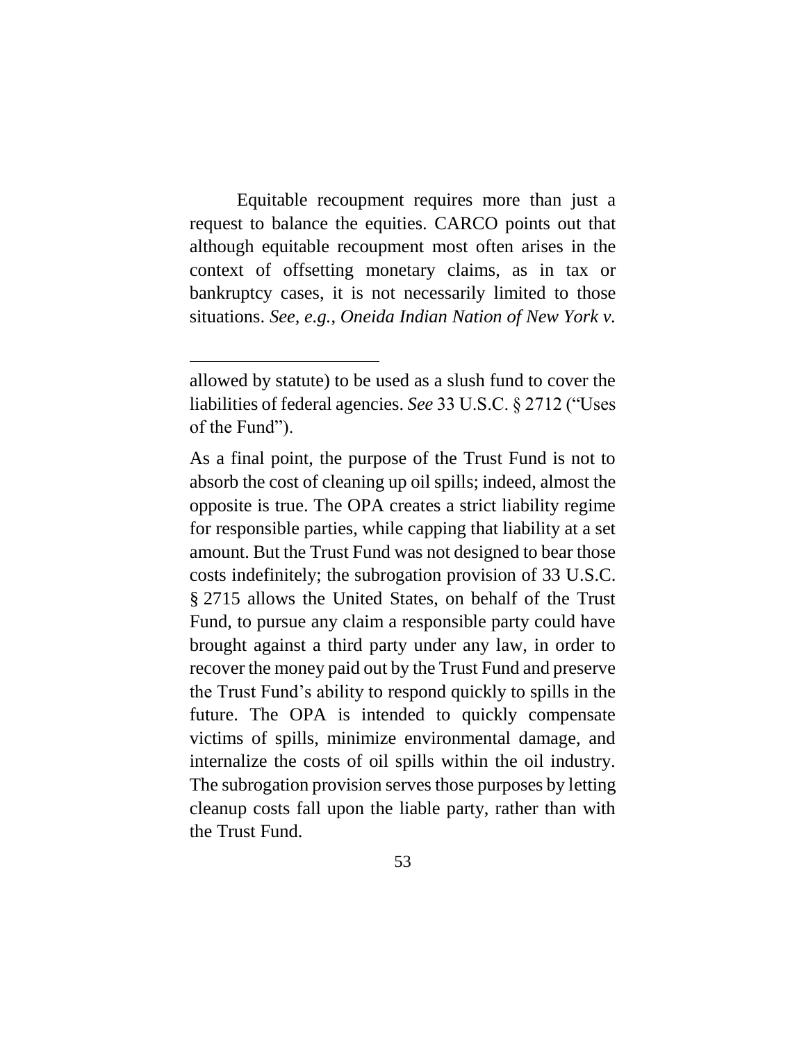Equitable recoupment requires more than just a request to balance the equities. CARCO points out that although equitable recoupment most often arises in the context of offsetting monetary claims, as in tax or bankruptcy cases, it is not necessarily limited to those situations. *See, e.g.*, *Oneida Indian Nation of New York v.*

---

allowed by statute) to be used as a slush fund to cover the liabilities of federal agencies. *See* 33 U.S.C. § 2712 ("Uses of the Fund").

As a final point, the purpose of the Trust Fund is not to absorb the cost of cleaning up oil spills; indeed, almost the opposite is true. The OPA creates a strict liability regime for responsible parties, while capping that liability at a set amount. But the Trust Fund was not designed to bear those costs indefinitely; the subrogation provision of 33 U.S.C. § 2715 allows the United States, on behalf of the Trust Fund, to pursue any claim a responsible party could have brought against a third party under any law, in order to recover the money paid out by the Trust Fund and preserve the Trust Fund's ability to respond quickly to spills in the future. The OPA is intended to quickly compensate victims of spills, minimize environmental damage, and internalize the costs of oil spills within the oil industry. The subrogation provision serves those purposes by letting cleanup costs fall upon the liable party, rather than with the Trust Fund.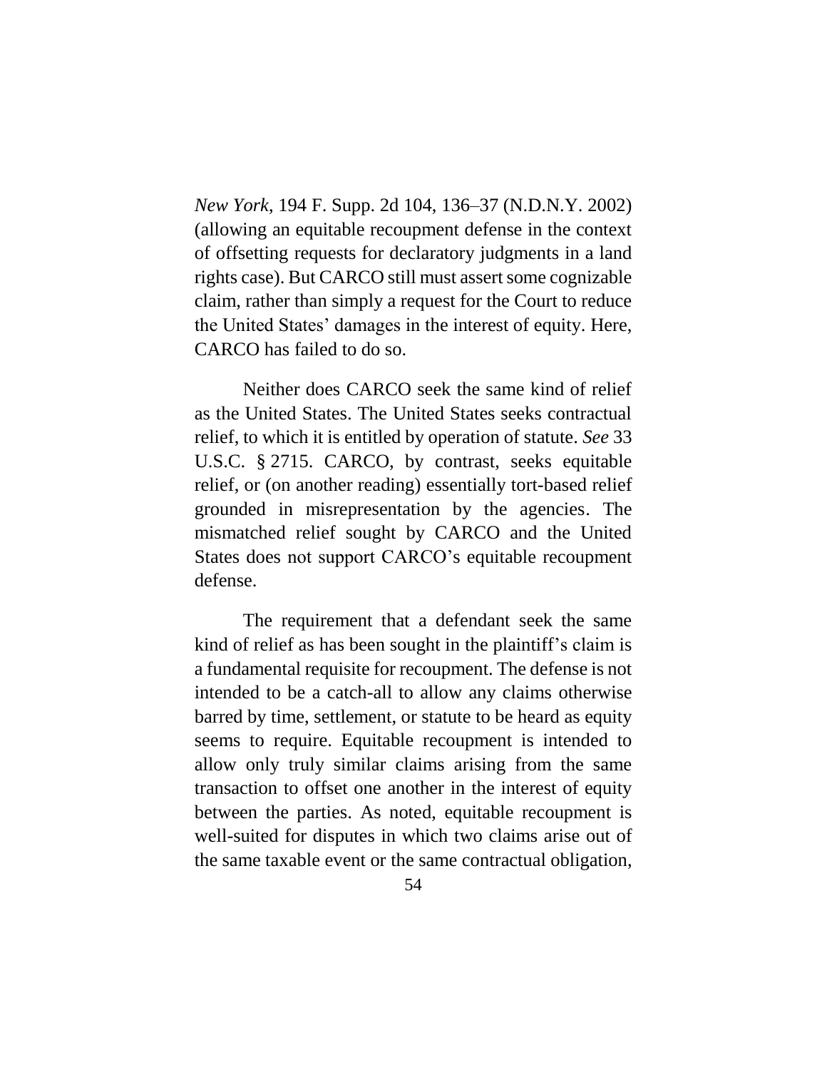*New York*, 194 F. Supp. 2d 104, 136–37 (N.D.N.Y. 2002) (allowing an equitable recoupment defense in the context of offsetting requests for declaratory judgments in a land rights case). But CARCO still must assert some cognizable claim, rather than simply a request for the Court to reduce the United States' damages in the interest of equity. Here, CARCO has failed to do so.

Neither does CARCO seek the same kind of relief as the United States. The United States seeks contractual relief, to which it is entitled by operation of statute. *See* 33 U.S.C. § 2715. CARCO, by contrast, seeks equitable relief, or (on another reading) essentially tort-based relief grounded in misrepresentation by the agencies. The mismatched relief sought by CARCO and the United States does not support CARCO's equitable recoupment defense.

The requirement that a defendant seek the same kind of relief as has been sought in the plaintiff's claim is a fundamental requisite for recoupment. The defense is not intended to be a catch-all to allow any claims otherwise barred by time, settlement, or statute to be heard as equity seems to require. Equitable recoupment is intended to allow only truly similar claims arising from the same transaction to offset one another in the interest of equity between the parties. As noted, equitable recoupment is well-suited for disputes in which two claims arise out of the same taxable event or the same contractual obligation,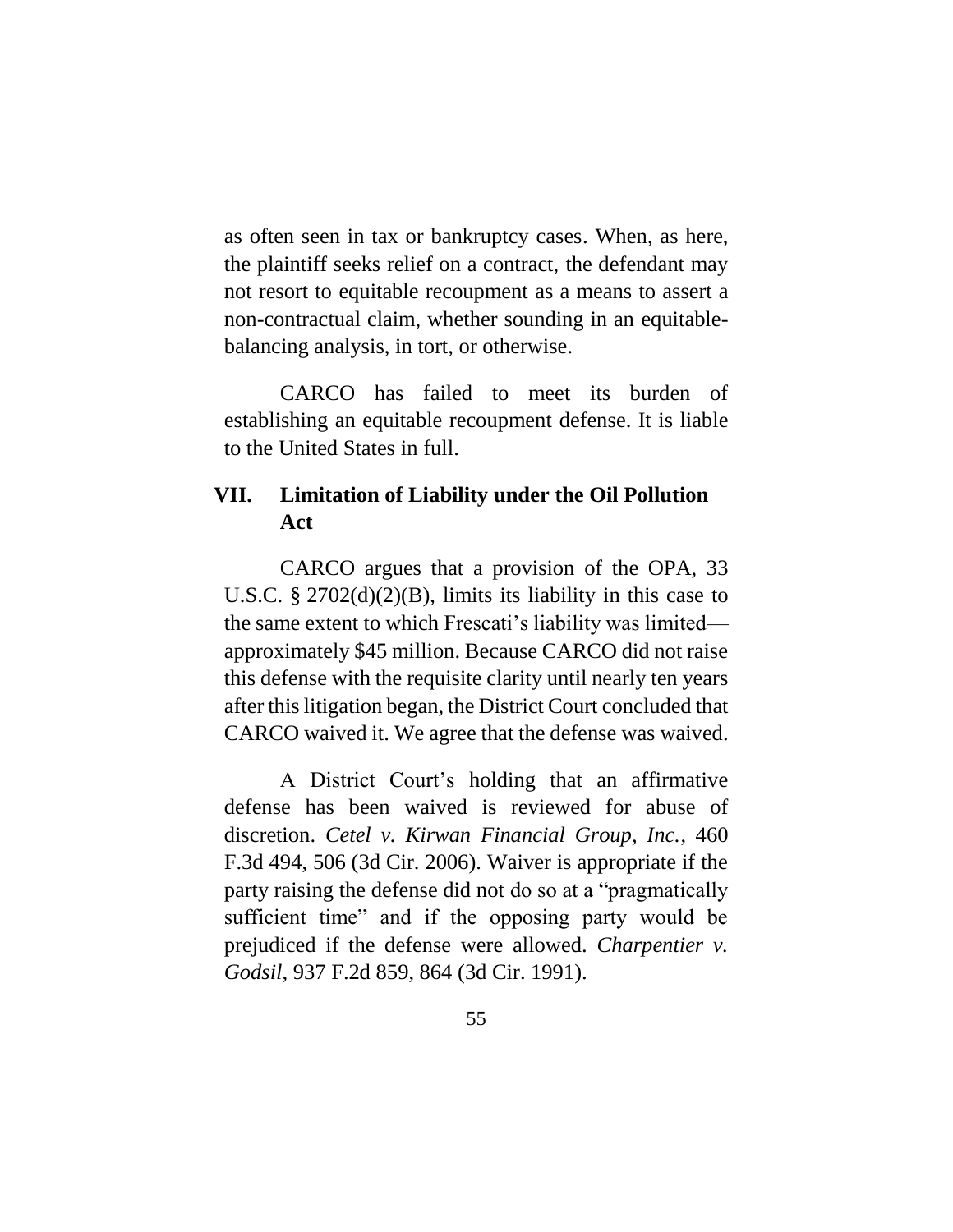as often seen in tax or bankruptcy cases. When, as here, the plaintiff seeks relief on a contract, the defendant may not resort to equitable recoupment as a means to assert a non-contractual claim, whether sounding in an equitable-balancing analysis, in tort, or otherwise.

CARCO has failed to meet its burden of establishing an equitable recoupment defense. It is liable to the United States in full.

## VII. Limitation of Liability under the Oil Pollution Act

CARCO argues that a provision of the OPA, 33 U.S.C. § 2702(d)(2)(B), limits its liability in this case to the same extent to which Frescati's liability was limited—approximately $45 million. Because CARCO did not raise this defense with the requisite clarity until nearly ten years after this litigation began, the District Court concluded that CARCO waived it. We agree that the defense was waived.

A District Court's holding that an affirmative defense has been waived is reviewed for abuse of discretion. *Cetel v. Kirwan Financial Group, Inc.*, 460 F.3d 494, 506 (3d Cir. 2006). Waiver is appropriate if the party raising the defense did not do so at a "pragmatically sufficient time" and if the opposing party would be prejudiced if the defense were allowed. *Charpentier v. Godsil*, 937 F.2d 859, 864 (3d Cir. 1991).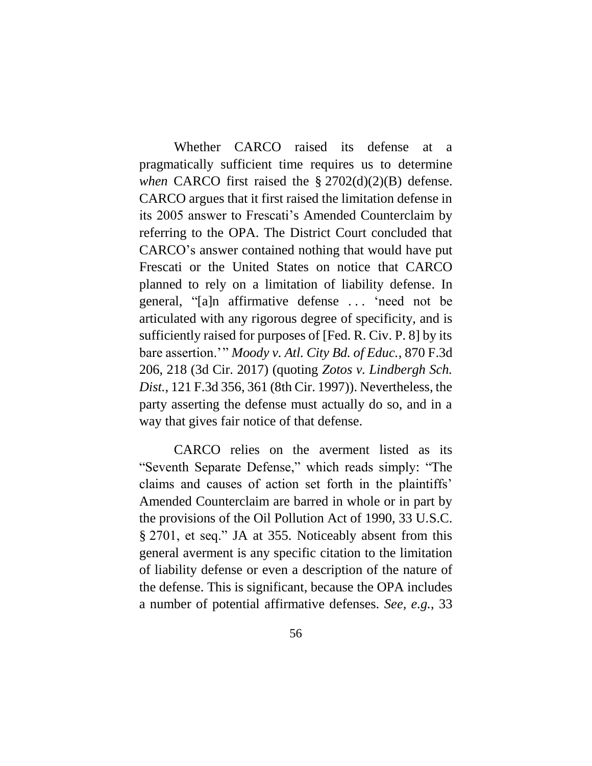Whether CARCO raised its defense at a pragmatically sufficient time requires us to determine *when* CARCO first raised the § 2702(d)(2)(B) defense. CARCO argues that it first raised the limitation defense in its 2005 answer to Frescati's Amended Counterclaim by referring to the OPA. The District Court concluded that CARCO's answer contained nothing that would have put Frescati or the United States on notice that CARCO planned to rely on a limitation of liability defense. In general, "[a]n affirmative defense . . . 'need not be articulated with any rigorous degree of specificity, and is sufficiently raised for purposes of [Fed. R. Civ. P. 8] by its bare assertion.'" *Moody v. Atl. City Bd. of Educ.*, 870 F.3d 206, 218 (3d Cir. 2017) (quoting *Zotos v. Lindbergh Sch. Dist.*, 121 F.3d 356, 361 (8th Cir. 1997)). Nevertheless, the party asserting the defense must actually do so, and in a way that gives fair notice of that defense.

CARCO relies on the averment listed as its "Seventh Separate Defense," which reads simply: "The claims and causes of action set forth in the plaintiffs' Amended Counterclaim are barred in whole or in part by the provisions of the Oil Pollution Act of 1990, 33 U.S.C. § 2701, et seq." JA at 355. Noticeably absent from this general averment is any specific citation to the limitation of liability defense or even a description of the nature of the defense. This is significant, because the OPA includes a number of potential affirmative defenses. *See, e.g.*, 33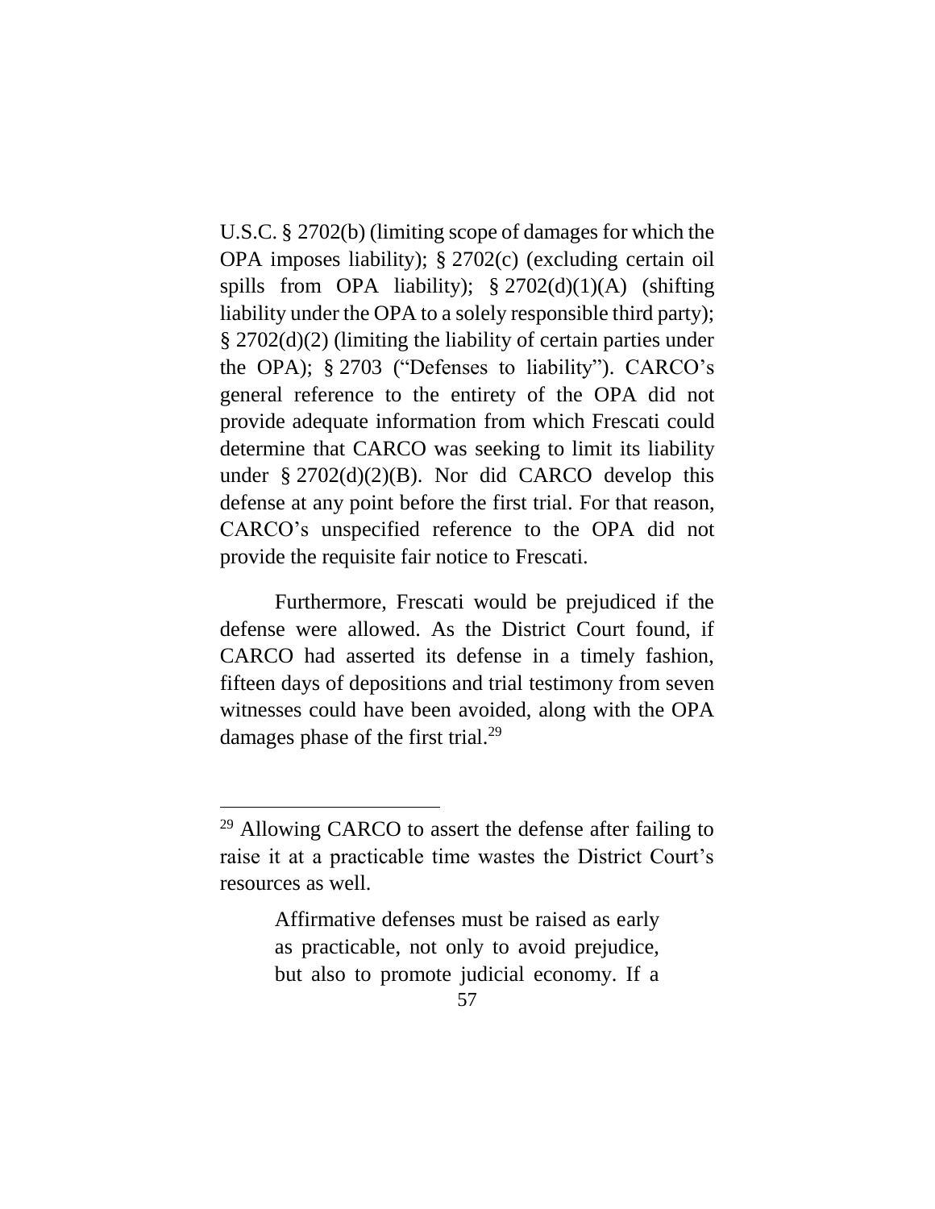U.S.C. § 2702(b) (limiting scope of damages for which the OPA imposes liability); § 2702(c) (excluding certain oil spills from OPA liability); § 2702(d)(1)(A) (shifting liability under the OPA to a solely responsible third party); § 2702(d)(2) (limiting the liability of certain parties under the OPA); § 2703 ("Defenses to liability"). CARCO's general reference to the entirety of the OPA did not provide adequate information from which Frescati could determine that CARCO was seeking to limit its liability under § 2702(d)(2)(B). Nor did CARCO develop this defense at any point before the first trial. For that reason, CARCO's unspecified reference to the OPA did not provide the requisite fair notice to Frescati.

Furthermore, Frescati would be prejudiced if the defense were allowed. As the District Court found, if CARCO had asserted its defense in a timely fashion, fifteen days of depositions and trial testimony from seven witnesses could have been avoided, along with the OPA damages phase of the first trial.[29]

---

[29] Allowing CARCO to assert the defense after failing to raise it at a practicable time wastes the District Court's resources as well.

> Affirmative defenses must be raised as early as practicable, not only to avoid prejudice, but also to promote judicial economy. If a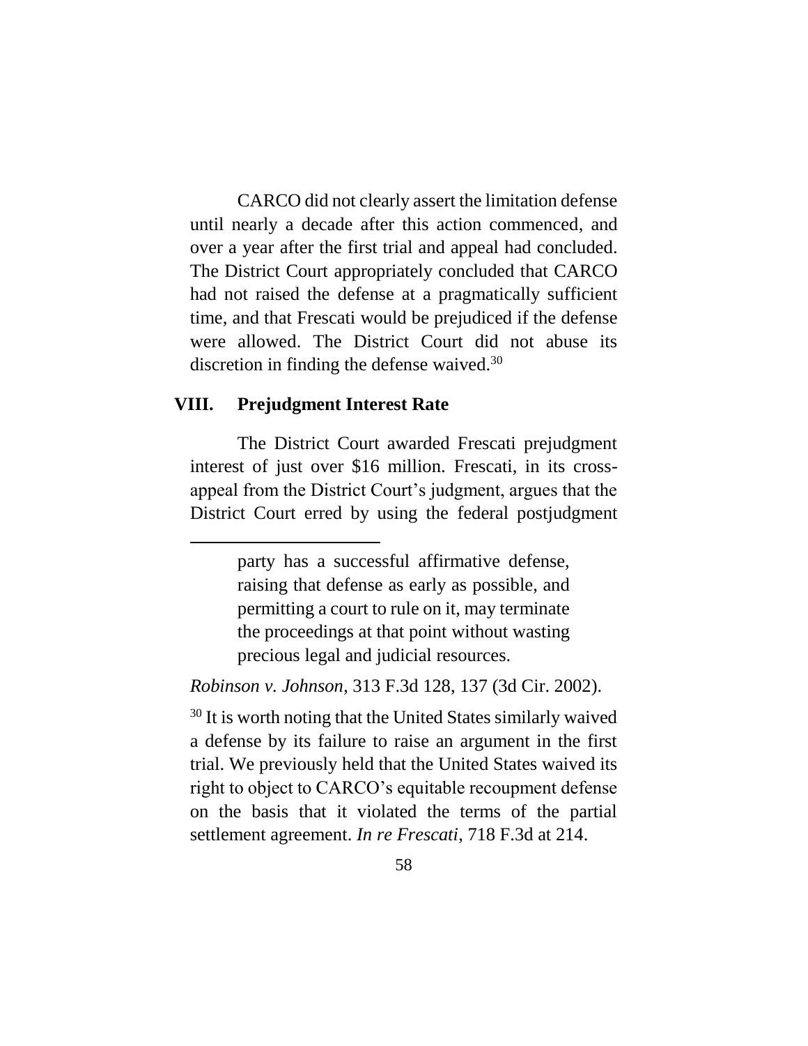CARCO did not clearly assert the limitation defense until nearly a decade after this action commenced, and over a year after the first trial and appeal had concluded. The District Court appropriately concluded that CARCO had not raised the defense at a pragmatically sufficient time, and that Frescati would be prejudiced if the defense were allowed. The District Court did not abuse its discretion in finding the defense waived.[30]

## VIII. Prejudgment Interest Rate

The District Court awarded Frescati prejudgment interest of just over $16 million. Frescati, in its cross-appeal from the District Court's judgment, argues that the District Court erred by using the federal postjudgment

---

> party has a successful affirmative defense, raising that defense as early as possible, and permitting a court to rule on it, may terminate the proceedings at that point without wasting precious legal and judicial resources.

*Robinson v. Johnson*, 313 F.3d 128, 137 (3d Cir. 2002).

[30] It is worth noting that the United States similarly waived a defense by its failure to raise an argument in the first trial. We previously held that the United States waived its right to object to CARCO's equitable recoupment defense on the basis that it violated the terms of the partial settlement agreement. *In re Frescati*, 718 F.3d at 214.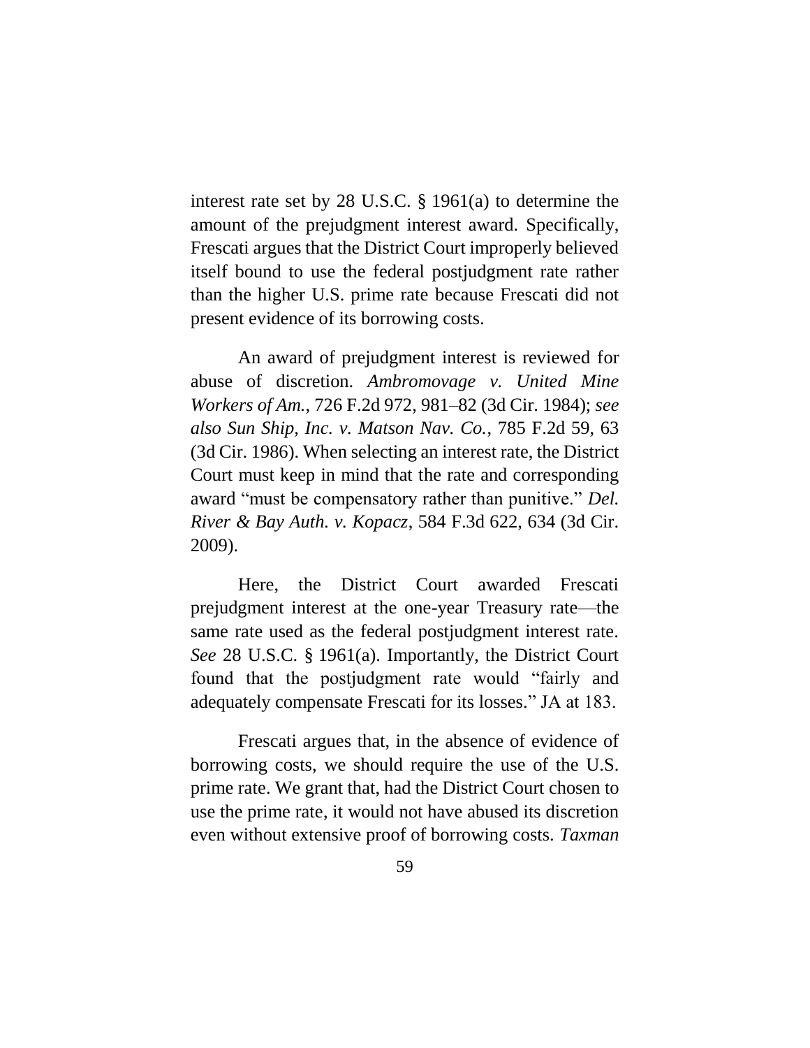interest rate set by 28 U.S.C. § 1961(a) to determine the amount of the prejudgment interest award. Specifically, Frescati argues that the District Court improperly believed itself bound to use the federal postjudgment rate rather than the higher U.S. prime rate because Frescati did not present evidence of its borrowing costs.

An award of prejudgment interest is reviewed for abuse of discretion. *Ambromovage v. United Mine Workers of Am.*, 726 F.2d 972, 981–82 (3d Cir. 1984); *see also Sun Ship, Inc. v. Matson Nav. Co.*, 785 F.2d 59, 63 (3d Cir. 1986). When selecting an interest rate, the District Court must keep in mind that the rate and corresponding award "must be compensatory rather than punitive." *Del. River & Bay Auth. v. Kopacz*, 584 F.3d 622, 634 (3d Cir. 2009).

Here, the District Court awarded Frescati prejudgment interest at the one-year Treasury rate—the same rate used as the federal postjudgment interest rate. *See* 28 U.S.C. § 1961(a). Importantly, the District Court found that the postjudgment rate would "fairly and adequately compensate Frescati for its losses." JA at 183.

Frescati argues that, in the absence of evidence of borrowing costs, we should require the use of the U.S. prime rate. We grant that, had the District Court chosen to use the prime rate, it would not have abused its discretion even without extensive proof of borrowing costs. *Taxman*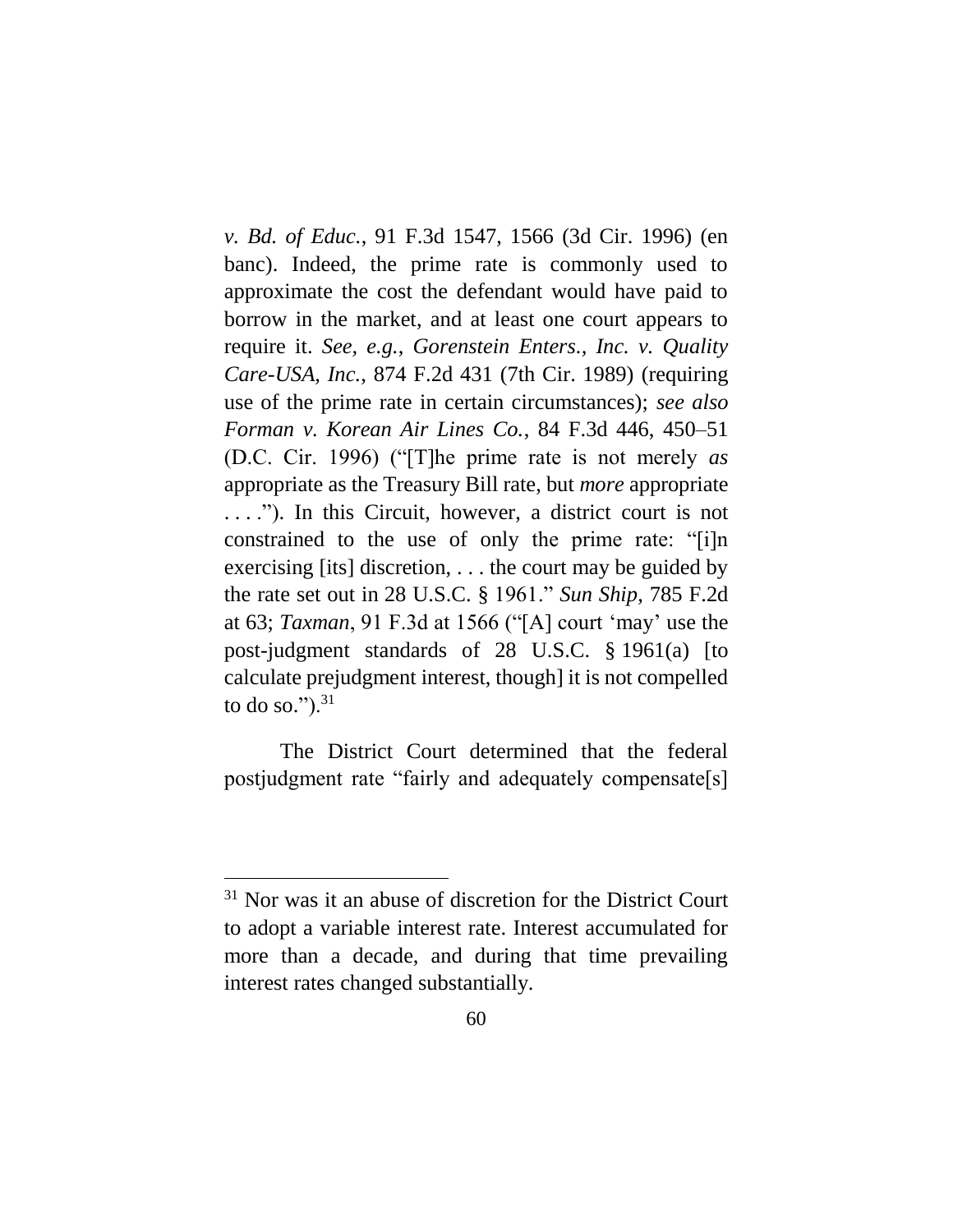*v. Bd. of Educ.*, 91 F.3d 1547, 1566 (3d Cir. 1996) (en banc). Indeed, the prime rate is commonly used to approximate the cost the defendant would have paid to borrow in the market, and at least one court appears to require it. *See, e.g.*, *Gorenstein Enters., Inc. v. Quality Care-USA, Inc.*, 874 F.2d 431 (7th Cir. 1989) (requiring use of the prime rate in certain circumstances); *see also Forman v. Korean Air Lines Co.*, 84 F.3d 446, 450–51 (D.C. Cir. 1996) ("[T]he prime rate is not merely *as* appropriate as the Treasury Bill rate, but *more* appropriate . . . ."). In this Circuit, however, a district court is not constrained to the use of only the prime rate: "[i]n exercising [its] discretion, . . . the court may be guided by the rate set out in 28 U.S.C. § 1961." *Sun Ship*, 785 F.2d at 63; *Taxman*, 91 F.3d at 1566 ("[A] court 'may' use the post-judgment standards of 28 U.S.C. § 1961(a) [to calculate prejudgment interest, though] it is not compelled to do so.").[31]

The District Court determined that the federal postjudgment rate "fairly and adequately compensate[s]

---

[31] Nor was it an abuse of discretion for the District Court to adopt a variable interest rate. Interest accumulated for more than a decade, and during that time prevailing interest rates changed substantially.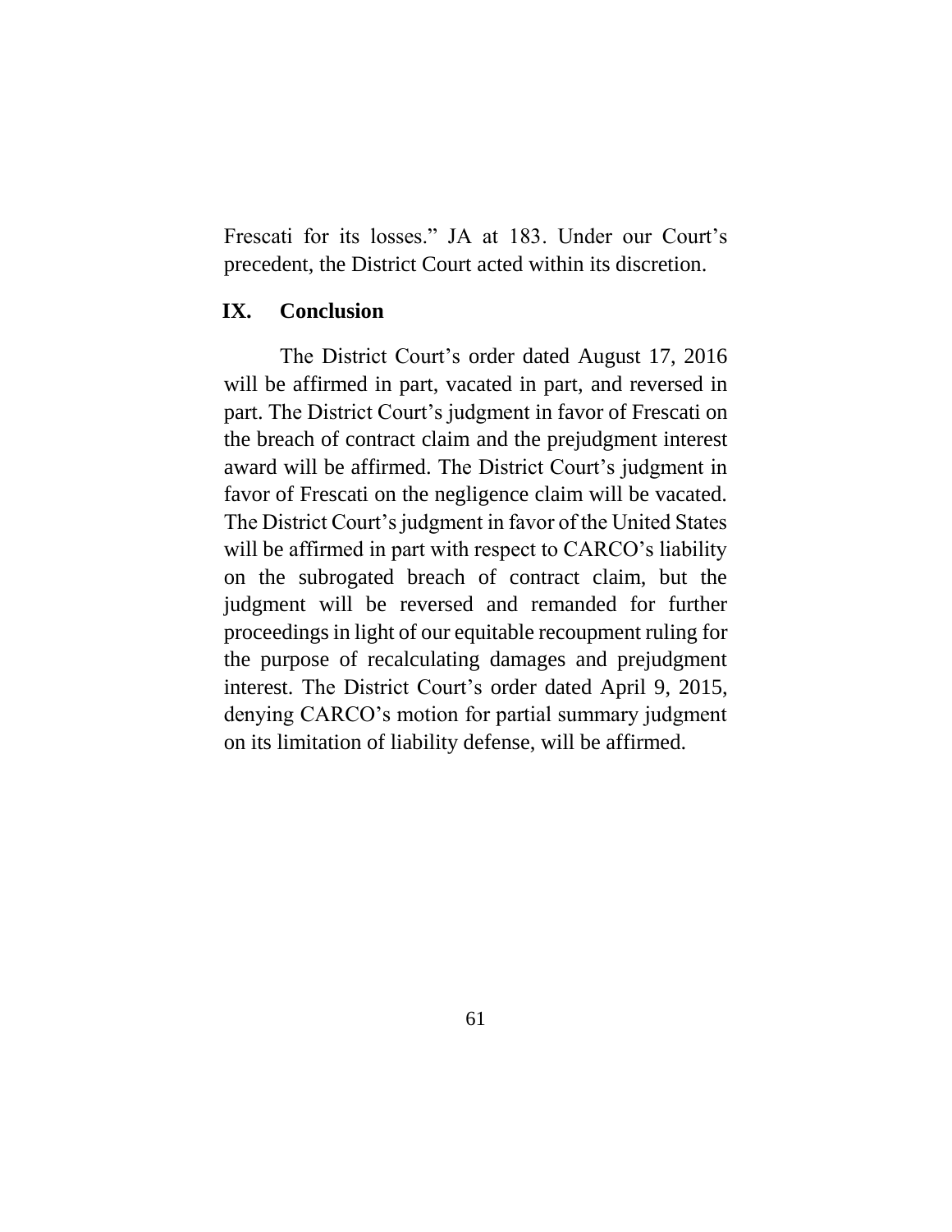Frescati for its losses." JA at 183. Under our Court's precedent, the District Court acted within its discretion.

## IX. Conclusion

The District Court's order dated August 17, 2016 will be affirmed in part, vacated in part, and reversed in part. The District Court's judgment in favor of Frescati on the breach of contract claim and the prejudgment interest award will be affirmed. The District Court's judgment in favor of Frescati on the negligence claim will be vacated. The District Court's judgment in favor of the United States will be affirmed in part with respect to CARCO's liability on the subrogated breach of contract claim, but the judgment will be reversed and remanded for further proceedings in light of our equitable recoupment ruling for the purpose of recalculating damages and prejudgment interest. The District Court's order dated April 9, 2015, denying CARCO's motion for partial summary judgment on its limitation of liability defense, will be affirmed.